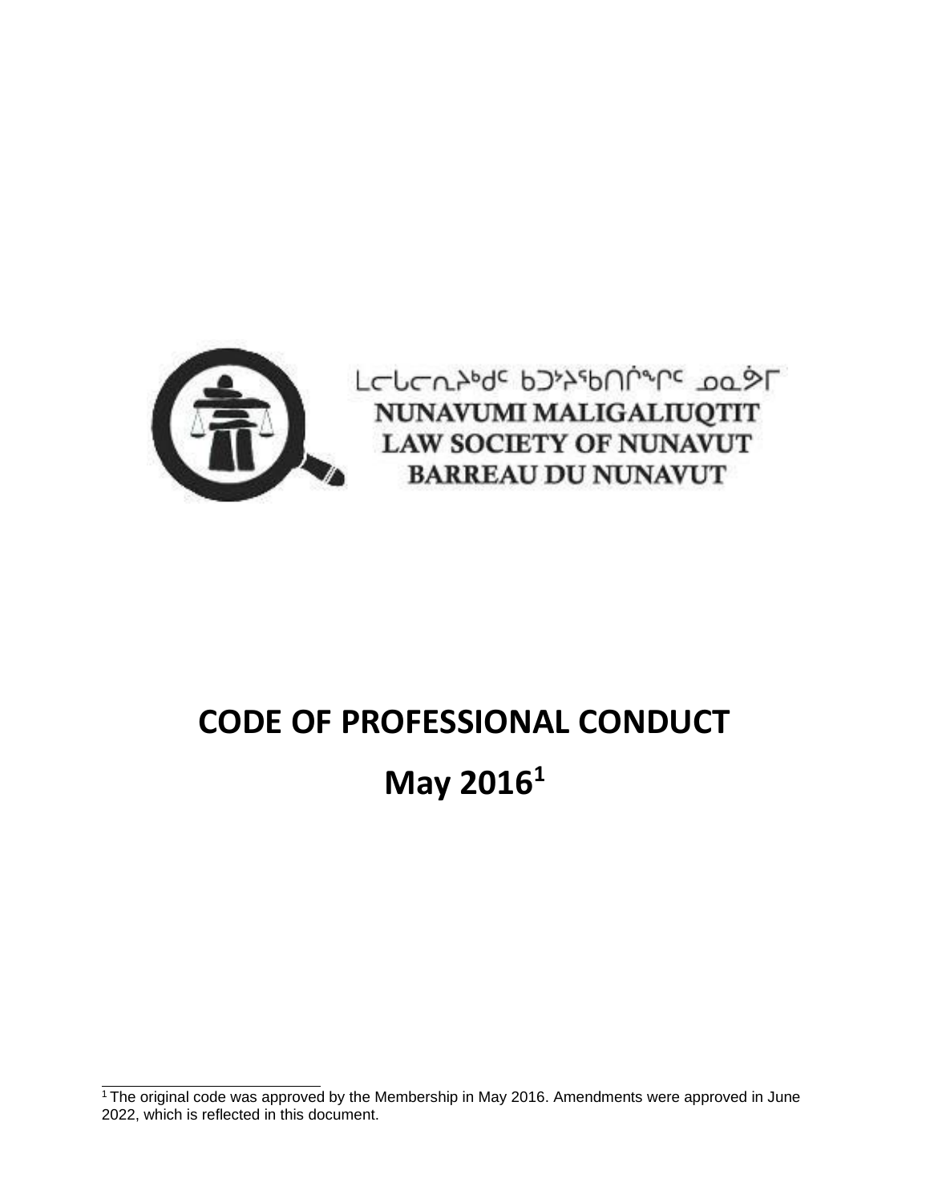ᓄᓇᕗᒥ ᒪᓕᒐᓕᐅᖅᑏᑦ ᑲᑐᔾᔨᖃᑎᒌᖕᒋᑦ ᓄᓇᕘᒥ

NUNAVUMI MALIGALIUQTIT

LAW SOCIETY OF NUNAVUT

BARREAU DU NUNAVUT

# CODE OF PROFESSIONAL CONDUCT

# May 2016[1]

[1] The original code was approved by the Membership in May 2016. Amendments were approved in June 2022, which is reflected in this document.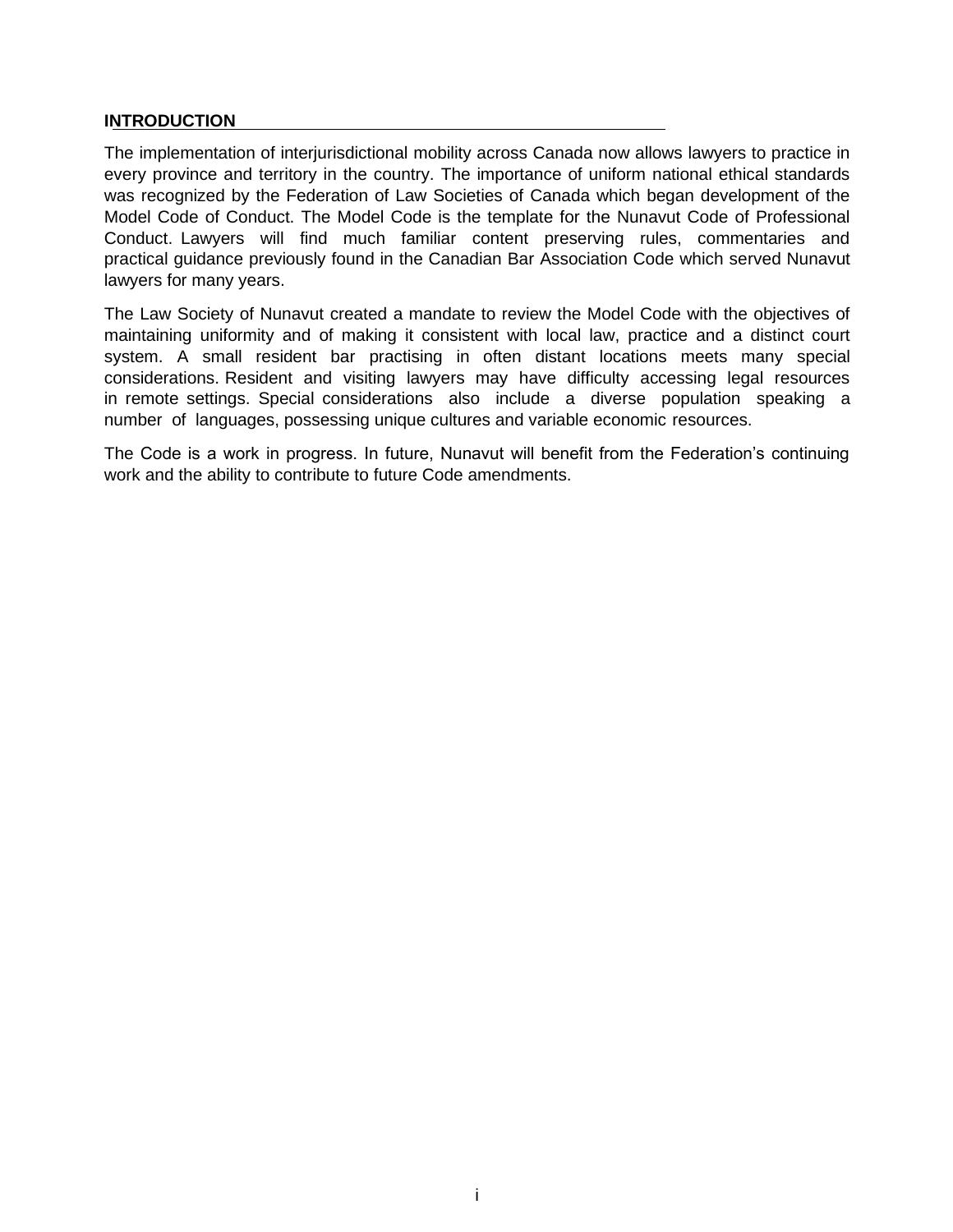## INTRODUCTION

The implementation of interjurisdictional mobility across Canada now allows lawyers to practice in every province and territory in the country. The importance of uniform national ethical standards was recognized by the Federation of Law Societies of Canada which began development of the Model Code of Conduct. The Model Code is the template for the Nunavut Code of Professional Conduct. Lawyers will find much familiar content preserving rules, commentaries and practical guidance previously found in the Canadian Bar Association Code which served Nunavut lawyers for many years.

The Law Society of Nunavut created a mandate to review the Model Code with the objectives of maintaining uniformity and of making it consistent with local law, practice and a distinct court system. A small resident bar practising in often distant locations meets many special considerations. Resident and visiting lawyers may have difficulty accessing legal resources in remote settings. Special considerations also include a diverse population speaking a number of languages, possessing unique cultures and variable economic resources.

The Code is a work in progress. In future, Nunavut will benefit from the Federation's continuing work and the ability to contribute to future Code amendments.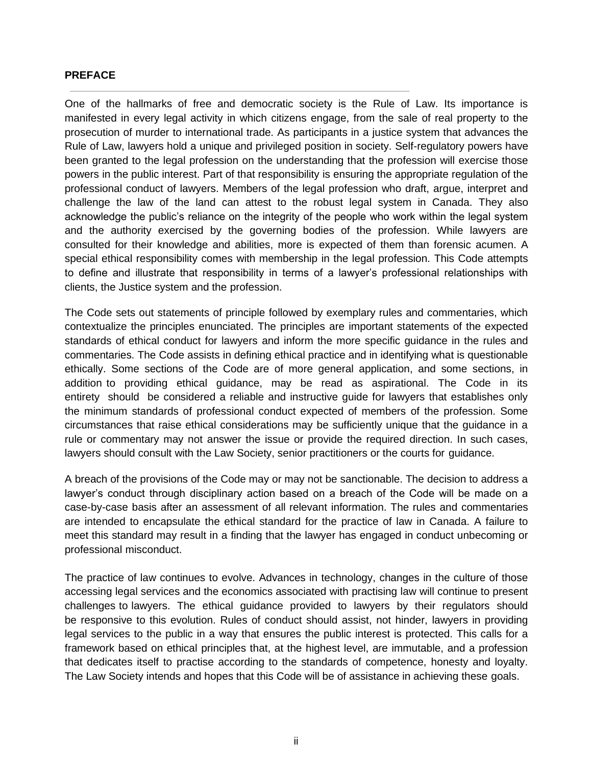## PREFACE

One of the hallmarks of free and democratic society is the Rule of Law. Its importance is manifested in every legal activity in which citizens engage, from the sale of real property to the prosecution of murder to international trade. As participants in a justice system that advances the Rule of Law, lawyers hold a unique and privileged position in society. Self-regulatory powers have been granted to the legal profession on the understanding that the profession will exercise those powers in the public interest. Part of that responsibility is ensuring the appropriate regulation of the professional conduct of lawyers. Members of the legal profession who draft, argue, interpret and challenge the law of the land can attest to the robust legal system in Canada. They also acknowledge the public's reliance on the integrity of the people who work within the legal system and the authority exercised by the governing bodies of the profession. While lawyers are consulted for their knowledge and abilities, more is expected of them than forensic acumen. A special ethical responsibility comes with membership in the legal profession. This Code attempts to define and illustrate that responsibility in terms of a lawyer's professional relationships with clients, the Justice system and the profession.

The Code sets out statements of principle followed by exemplary rules and commentaries, which contextualize the principles enunciated. The principles are important statements of the expected standards of ethical conduct for lawyers and inform the more specific guidance in the rules and commentaries. The Code assists in defining ethical practice and in identifying what is questionable ethically. Some sections of the Code are of more general application, and some sections, in addition to providing ethical guidance, may be read as aspirational. The Code in its entirety should be considered a reliable and instructive guide for lawyers that establishes only the minimum standards of professional conduct expected of members of the profession. Some circumstances that raise ethical considerations may be sufficiently unique that the guidance in a rule or commentary may not answer the issue or provide the required direction. In such cases, lawyers should consult with the Law Society, senior practitioners or the courts for guidance.

A breach of the provisions of the Code may or may not be sanctionable. The decision to address a lawyer's conduct through disciplinary action based on a breach of the Code will be made on a case-by-case basis after an assessment of all relevant information. The rules and commentaries are intended to encapsulate the ethical standard for the practice of law in Canada. A failure to meet this standard may result in a finding that the lawyer has engaged in conduct unbecoming or professional misconduct.

The practice of law continues to evolve. Advances in technology, changes in the culture of those accessing legal services and the economics associated with practising law will continue to present challenges to lawyers. The ethical guidance provided to lawyers by their regulators should be responsive to this evolution. Rules of conduct should assist, not hinder, lawyers in providing legal services to the public in a way that ensures the public interest is protected. This calls for a framework based on ethical principles that, at the highest level, are immutable, and a profession that dedicates itself to practise according to the standards of competence, honesty and loyalty. The Law Society intends and hopes that this Code will be of assistance in achieving these goals.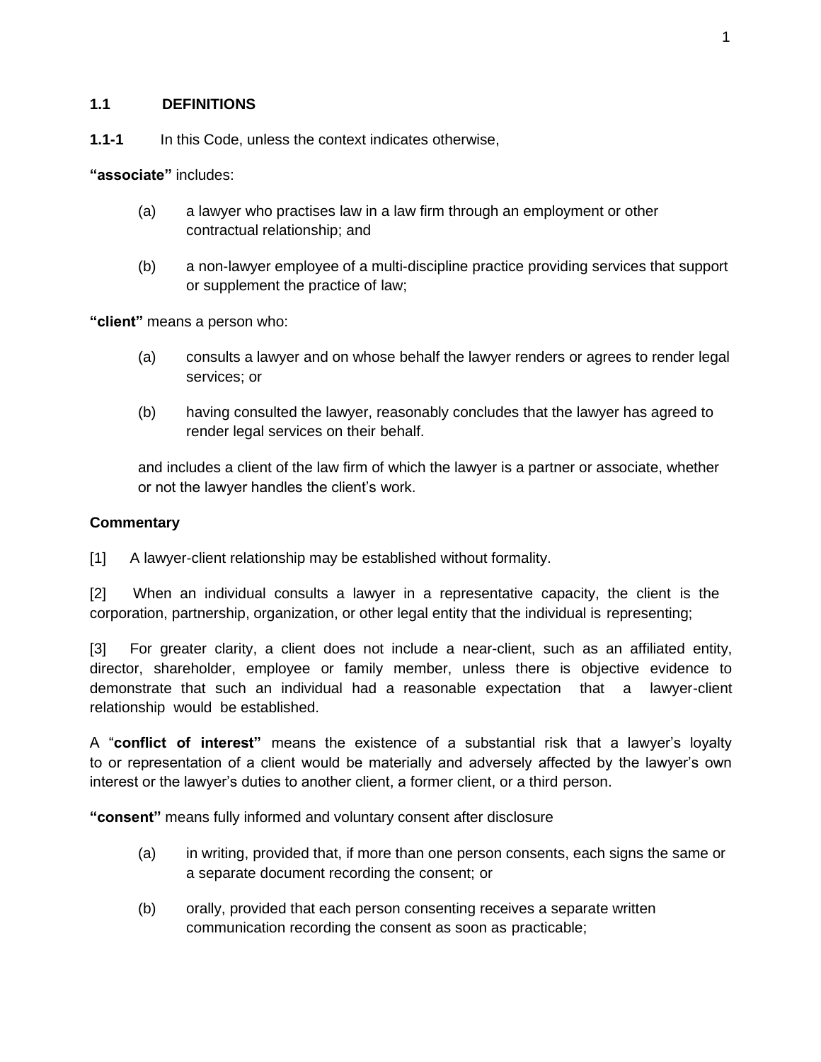## 1.1 DEFINITIONS

**1.1-1** In this Code, unless the context indicates otherwise,

**"associate"** includes:

(a) a lawyer who practises law in a law firm through an employment or other contractual relationship; and

(b) a non-lawyer employee of a multi-discipline practice providing services that support or supplement the practice of law;

**"client"** means a person who:

(a) consults a lawyer and on whose behalf the lawyer renders or agrees to render legal services; or

(b) having consulted the lawyer, reasonably concludes that the lawyer has agreed to render legal services on their behalf.

and includes a client of the law firm of which the lawyer is a partner or associate, whether or not the lawyer handles the client's work.

**Commentary**

[1] A lawyer-client relationship may be established without formality.

[2] When an individual consults a lawyer in a representative capacity, the client is the corporation, partnership, organization, or other legal entity that the individual is representing;

[3] For greater clarity, a client does not include a near-client, such as an affiliated entity, director, shareholder, employee or family member, unless there is objective evidence to demonstrate that such an individual had a reasonable expectation that a lawyer-client relationship would be established.

A "**conflict of interest"** means the existence of a substantial risk that a lawyer's loyalty to or representation of a client would be materially and adversely affected by the lawyer's own interest or the lawyer's duties to another client, a former client, or a third person.

**"consent"** means fully informed and voluntary consent after disclosure

(a) in writing, provided that, if more than one person consents, each signs the same or a separate document recording the consent; or

(b) orally, provided that each person consenting receives a separate written communication recording the consent as soon as practicable;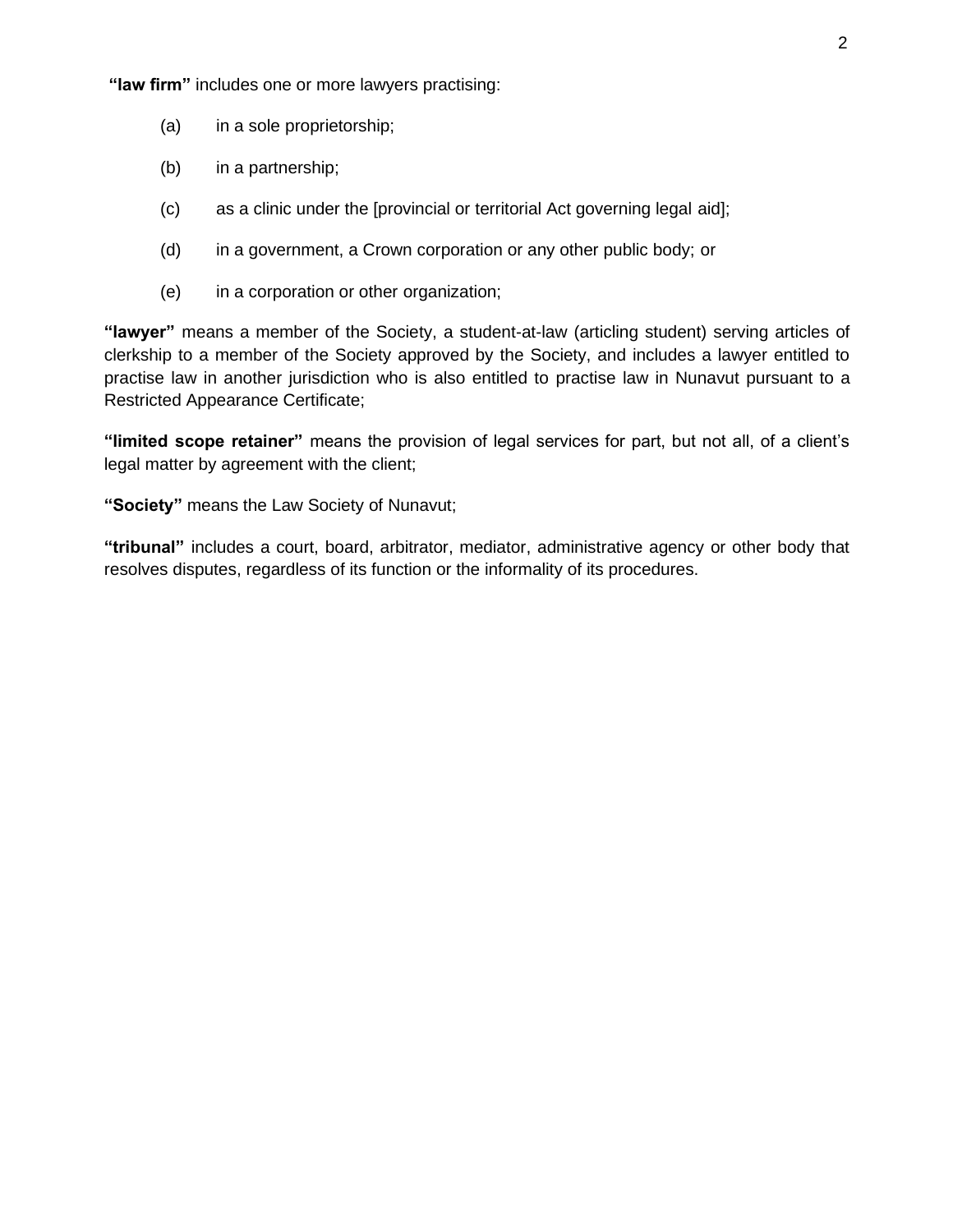**"law firm"** includes one or more lawyers practising:

(a) in a sole proprietorship;

(b) in a partnership;

(c) as a clinic under the [provincial or territorial Act governing legal aid];

(d) in a government, a Crown corporation or any other public body; or

(e) in a corporation or other organization;

**"lawyer"** means a member of the Society, a student-at-law (articling student) serving articles of clerkship to a member of the Society approved by the Society, and includes a lawyer entitled to practise law in another jurisdiction who is also entitled to practise law in Nunavut pursuant to a Restricted Appearance Certificate;

**"limited scope retainer"** means the provision of legal services for part, but not all, of a client's legal matter by agreement with the client;

**"Society"** means the Law Society of Nunavut;

**"tribunal"** includes a court, board, arbitrator, mediator, administrative agency or other body that resolves disputes, regardless of its function or the informality of its procedures.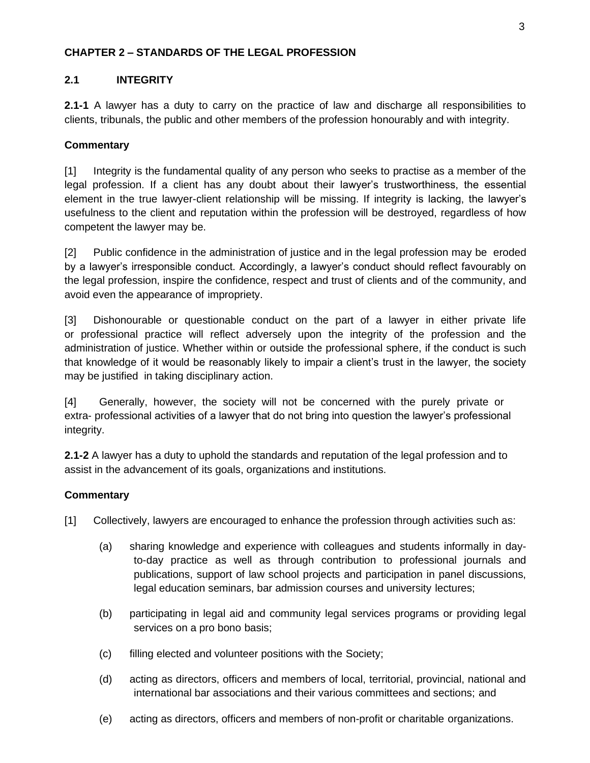# CHAPTER 2 – STANDARDS OF THE LEGAL PROFESSION

## 2.1 INTEGRITY

**2.1-1** A lawyer has a duty to carry on the practice of law and discharge all responsibilities to clients, tribunals, the public and other members of the profession honourably and with integrity.

**Commentary**

[1] Integrity is the fundamental quality of any person who seeks to practise as a member of the legal profession. If a client has any doubt about their lawyer's trustworthiness, the essential element in the true lawyer-client relationship will be missing. If integrity is lacking, the lawyer's usefulness to the client and reputation within the profession will be destroyed, regardless of how competent the lawyer may be.

[2] Public confidence in the administration of justice and in the legal profession may be eroded by a lawyer's irresponsible conduct. Accordingly, a lawyer's conduct should reflect favourably on the legal profession, inspire the confidence, respect and trust of clients and of the community, and avoid even the appearance of impropriety.

[3] Dishonourable or questionable conduct on the part of a lawyer in either private life or professional practice will reflect adversely upon the integrity of the profession and the administration of justice. Whether within or outside the professional sphere, if the conduct is such that knowledge of it would be reasonably likely to impair a client's trust in the lawyer, the society may be justified in taking disciplinary action.

[4] Generally, however, the society will not be concerned with the purely private or extra- professional activities of a lawyer that do not bring into question the lawyer's professional integrity.

**2.1-2** A lawyer has a duty to uphold the standards and reputation of the legal profession and to assist in the advancement of its goals, organizations and institutions.

**Commentary**

[1] Collectively, lawyers are encouraged to enhance the profession through activities such as:

(a) sharing knowledge and experience with colleagues and students informally in day-to-day practice as well as through contribution to professional journals and publications, support of law school projects and participation in panel discussions, legal education seminars, bar admission courses and university lectures;

(b) participating in legal aid and community legal services programs or providing legal services on a pro bono basis;

(c) filling elected and volunteer positions with the Society;

(d) acting as directors, officers and members of local, territorial, provincial, national and international bar associations and their various committees and sections; and

(e) acting as directors, officers and members of non-profit or charitable organizations.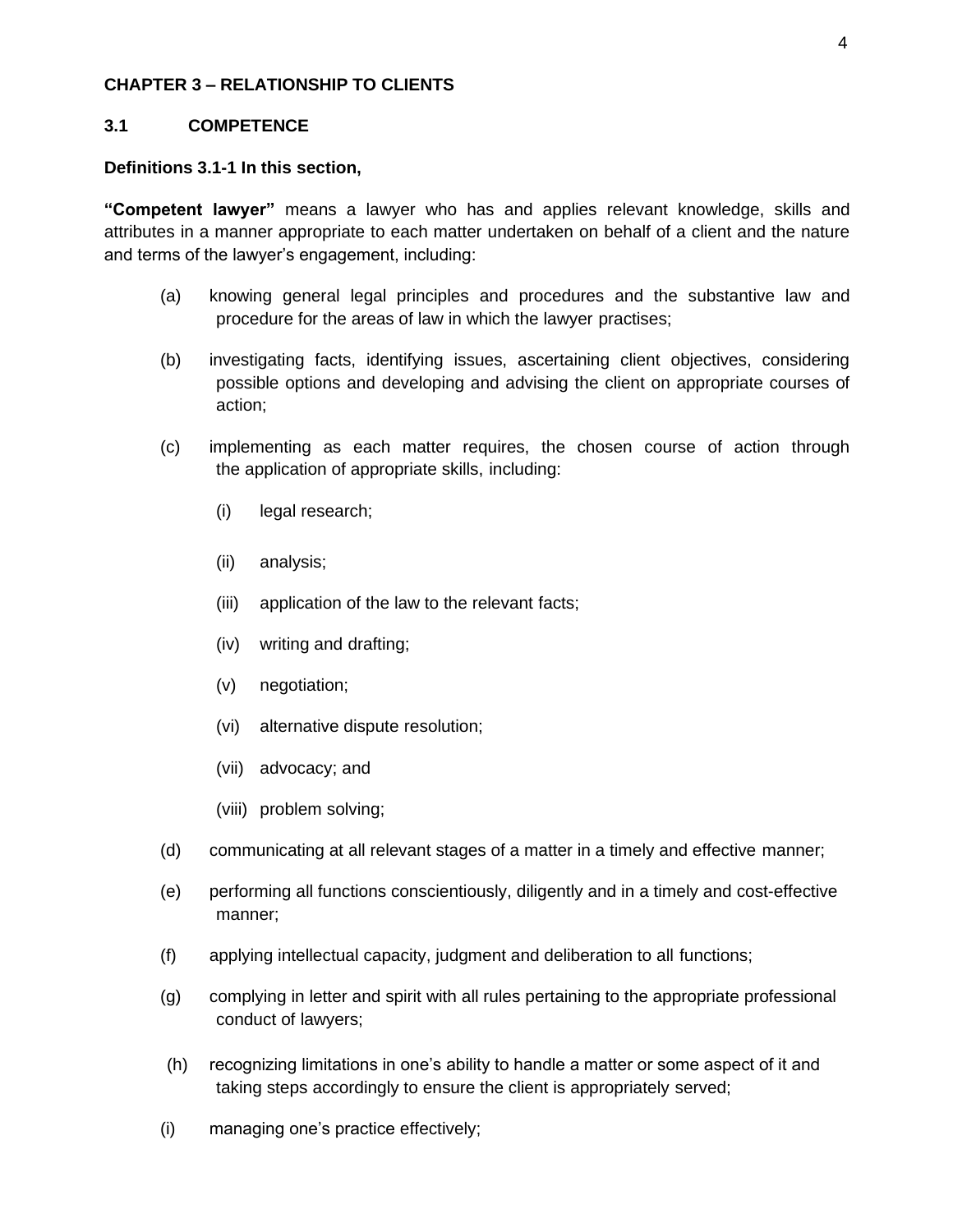## CHAPTER 3 – RELATIONSHIP TO CLIENTS

### 3.1 COMPETENCE

**Definitions 3.1-1 In this section,**

**"Competent lawyer"** means a lawyer who has and applies relevant knowledge, skills and attributes in a manner appropriate to each matter undertaken on behalf of a client and the nature and terms of the lawyer's engagement, including:

(a) knowing general legal principles and procedures and the substantive law and procedure for the areas of law in which the lawyer practises;

(b) investigating facts, identifying issues, ascertaining client objectives, considering possible options and developing and advising the client on appropriate courses of action;

(c) implementing as each matter requires, the chosen course of action through the application of appropriate skills, including:

  (i) legal research;

  (ii) analysis;

  (iii) application of the law to the relevant facts;

  (iv) writing and drafting;

  (v) negotiation;

  (vi) alternative dispute resolution;

  (vii) advocacy; and

  (viii) problem solving;

(d) communicating at all relevant stages of a matter in a timely and effective manner;

(e) performing all functions conscientiously, diligently and in a timely and cost-effective manner;

(f) applying intellectual capacity, judgment and deliberation to all functions;

(g) complying in letter and spirit with all rules pertaining to the appropriate professional conduct of lawyers;

(h) recognizing limitations in one's ability to handle a matter or some aspect of it and taking steps accordingly to ensure the client is appropriately served;

(i) managing one's practice effectively;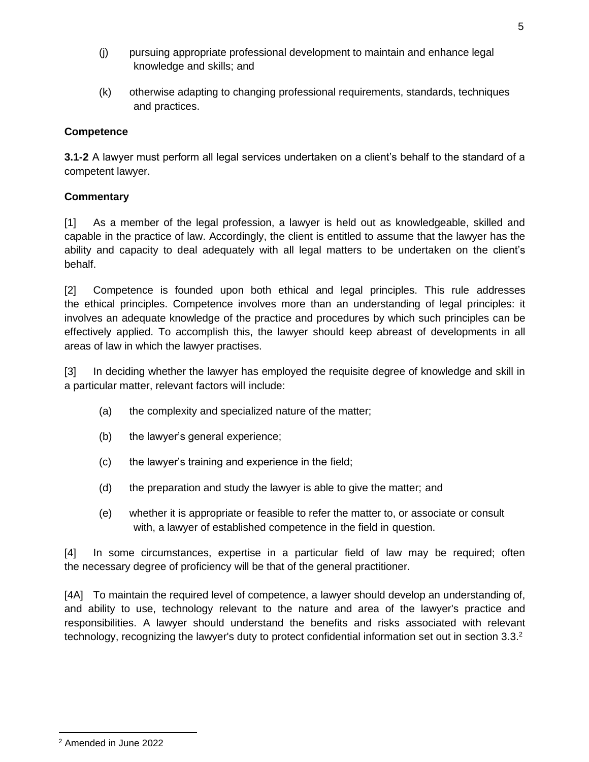(j) pursuing appropriate professional development to maintain and enhance legal knowledge and skills; and

(k) otherwise adapting to changing professional requirements, standards, techniques and practices.

**Competence**

**3.1-2** A lawyer must perform all legal services undertaken on a client's behalf to the standard of a competent lawyer.

**Commentary**

[1] As a member of the legal profession, a lawyer is held out as knowledgeable, skilled and capable in the practice of law. Accordingly, the client is entitled to assume that the lawyer has the ability and capacity to deal adequately with all legal matters to be undertaken on the client's behalf.

[2] Competence is founded upon both ethical and legal principles. This rule addresses the ethical principles. Competence involves more than an understanding of legal principles: it involves an adequate knowledge of the practice and procedures by which such principles can be effectively applied. To accomplish this, the lawyer should keep abreast of developments in all areas of law in which the lawyer practises.

[3] In deciding whether the lawyer has employed the requisite degree of knowledge and skill in a particular matter, relevant factors will include:

(a) the complexity and specialized nature of the matter;

(b) the lawyer's general experience;

(c) the lawyer's training and experience in the field;

(d) the preparation and study the lawyer is able to give the matter; and

(e) whether it is appropriate or feasible to refer the matter to, or associate or consult with, a lawyer of established competence in the field in question.

[4] In some circumstances, expertise in a particular field of law may be required; often the necessary degree of proficiency will be that of the general practitioner.

[4A] To maintain the required level of competence, a lawyer should develop an understanding of, and ability to use, technology relevant to the nature and area of the lawyer's practice and responsibilities. A lawyer should understand the benefits and risks associated with relevant technology, recognizing the lawyer's duty to protect confidential information set out in section 3.3.[2]

[2] Amended in June 2022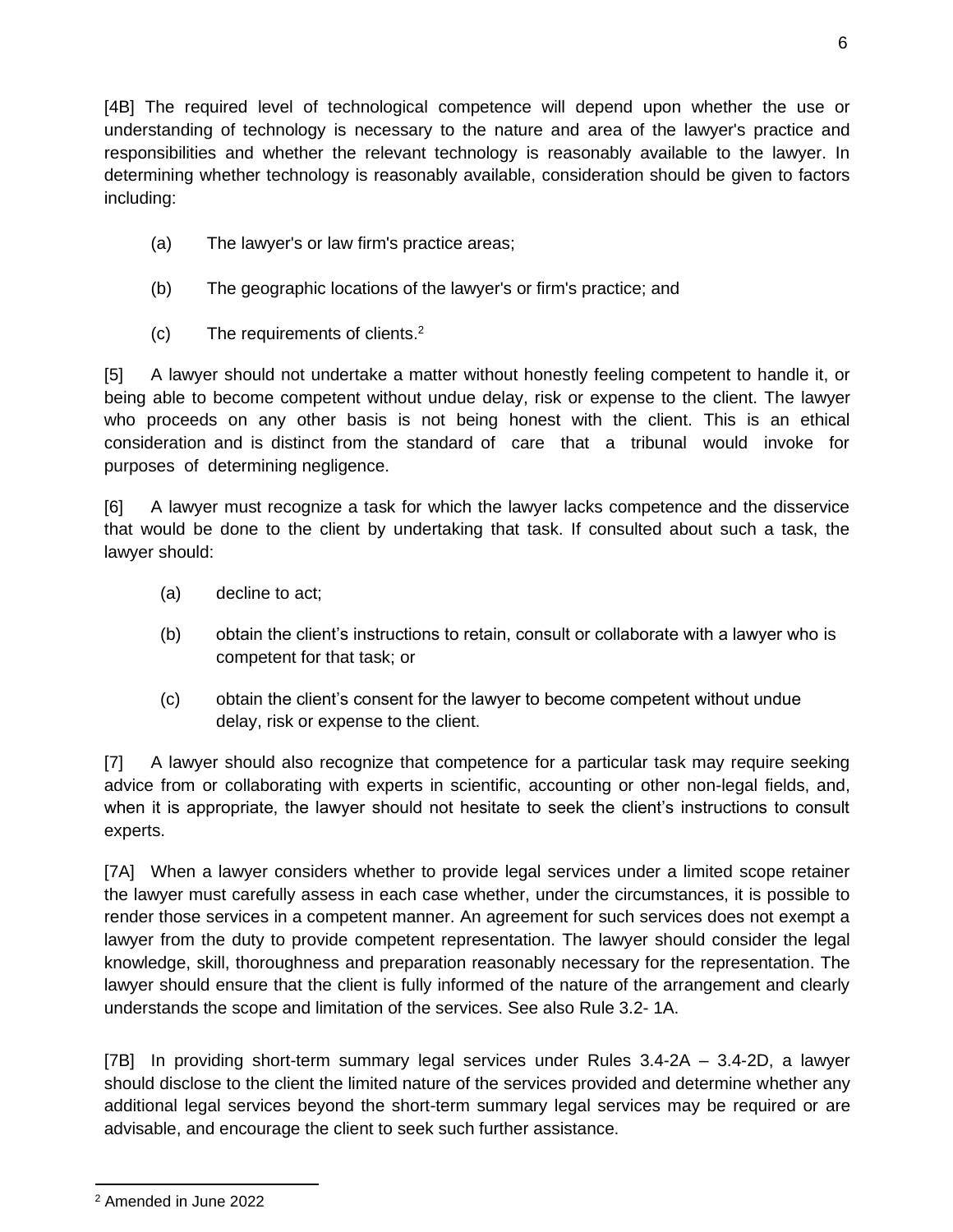[4B] The required level of technological competence will depend upon whether the use or understanding of technology is necessary to the nature and area of the lawyer's practice and responsibilities and whether the relevant technology is reasonably available to the lawyer. In determining whether technology is reasonably available, consideration should be given to factors including:

(a) The lawyer's or law firm's practice areas;

(b) The geographic locations of the lawyer's or firm's practice; and

(c) The requirements of clients.[2]

[5] A lawyer should not undertake a matter without honestly feeling competent to handle it, or being able to become competent without undue delay, risk or expense to the client. The lawyer who proceeds on any other basis is not being honest with the client. This is an ethical consideration and is distinct from the standard of care that a tribunal would invoke for purposes of determining negligence.

[6] A lawyer must recognize a task for which the lawyer lacks competence and the disservice that would be done to the client by undertaking that task. If consulted about such a task, the lawyer should:

(a) decline to act;

(b) obtain the client's instructions to retain, consult or collaborate with a lawyer who is competent for that task; or

(c) obtain the client's consent for the lawyer to become competent without undue delay, risk or expense to the client.

[7] A lawyer should also recognize that competence for a particular task may require seeking advice from or collaborating with experts in scientific, accounting or other non-legal fields, and, when it is appropriate, the lawyer should not hesitate to seek the client's instructions to consult experts.

[7A] When a lawyer considers whether to provide legal services under a limited scope retainer the lawyer must carefully assess in each case whether, under the circumstances, it is possible to render those services in a competent manner. An agreement for such services does not exempt a lawyer from the duty to provide competent representation. The lawyer should consider the legal knowledge, skill, thoroughness and preparation reasonably necessary for the representation. The lawyer should ensure that the client is fully informed of the nature of the arrangement and clearly understands the scope and limitation of the services. See also Rule 3.2- 1A.

[7B] In providing short-term summary legal services under Rules 3.4-2A – 3.4-2D, a lawyer should disclose to the client the limited nature of the services provided and determine whether any additional legal services beyond the short-term summary legal services may be required or are advisable, and encourage the client to seek such further assistance.

[2] Amended in June 2022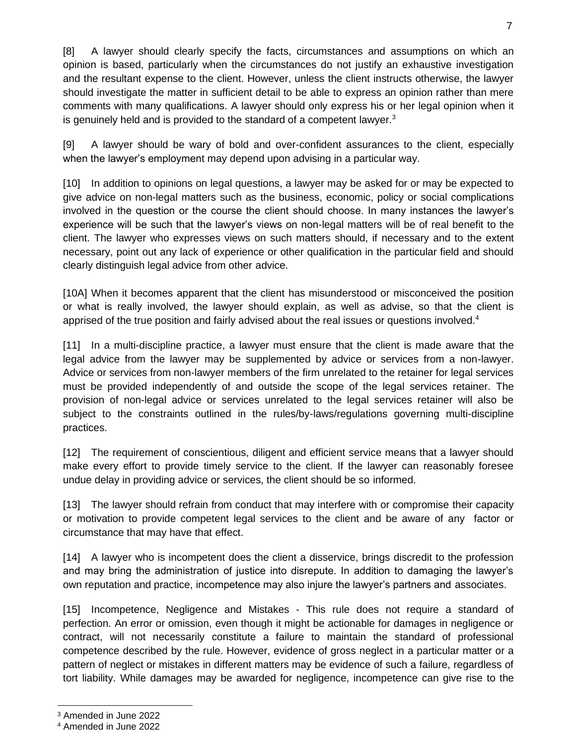[8] A lawyer should clearly specify the facts, circumstances and assumptions on which an opinion is based, particularly when the circumstances do not justify an exhaustive investigation and the resultant expense to the client. However, unless the client instructs otherwise, the lawyer should investigate the matter in sufficient detail to be able to express an opinion rather than mere comments with many qualifications. A lawyer should only express his or her legal opinion when it is genuinely held and is provided to the standard of a competent lawyer.[3]

[9] A lawyer should be wary of bold and over-confident assurances to the client, especially when the lawyer's employment may depend upon advising in a particular way.

[10] In addition to opinions on legal questions, a lawyer may be asked for or may be expected to give advice on non-legal matters such as the business, economic, policy or social complications involved in the question or the course the client should choose. In many instances the lawyer's experience will be such that the lawyer's views on non-legal matters will be of real benefit to the client. The lawyer who expresses views on such matters should, if necessary and to the extent necessary, point out any lack of experience or other qualification in the particular field and should clearly distinguish legal advice from other advice.

[10A] When it becomes apparent that the client has misunderstood or misconceived the position or what is really involved, the lawyer should explain, as well as advise, so that the client is apprised of the true position and fairly advised about the real issues or questions involved.[4]

[11] In a multi-discipline practice, a lawyer must ensure that the client is made aware that the legal advice from the lawyer may be supplemented by advice or services from a non-lawyer. Advice or services from non-lawyer members of the firm unrelated to the retainer for legal services must be provided independently of and outside the scope of the legal services retainer. The provision of non-legal advice or services unrelated to the legal services retainer will also be subject to the constraints outlined in the rules/by-laws/regulations governing multi-discipline practices.

[12] The requirement of conscientious, diligent and efficient service means that a lawyer should make every effort to provide timely service to the client. If the lawyer can reasonably foresee undue delay in providing advice or services, the client should be so informed.

[13] The lawyer should refrain from conduct that may interfere with or compromise their capacity or motivation to provide competent legal services to the client and be aware of any factor or circumstance that may have that effect.

[14] A lawyer who is incompetent does the client a disservice, brings discredit to the profession and may bring the administration of justice into disrepute. In addition to damaging the lawyer's own reputation and practice, incompetence may also injure the lawyer's partners and associates.

[15] Incompetence, Negligence and Mistakes - This rule does not require a standard of perfection. An error or omission, even though it might be actionable for damages in negligence or contract, will not necessarily constitute a failure to maintain the standard of professional competence described by the rule. However, evidence of gross neglect in a particular matter or a pattern of neglect or mistakes in different matters may be evidence of such a failure, regardless of tort liability. While damages may be awarded for negligence, incompetence can give rise to the

[3] Amended in June 2022

[4] Amended in June 2022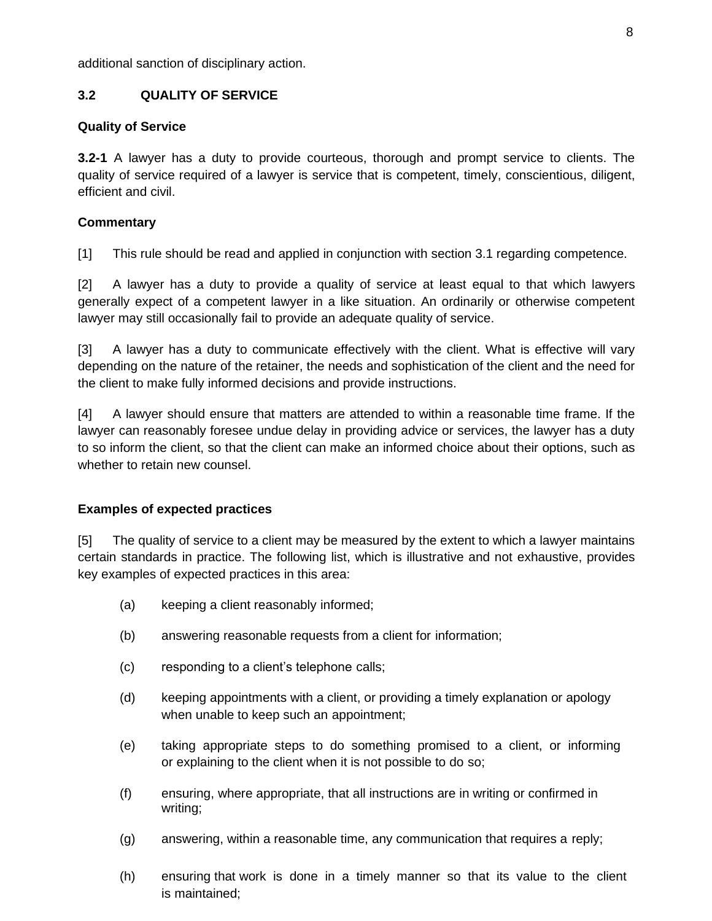additional sanction of disciplinary action.

## 3.2 QUALITY OF SERVICE

### Quality of Service

**3.2-1** A lawyer has a duty to provide courteous, thorough and prompt service to clients. The quality of service required of a lawyer is service that is competent, timely, conscientious, diligent, efficient and civil.

**Commentary**

[1] This rule should be read and applied in conjunction with section 3.1 regarding competence.

[2] A lawyer has a duty to provide a quality of service at least equal to that which lawyers generally expect of a competent lawyer in a like situation. An ordinarily or otherwise competent lawyer may still occasionally fail to provide an adequate quality of service.

[3] A lawyer has a duty to communicate effectively with the client. What is effective will vary depending on the nature of the retainer, the needs and sophistication of the client and the need for the client to make fully informed decisions and provide instructions.

[4] A lawyer should ensure that matters are attended to within a reasonable time frame. If the lawyer can reasonably foresee undue delay in providing advice or services, the lawyer has a duty to so inform the client, so that the client can make an informed choice about their options, such as whether to retain new counsel.

**Examples of expected practices**

[5] The quality of service to a client may be measured by the extent to which a lawyer maintains certain standards in practice. The following list, which is illustrative and not exhaustive, provides key examples of expected practices in this area:

(a) keeping a client reasonably informed;

(b) answering reasonable requests from a client for information;

(c) responding to a client's telephone calls;

(d) keeping appointments with a client, or providing a timely explanation or apology when unable to keep such an appointment;

(e) taking appropriate steps to do something promised to a client, or informing or explaining to the client when it is not possible to do so;

(f) ensuring, where appropriate, that all instructions are in writing or confirmed in writing;

(g) answering, within a reasonable time, any communication that requires a reply;

(h) ensuring that work is done in a timely manner so that its value to the client is maintained;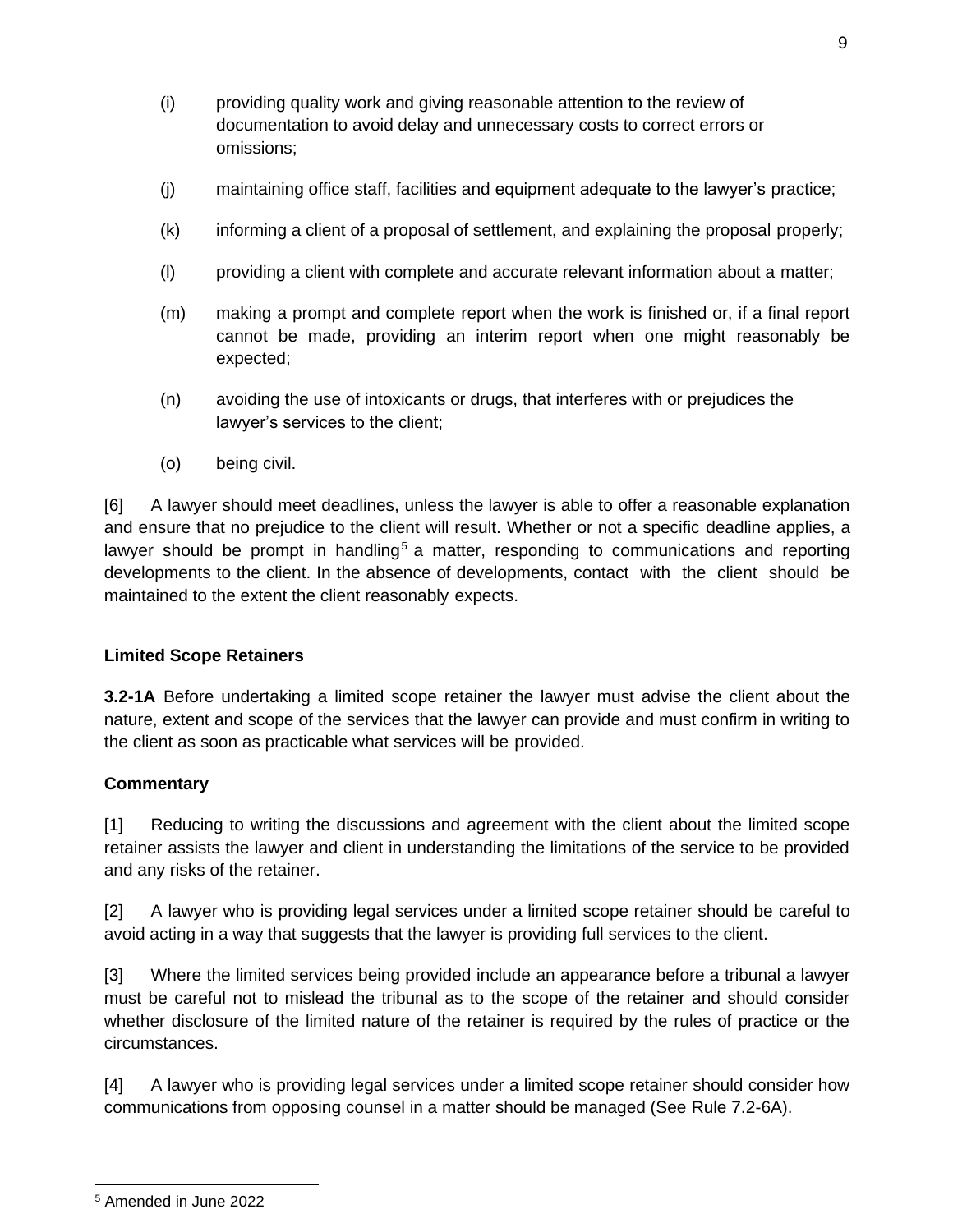(i) providing quality work and giving reasonable attention to the review of documentation to avoid delay and unnecessary costs to correct errors or omissions;

(j) maintaining office staff, facilities and equipment adequate to the lawyer's practice;

(k) informing a client of a proposal of settlement, and explaining the proposal properly;

(l) providing a client with complete and accurate relevant information about a matter;

(m) making a prompt and complete report when the work is finished or, if a final report cannot be made, providing an interim report when one might reasonably be expected;

(n) avoiding the use of intoxicants or drugs, that interferes with or prejudices the lawyer's services to the client;

(o) being civil.

[6] A lawyer should meet deadlines, unless the lawyer is able to offer a reasonable explanation and ensure that no prejudice to the client will result. Whether or not a specific deadline applies, a lawyer should be prompt in handling[5] a matter, responding to communications and reporting developments to the client. In the absence of developments, contact with the client should be maintained to the extent the client reasonably expects.

**Limited Scope Retainers**

**3.2-1A** Before undertaking a limited scope retainer the lawyer must advise the client about the nature, extent and scope of the services that the lawyer can provide and must confirm in writing to the client as soon as practicable what services will be provided.

**Commentary**

[1] Reducing to writing the discussions and agreement with the client about the limited scope retainer assists the lawyer and client in understanding the limitations of the service to be provided and any risks of the retainer.

[2] A lawyer who is providing legal services under a limited scope retainer should be careful to avoid acting in a way that suggests that the lawyer is providing full services to the client.

[3] Where the limited services being provided include an appearance before a tribunal a lawyer must be careful not to mislead the tribunal as to the scope of the retainer and should consider whether disclosure of the limited nature of the retainer is required by the rules of practice or the circumstances.

[4] A lawyer who is providing legal services under a limited scope retainer should consider how communications from opposing counsel in a matter should be managed (See Rule 7.2-6A).

---

[5] Amended in June 2022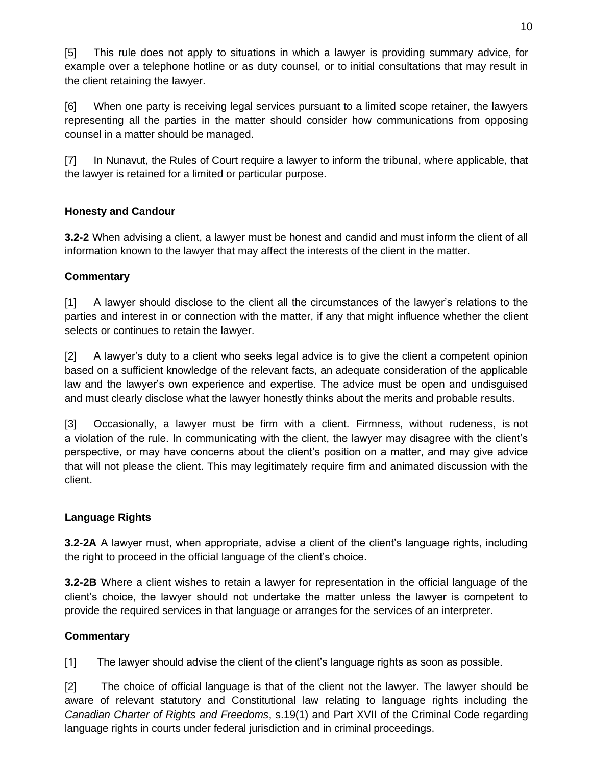[5] This rule does not apply to situations in which a lawyer is providing summary advice, for example over a telephone hotline or as duty counsel, or to initial consultations that may result in the client retaining the lawyer.

[6] When one party is receiving legal services pursuant to a limited scope retainer, the lawyers representing all the parties in the matter should consider how communications from opposing counsel in a matter should be managed.

[7] In Nunavut, the Rules of Court require a lawyer to inform the tribunal, where applicable, that the lawyer is retained for a limited or particular purpose.

**Honesty and Candour**

**3.2-2** When advising a client, a lawyer must be honest and candid and must inform the client of all information known to the lawyer that may affect the interests of the client in the matter.

**Commentary**

[1] A lawyer should disclose to the client all the circumstances of the lawyer's relations to the parties and interest in or connection with the matter, if any that might influence whether the client selects or continues to retain the lawyer.

[2] A lawyer's duty to a client who seeks legal advice is to give the client a competent opinion based on a sufficient knowledge of the relevant facts, an adequate consideration of the applicable law and the lawyer's own experience and expertise. The advice must be open and undisguised and must clearly disclose what the lawyer honestly thinks about the merits and probable results.

[3] Occasionally, a lawyer must be firm with a client. Firmness, without rudeness, is not a violation of the rule. In communicating with the client, the lawyer may disagree with the client's perspective, or may have concerns about the client's position on a matter, and may give advice that will not please the client. This may legitimately require firm and animated discussion with the client.

**Language Rights**

**3.2-2A** A lawyer must, when appropriate, advise a client of the client's language rights, including the right to proceed in the official language of the client's choice.

**3.2-2B** Where a client wishes to retain a lawyer for representation in the official language of the client's choice, the lawyer should not undertake the matter unless the lawyer is competent to provide the required services in that language or arranges for the services of an interpreter.

**Commentary**

[1] The lawyer should advise the client of the client's language rights as soon as possible.

[2] The choice of official language is that of the client not the lawyer. The lawyer should be aware of relevant statutory and Constitutional law relating to language rights including the *Canadian Charter of Rights and Freedoms*, s.19(1) and Part XVII of the Criminal Code regarding language rights in courts under federal jurisdiction and in criminal proceedings.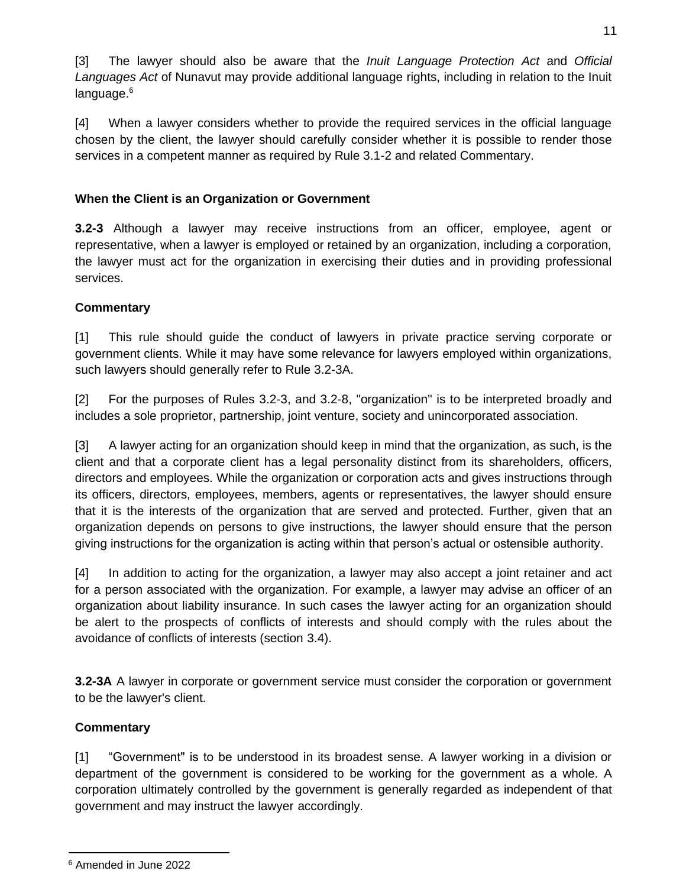[3] The lawyer should also be aware that the *Inuit Language Protection Act* and *Official Languages Act* of Nunavut may provide additional language rights, including in relation to the Inuit language.[6]

[4] When a lawyer considers whether to provide the required services in the official language chosen by the client, the lawyer should carefully consider whether it is possible to render those services in a competent manner as required by Rule 3.1-2 and related Commentary.

**When the Client is an Organization or Government**

**3.2-3** Although a lawyer may receive instructions from an officer, employee, agent or representative, when a lawyer is employed or retained by an organization, including a corporation, the lawyer must act for the organization in exercising their duties and in providing professional services.

**Commentary**

[1] This rule should guide the conduct of lawyers in private practice serving corporate or government clients. While it may have some relevance for lawyers employed within organizations, such lawyers should generally refer to Rule 3.2-3A.

[2] For the purposes of Rules 3.2-3, and 3.2-8, "organization" is to be interpreted broadly and includes a sole proprietor, partnership, joint venture, society and unincorporated association.

[3] A lawyer acting for an organization should keep in mind that the organization, as such, is the client and that a corporate client has a legal personality distinct from its shareholders, officers, directors and employees. While the organization or corporation acts and gives instructions through its officers, directors, employees, members, agents or representatives, the lawyer should ensure that it is the interests of the organization that are served and protected. Further, given that an organization depends on persons to give instructions, the lawyer should ensure that the person giving instructions for the organization is acting within that person's actual or ostensible authority.

[4] In addition to acting for the organization, a lawyer may also accept a joint retainer and act for a person associated with the organization. For example, a lawyer may advise an officer of an organization about liability insurance. In such cases the lawyer acting for an organization should be alert to the prospects of conflicts of interests and should comply with the rules about the avoidance of conflicts of interests (section 3.4).

**3.2-3A** A lawyer in corporate or government service must consider the corporation or government to be the lawyer's client.

**Commentary**

[1] "Government" is to be understood in its broadest sense. A lawyer working in a division or department of the government is considered to be working for the government as a whole. A corporation ultimately controlled by the government is generally regarded as independent of that government and may instruct the lawyer accordingly.

[6] Amended in June 2022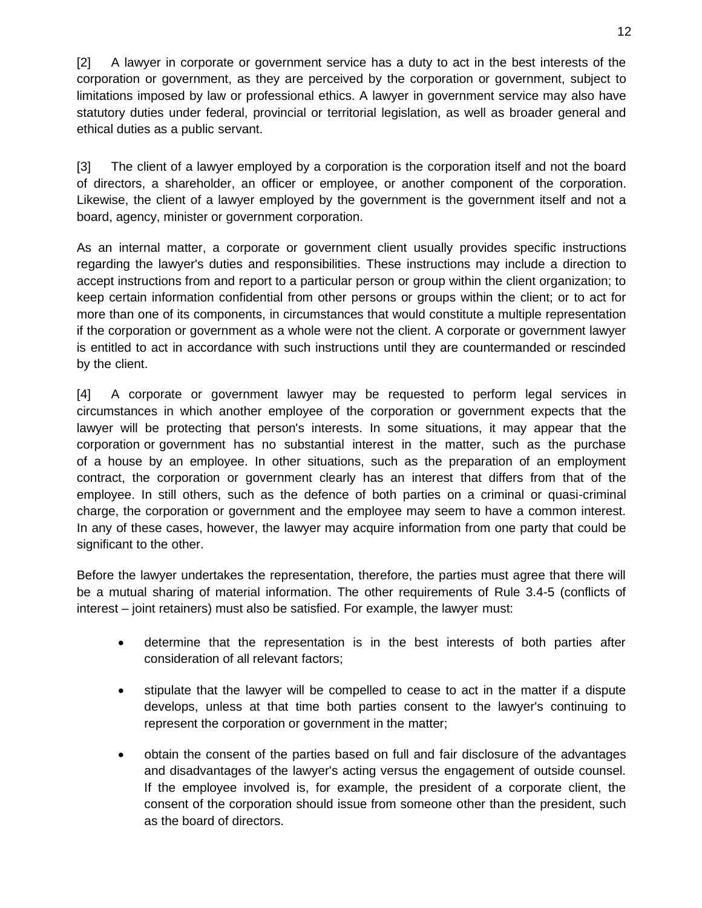[2] A lawyer in corporate or government service has a duty to act in the best interests of the corporation or government, as they are perceived by the corporation or government, subject to limitations imposed by law or professional ethics. A lawyer in government service may also have statutory duties under federal, provincial or territorial legislation, as well as broader general and ethical duties as a public servant.

[3] The client of a lawyer employed by a corporation is the corporation itself and not the board of directors, a shareholder, an officer or employee, or another component of the corporation. Likewise, the client of a lawyer employed by the government is the government itself and not a board, agency, minister or government corporation.

As an internal matter, a corporate or government client usually provides specific instructions regarding the lawyer's duties and responsibilities. These instructions may include a direction to accept instructions from and report to a particular person or group within the client organization; to keep certain information confidential from other persons or groups within the client; or to act for more than one of its components, in circumstances that would constitute a multiple representation if the corporation or government as a whole were not the client. A corporate or government lawyer is entitled to act in accordance with such instructions until they are countermanded or rescinded by the client.

[4] A corporate or government lawyer may be requested to perform legal services in circumstances in which another employee of the corporation or government expects that the lawyer will be protecting that person's interests. In some situations, it may appear that the corporation or government has no substantial interest in the matter, such as the purchase of a house by an employee. In other situations, such as the preparation of an employment contract, the corporation or government clearly has an interest that differs from that of the employee. In still others, such as the defence of both parties on a criminal or quasi-criminal charge, the corporation or government and the employee may seem to have a common interest. In any of these cases, however, the lawyer may acquire information from one party that could be significant to the other.

Before the lawyer undertakes the representation, therefore, the parties must agree that there will be a mutual sharing of material information. The other requirements of Rule 3.4-5 (conflicts of interest – joint retainers) must also be satisfied. For example, the lawyer must:

- determine that the representation is in the best interests of both parties after consideration of all relevant factors;
- stipulate that the lawyer will be compelled to cease to act in the matter if a dispute develops, unless at that time both parties consent to the lawyer's continuing to represent the corporation or government in the matter;
- obtain the consent of the parties based on full and fair disclosure of the advantages and disadvantages of the lawyer's acting versus the engagement of outside counsel. If the employee involved is, for example, the president of a corporate client, the consent of the corporation should issue from someone other than the president, such as the board of directors.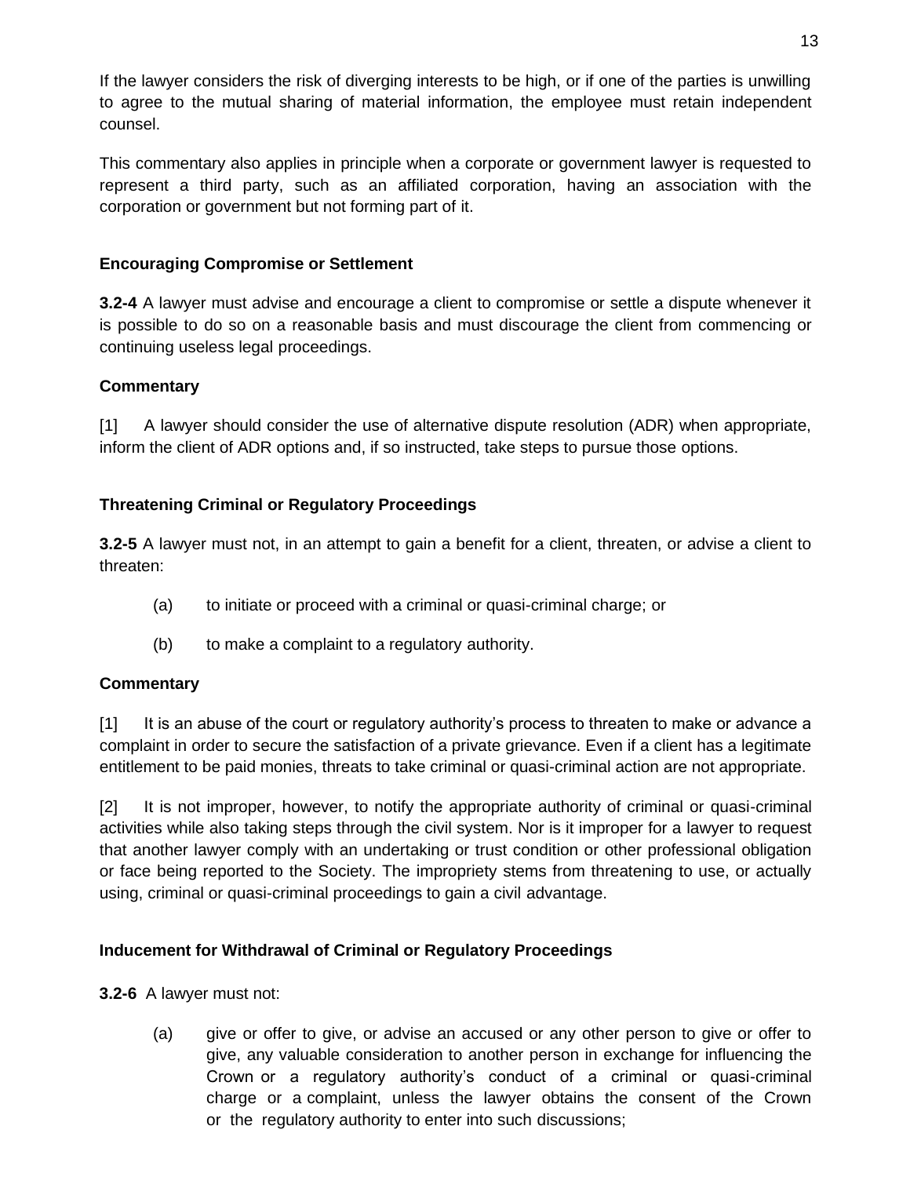If the lawyer considers the risk of diverging interests to be high, or if one of the parties is unwilling to agree to the mutual sharing of material information, the employee must retain independent counsel.

This commentary also applies in principle when a corporate or government lawyer is requested to represent a third party, such as an affiliated corporation, having an association with the corporation or government but not forming part of it.

### Encouraging Compromise or Settlement

**3.2-4** A lawyer must advise and encourage a client to compromise or settle a dispute whenever it is possible to do so on a reasonable basis and must discourage the client from commencing or continuing useless legal proceedings.

**Commentary**

[1] A lawyer should consider the use of alternative dispute resolution (ADR) when appropriate, inform the client of ADR options and, if so instructed, take steps to pursue those options.

### Threatening Criminal or Regulatory Proceedings

**3.2-5** A lawyer must not, in an attempt to gain a benefit for a client, threaten, or advise a client to threaten:

(a) to initiate or proceed with a criminal or quasi-criminal charge; or

(b) to make a complaint to a regulatory authority.

**Commentary**

[1] It is an abuse of the court or regulatory authority's process to threaten to make or advance a complaint in order to secure the satisfaction of a private grievance. Even if a client has a legitimate entitlement to be paid monies, threats to take criminal or quasi-criminal action are not appropriate.

[2] It is not improper, however, to notify the appropriate authority of criminal or quasi-criminal activities while also taking steps through the civil system. Nor is it improper for a lawyer to request that another lawyer comply with an undertaking or trust condition or other professional obligation or face being reported to the Society. The impropriety stems from threatening to use, or actually using, criminal or quasi-criminal proceedings to gain a civil advantage.

### Inducement for Withdrawal of Criminal or Regulatory Proceedings

**3.2-6** A lawyer must not:

(a) give or offer to give, or advise an accused or any other person to give or offer to give, any valuable consideration to another person in exchange for influencing the Crown or a regulatory authority's conduct of a criminal or quasi-criminal charge or a complaint, unless the lawyer obtains the consent of the Crown or the regulatory authority to enter into such discussions;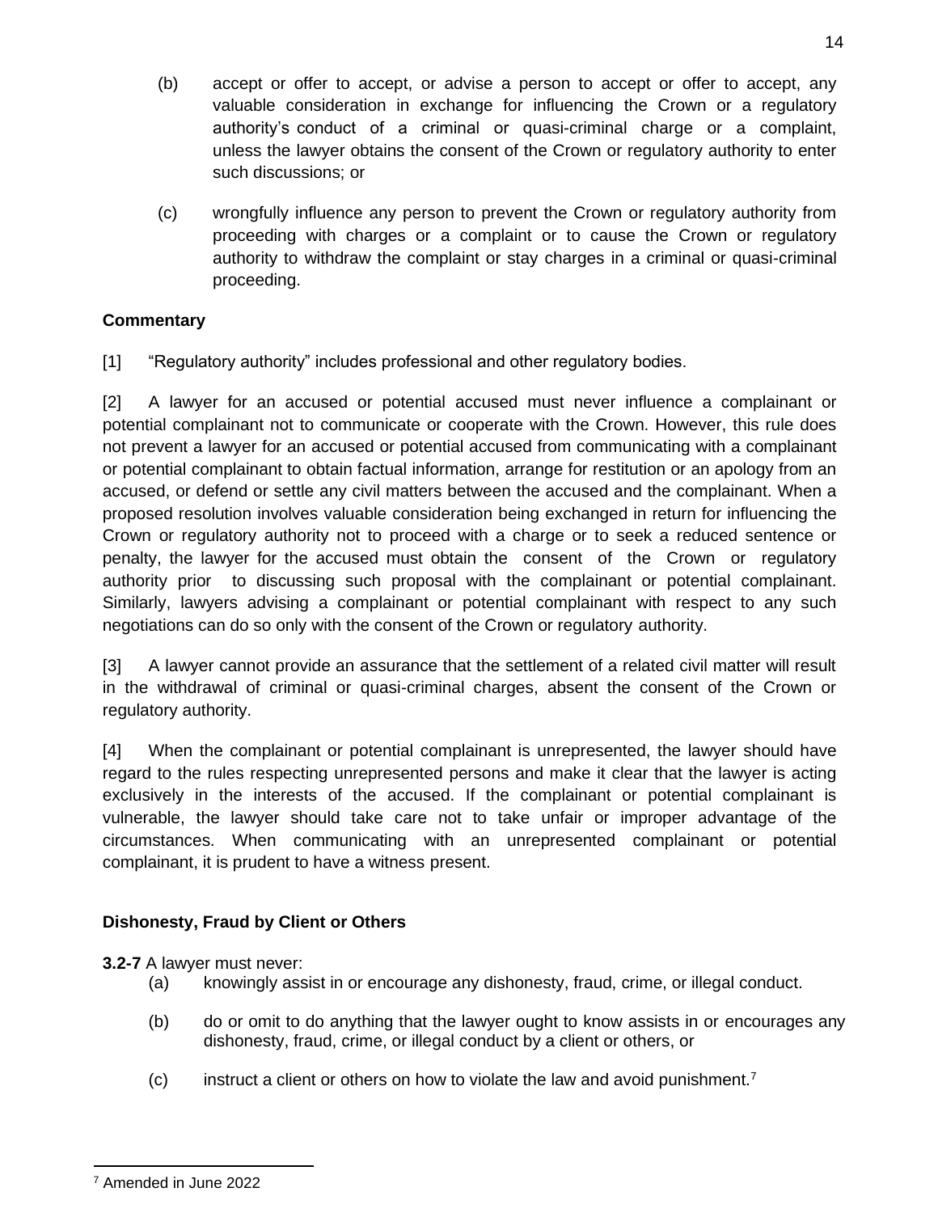(b) accept or offer to accept, or advise a person to accept or offer to accept, any valuable consideration in exchange for influencing the Crown or a regulatory authority's conduct of a criminal or quasi-criminal charge or a complaint, unless the lawyer obtains the consent of the Crown or regulatory authority to enter such discussions; or

(c) wrongfully influence any person to prevent the Crown or regulatory authority from proceeding with charges or a complaint or to cause the Crown or regulatory authority to withdraw the complaint or stay charges in a criminal or quasi-criminal proceeding.

**Commentary**

[1] "Regulatory authority" includes professional and other regulatory bodies.

[2] A lawyer for an accused or potential accused must never influence a complainant or potential complainant not to communicate or cooperate with the Crown. However, this rule does not prevent a lawyer for an accused or potential accused from communicating with a complainant or potential complainant to obtain factual information, arrange for restitution or an apology from an accused, or defend or settle any civil matters between the accused and the complainant. When a proposed resolution involves valuable consideration being exchanged in return for influencing the Crown or regulatory authority not to proceed with a charge or to seek a reduced sentence or penalty, the lawyer for the accused must obtain the consent of the Crown or regulatory authority prior to discussing such proposal with the complainant or potential complainant. Similarly, lawyers advising a complainant or potential complainant with respect to any such negotiations can do so only with the consent of the Crown or regulatory authority.

[3] A lawyer cannot provide an assurance that the settlement of a related civil matter will result in the withdrawal of criminal or quasi-criminal charges, absent the consent of the Crown or regulatory authority.

[4] When the complainant or potential complainant is unrepresented, the lawyer should have regard to the rules respecting unrepresented persons and make it clear that the lawyer is acting exclusively in the interests of the accused. If the complainant or potential complainant is vulnerable, the lawyer should take care not to take unfair or improper advantage of the circumstances. When communicating with an unrepresented complainant or potential complainant, it is prudent to have a witness present.

**Dishonesty, Fraud by Client or Others**

**3.2-7** A lawyer must never:

(a) knowingly assist in or encourage any dishonesty, fraud, crime, or illegal conduct.

(b) do or omit to do anything that the lawyer ought to know assists in or encourages any dishonesty, fraud, crime, or illegal conduct by a client or others, or

(c) instruct a client or others on how to violate the law and avoid punishment.[7]

---

[7] Amended in June 2022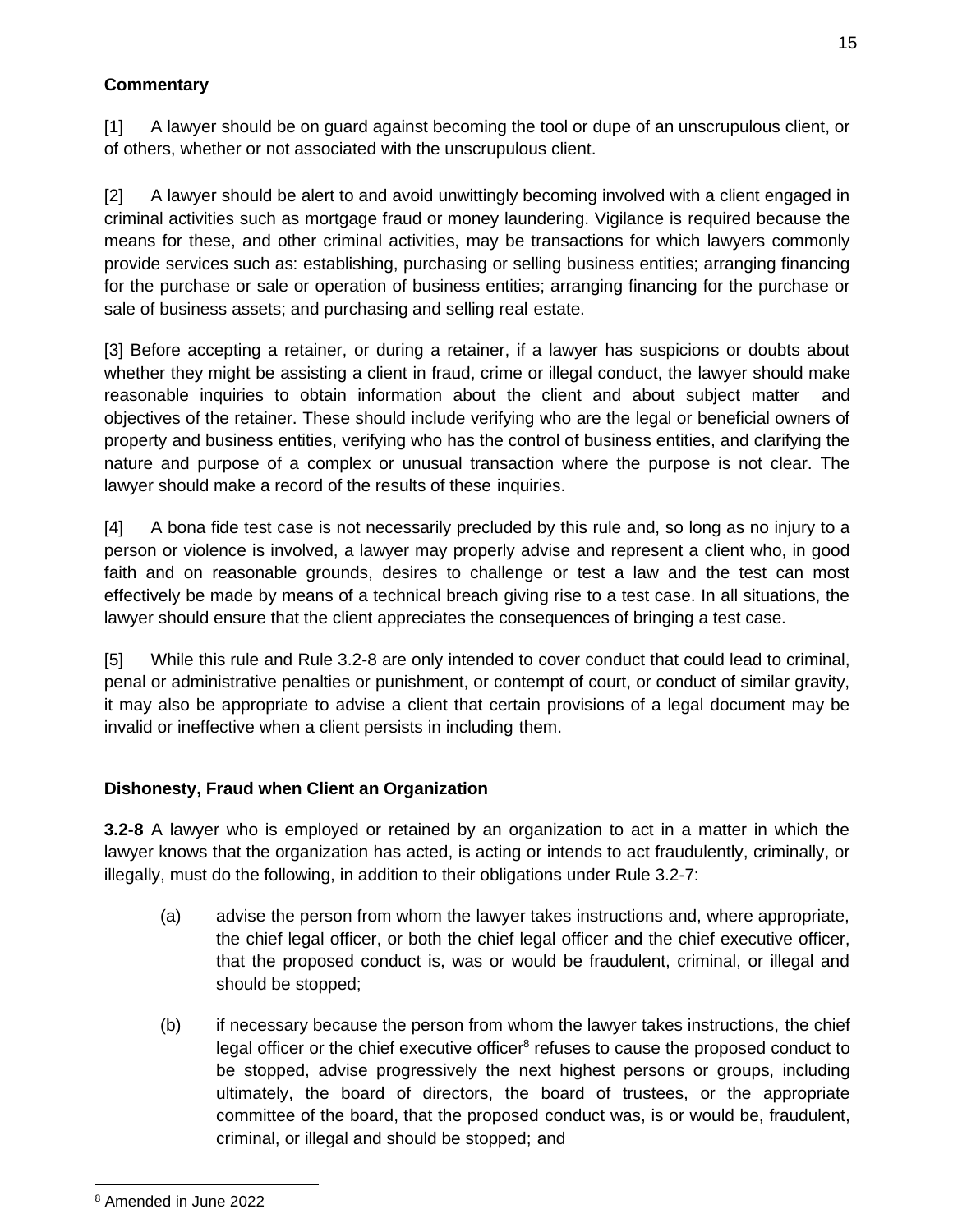**Commentary**

[1] A lawyer should be on guard against becoming the tool or dupe of an unscrupulous client, or of others, whether or not associated with the unscrupulous client.

[2] A lawyer should be alert to and avoid unwittingly becoming involved with a client engaged in criminal activities such as mortgage fraud or money laundering. Vigilance is required because the means for these, and other criminal activities, may be transactions for which lawyers commonly provide services such as: establishing, purchasing or selling business entities; arranging financing for the purchase or sale or operation of business entities; arranging financing for the purchase or sale of business assets; and purchasing and selling real estate.

[3] Before accepting a retainer, or during a retainer, if a lawyer has suspicions or doubts about whether they might be assisting a client in fraud, crime or illegal conduct, the lawyer should make reasonable inquiries to obtain information about the client and about subject matter and objectives of the retainer. These should include verifying who are the legal or beneficial owners of property and business entities, verifying who has the control of business entities, and clarifying the nature and purpose of a complex or unusual transaction where the purpose is not clear. The lawyer should make a record of the results of these inquiries.

[4] A bona fide test case is not necessarily precluded by this rule and, so long as no injury to a person or violence is involved, a lawyer may properly advise and represent a client who, in good faith and on reasonable grounds, desires to challenge or test a law and the test can most effectively be made by means of a technical breach giving rise to a test case. In all situations, the lawyer should ensure that the client appreciates the consequences of bringing a test case.

[5] While this rule and Rule 3.2-8 are only intended to cover conduct that could lead to criminal, penal or administrative penalties or punishment, or contempt of court, or conduct of similar gravity, it may also be appropriate to advise a client that certain provisions of a legal document may be invalid or ineffective when a client persists in including them.

**Dishonesty, Fraud when Client an Organization**

**3.2-8** A lawyer who is employed or retained by an organization to act in a matter in which the lawyer knows that the organization has acted, is acting or intends to act fraudulently, criminally, or illegally, must do the following, in addition to their obligations under Rule 3.2-7:

(a) advise the person from whom the lawyer takes instructions and, where appropriate, the chief legal officer, or both the chief legal officer and the chief executive officer, that the proposed conduct is, was or would be fraudulent, criminal, or illegal and should be stopped;

(b) if necessary because the person from whom the lawyer takes instructions, the chief legal officer or the chief executive officer[8] refuses to cause the proposed conduct to be stopped, advise progressively the next highest persons or groups, including ultimately, the board of directors, the board of trustees, or the appropriate committee of the board, that the proposed conduct was, is or would be, fraudulent, criminal, or illegal and should be stopped; and

[8] Amended in June 2022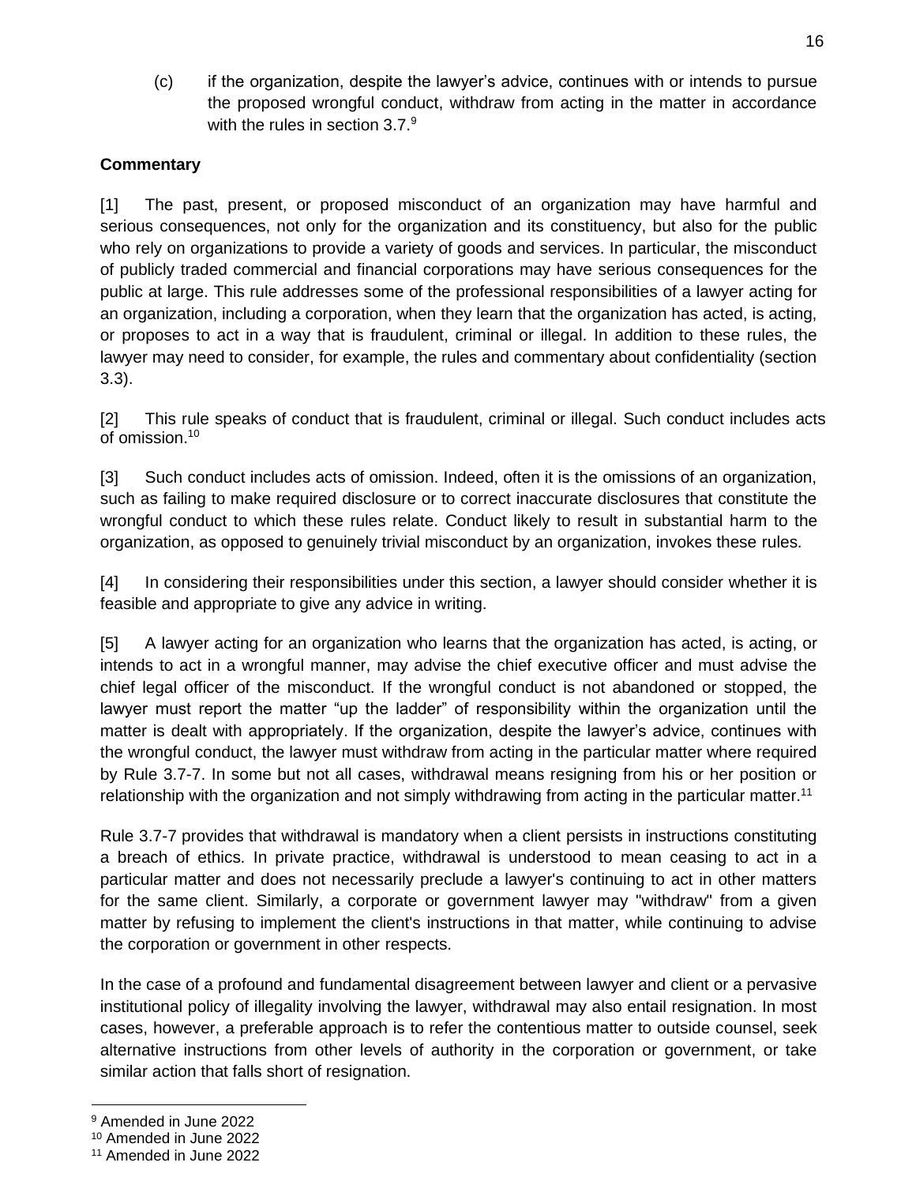(c) if the organization, despite the lawyer's advice, continues with or intends to pursue the proposed wrongful conduct, withdraw from acting in the matter in accordance with the rules in section 3.7.[9]

**Commentary**

[1] The past, present, or proposed misconduct of an organization may have harmful and serious consequences, not only for the organization and its constituency, but also for the public who rely on organizations to provide a variety of goods and services. In particular, the misconduct of publicly traded commercial and financial corporations may have serious consequences for the public at large. This rule addresses some of the professional responsibilities of a lawyer acting for an organization, including a corporation, when they learn that the organization has acted, is acting, or proposes to act in a way that is fraudulent, criminal or illegal. In addition to these rules, the lawyer may need to consider, for example, the rules and commentary about confidentiality (section 3.3).

[2] This rule speaks of conduct that is fraudulent, criminal or illegal. Such conduct includes acts of omission.[10]

[3] Such conduct includes acts of omission. Indeed, often it is the omissions of an organization, such as failing to make required disclosure or to correct inaccurate disclosures that constitute the wrongful conduct to which these rules relate. Conduct likely to result in substantial harm to the organization, as opposed to genuinely trivial misconduct by an organization, invokes these rules.

[4] In considering their responsibilities under this section, a lawyer should consider whether it is feasible and appropriate to give any advice in writing.

[5] A lawyer acting for an organization who learns that the organization has acted, is acting, or intends to act in a wrongful manner, may advise the chief executive officer and must advise the chief legal officer of the misconduct. If the wrongful conduct is not abandoned or stopped, the lawyer must report the matter "up the ladder" of responsibility within the organization until the matter is dealt with appropriately. If the organization, despite the lawyer's advice, continues with the wrongful conduct, the lawyer must withdraw from acting in the particular matter where required by Rule 3.7-7. In some but not all cases, withdrawal means resigning from his or her position or relationship with the organization and not simply withdrawing from acting in the particular matter.[11]

Rule 3.7-7 provides that withdrawal is mandatory when a client persists in instructions constituting a breach of ethics. In private practice, withdrawal is understood to mean ceasing to act in a particular matter and does not necessarily preclude a lawyer's continuing to act in other matters for the same client. Similarly, a corporate or government lawyer may "withdraw" from a given matter by refusing to implement the client's instructions in that matter, while continuing to advise the corporation or government in other respects.

In the case of a profound and fundamental disagreement between lawyer and client or a pervasive institutional policy of illegality involving the lawyer, withdrawal may also entail resignation. In most cases, however, a preferable approach is to refer the contentious matter to outside counsel, seek alternative instructions from other levels of authority in the corporation or government, or take similar action that falls short of resignation.

---

[9] Amended in June 2022

[10] Amended in June 2022

[11] Amended in June 2022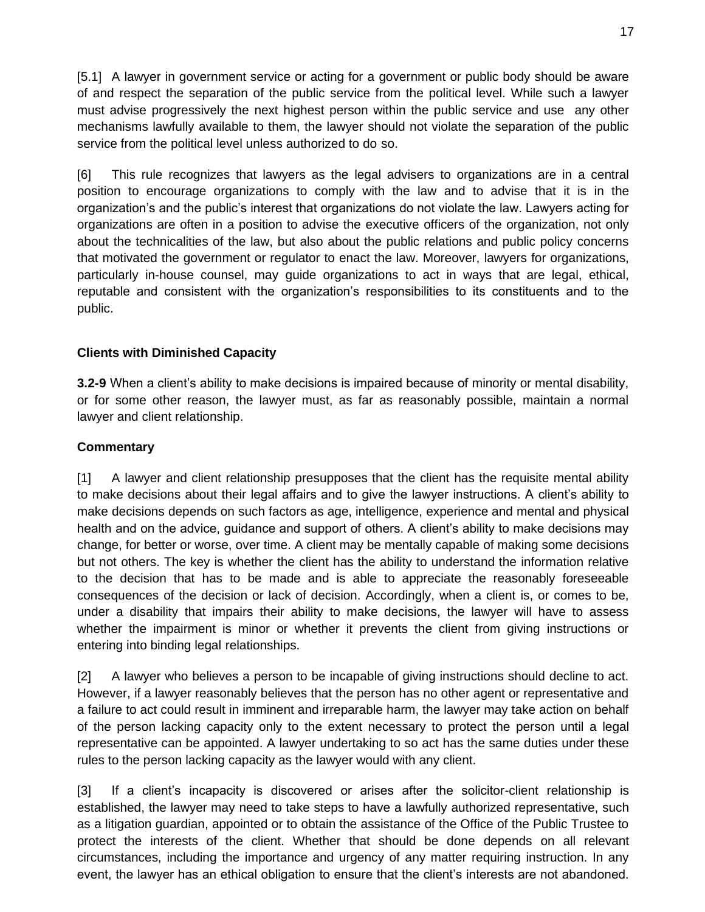[5.1] A lawyer in government service or acting for a government or public body should be aware of and respect the separation of the public service from the political level. While such a lawyer must advise progressively the next highest person within the public service and use any other mechanisms lawfully available to them, the lawyer should not violate the separation of the public service from the political level unless authorized to do so.

[6] This rule recognizes that lawyers as the legal advisers to organizations are in a central position to encourage organizations to comply with the law and to advise that it is in the organization's and the public's interest that organizations do not violate the law. Lawyers acting for organizations are often in a position to advise the executive officers of the organization, not only about the technicalities of the law, but also about the public relations and public policy concerns that motivated the government or regulator to enact the law. Moreover, lawyers for organizations, particularly in-house counsel, may guide organizations to act in ways that are legal, ethical, reputable and consistent with the organization's responsibilities to its constituents and to the public.

**Clients with Diminished Capacity**

**3.2-9** When a client's ability to make decisions is impaired because of minority or mental disability, or for some other reason, the lawyer must, as far as reasonably possible, maintain a normal lawyer and client relationship.

**Commentary**

[1] A lawyer and client relationship presupposes that the client has the requisite mental ability to make decisions about their legal affairs and to give the lawyer instructions. A client's ability to make decisions depends on such factors as age, intelligence, experience and mental and physical health and on the advice, guidance and support of others. A client's ability to make decisions may change, for better or worse, over time. A client may be mentally capable of making some decisions but not others. The key is whether the client has the ability to understand the information relative to the decision that has to be made and is able to appreciate the reasonably foreseeable consequences of the decision or lack of decision. Accordingly, when a client is, or comes to be, under a disability that impairs their ability to make decisions, the lawyer will have to assess whether the impairment is minor or whether it prevents the client from giving instructions or entering into binding legal relationships.

[2] A lawyer who believes a person to be incapable of giving instructions should decline to act. However, if a lawyer reasonably believes that the person has no other agent or representative and a failure to act could result in imminent and irreparable harm, the lawyer may take action on behalf of the person lacking capacity only to the extent necessary to protect the person until a legal representative can be appointed. A lawyer undertaking to so act has the same duties under these rules to the person lacking capacity as the lawyer would with any client.

[3] If a client's incapacity is discovered or arises after the solicitor-client relationship is established, the lawyer may need to take steps to have a lawfully authorized representative, such as a litigation guardian, appointed or to obtain the assistance of the Office of the Public Trustee to protect the interests of the client. Whether that should be done depends on all relevant circumstances, including the importance and urgency of any matter requiring instruction. In any event, the lawyer has an ethical obligation to ensure that the client's interests are not abandoned.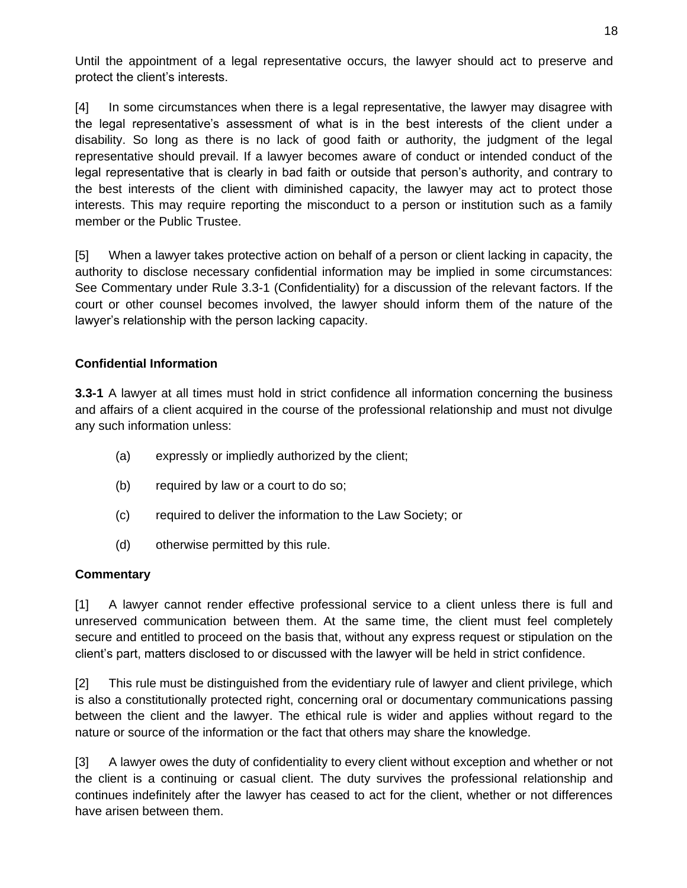Until the appointment of a legal representative occurs, the lawyer should act to preserve and protect the client's interests.

[4] In some circumstances when there is a legal representative, the lawyer may disagree with the legal representative's assessment of what is in the best interests of the client under a disability. So long as there is no lack of good faith or authority, the judgment of the legal representative should prevail. If a lawyer becomes aware of conduct or intended conduct of the legal representative that is clearly in bad faith or outside that person's authority, and contrary to the best interests of the client with diminished capacity, the lawyer may act to protect those interests. This may require reporting the misconduct to a person or institution such as a family member or the Public Trustee.

[5] When a lawyer takes protective action on behalf of a person or client lacking in capacity, the authority to disclose necessary confidential information may be implied in some circumstances: See Commentary under Rule 3.3-1 (Confidentiality) for a discussion of the relevant factors. If the court or other counsel becomes involved, the lawyer should inform them of the nature of the lawyer's relationship with the person lacking capacity.

### Confidential Information

**3.3-1** A lawyer at all times must hold in strict confidence all information concerning the business and affairs of a client acquired in the course of the professional relationship and must not divulge any such information unless:

(a) expressly or impliedly authorized by the client;

(b) required by law or a court to do so;

(c) required to deliver the information to the Law Society; or

(d) otherwise permitted by this rule.

#### Commentary

[1] A lawyer cannot render effective professional service to a client unless there is full and unreserved communication between them. At the same time, the client must feel completely secure and entitled to proceed on the basis that, without any express request or stipulation on the client's part, matters disclosed to or discussed with the lawyer will be held in strict confidence.

[2] This rule must be distinguished from the evidentiary rule of lawyer and client privilege, which is also a constitutionally protected right, concerning oral or documentary communications passing between the client and the lawyer. The ethical rule is wider and applies without regard to the nature or source of the information or the fact that others may share the knowledge.

[3] A lawyer owes the duty of confidentiality to every client without exception and whether or not the client is a continuing or casual client. The duty survives the professional relationship and continues indefinitely after the lawyer has ceased to act for the client, whether or not differences have arisen between them.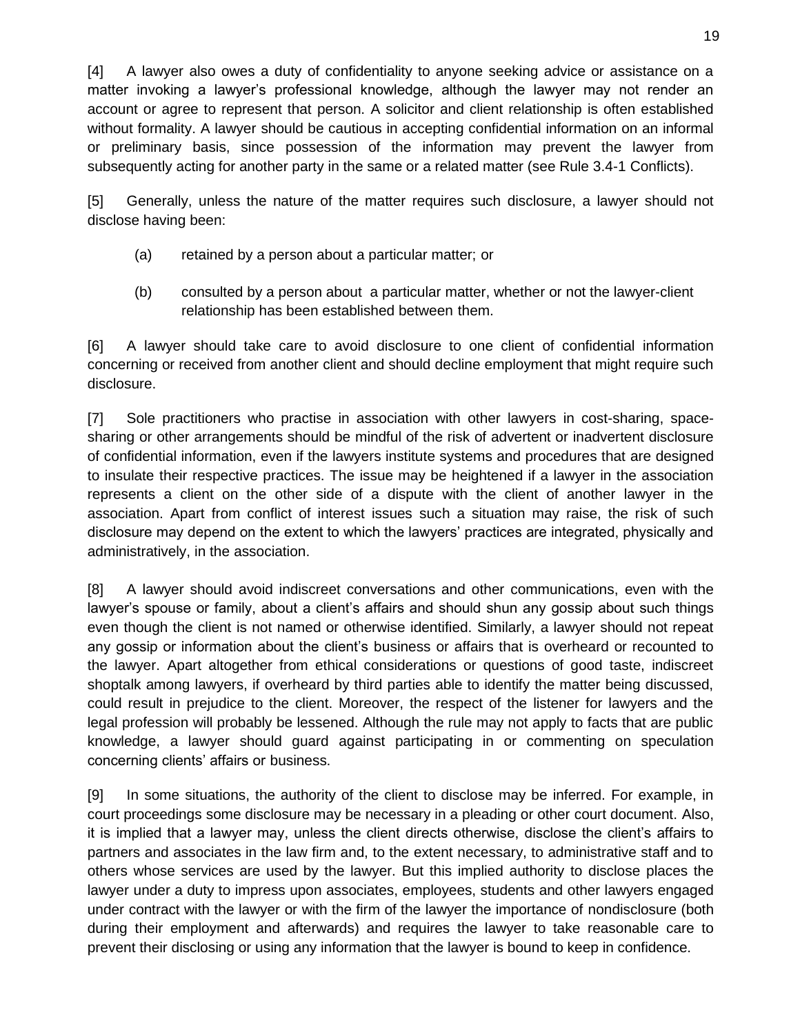[4] A lawyer also owes a duty of confidentiality to anyone seeking advice or assistance on a matter invoking a lawyer's professional knowledge, although the lawyer may not render an account or agree to represent that person. A solicitor and client relationship is often established without formality. A lawyer should be cautious in accepting confidential information on an informal or preliminary basis, since possession of the information may prevent the lawyer from subsequently acting for another party in the same or a related matter (see Rule 3.4-1 Conflicts).

[5] Generally, unless the nature of the matter requires such disclosure, a lawyer should not disclose having been:

(a) retained by a person about a particular matter; or

(b) consulted by a person about a particular matter, whether or not the lawyer-client relationship has been established between them.

[6] A lawyer should take care to avoid disclosure to one client of confidential information concerning or received from another client and should decline employment that might require such disclosure.

[7] Sole practitioners who practise in association with other lawyers in cost-sharing, space-sharing or other arrangements should be mindful of the risk of advertent or inadvertent disclosure of confidential information, even if the lawyers institute systems and procedures that are designed to insulate their respective practices. The issue may be heightened if a lawyer in the association represents a client on the other side of a dispute with the client of another lawyer in the association. Apart from conflict of interest issues such a situation may raise, the risk of such disclosure may depend on the extent to which the lawyers' practices are integrated, physically and administratively, in the association.

[8] A lawyer should avoid indiscreet conversations and other communications, even with the lawyer's spouse or family, about a client's affairs and should shun any gossip about such things even though the client is not named or otherwise identified. Similarly, a lawyer should not repeat any gossip or information about the client's business or affairs that is overheard or recounted to the lawyer. Apart altogether from ethical considerations or questions of good taste, indiscreet shoptalk among lawyers, if overheard by third parties able to identify the matter being discussed, could result in prejudice to the client. Moreover, the respect of the listener for lawyers and the legal profession will probably be lessened. Although the rule may not apply to facts that are public knowledge, a lawyer should guard against participating in or commenting on speculation concerning clients' affairs or business.

[9] In some situations, the authority of the client to disclose may be inferred. For example, in court proceedings some disclosure may be necessary in a pleading or other court document. Also, it is implied that a lawyer may, unless the client directs otherwise, disclose the client's affairs to partners and associates in the law firm and, to the extent necessary, to administrative staff and to others whose services are used by the lawyer. But this implied authority to disclose places the lawyer under a duty to impress upon associates, employees, students and other lawyers engaged under contract with the lawyer or with the firm of the lawyer the importance of nondisclosure (both during their employment and afterwards) and requires the lawyer to take reasonable care to prevent their disclosing or using any information that the lawyer is bound to keep in confidence.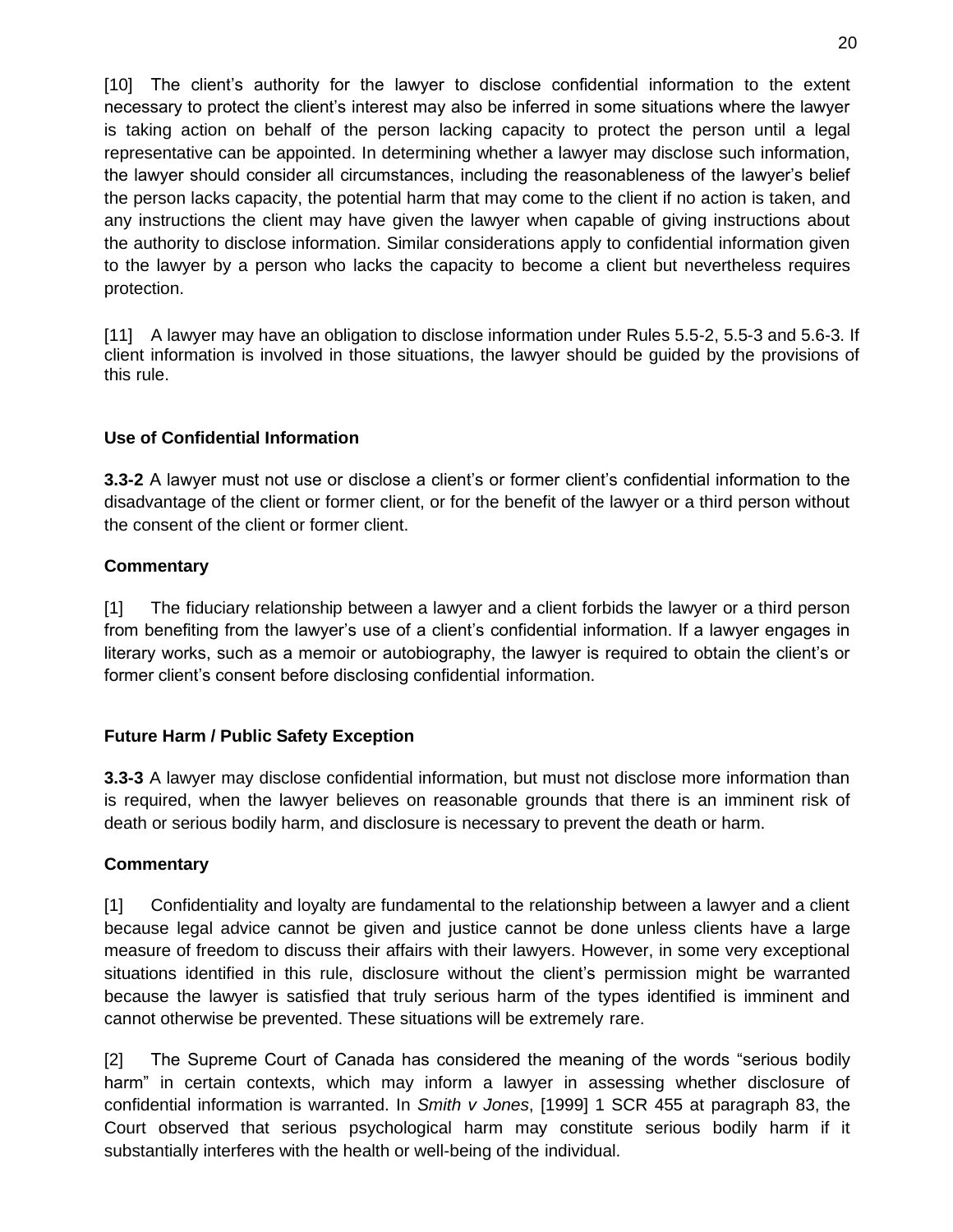[10] The client's authority for the lawyer to disclose confidential information to the extent necessary to protect the client's interest may also be inferred in some situations where the lawyer is taking action on behalf of the person lacking capacity to protect the person until a legal representative can be appointed. In determining whether a lawyer may disclose such information, the lawyer should consider all circumstances, including the reasonableness of the lawyer's belief the person lacks capacity, the potential harm that may come to the client if no action is taken, and any instructions the client may have given the lawyer when capable of giving instructions about the authority to disclose information. Similar considerations apply to confidential information given to the lawyer by a person who lacks the capacity to become a client but nevertheless requires protection.

[11] A lawyer may have an obligation to disclose information under Rules 5.5-2, 5.5-3 and 5.6-3. If client information is involved in those situations, the lawyer should be guided by the provisions of this rule.

**Use of Confidential Information**

**3.3-2** A lawyer must not use or disclose a client's or former client's confidential information to the disadvantage of the client or former client, or for the benefit of the lawyer or a third person without the consent of the client or former client.

**Commentary**

[1] The fiduciary relationship between a lawyer and a client forbids the lawyer or a third person from benefiting from the lawyer's use of a client's confidential information. If a lawyer engages in literary works, such as a memoir or autobiography, the lawyer is required to obtain the client's or former client's consent before disclosing confidential information.

**Future Harm / Public Safety Exception**

**3.3-3** A lawyer may disclose confidential information, but must not disclose more information than is required, when the lawyer believes on reasonable grounds that there is an imminent risk of death or serious bodily harm, and disclosure is necessary to prevent the death or harm.

**Commentary**

[1] Confidentiality and loyalty are fundamental to the relationship between a lawyer and a client because legal advice cannot be given and justice cannot be done unless clients have a large measure of freedom to discuss their affairs with their lawyers. However, in some very exceptional situations identified in this rule, disclosure without the client's permission might be warranted because the lawyer is satisfied that truly serious harm of the types identified is imminent and cannot otherwise be prevented. These situations will be extremely rare.

[2] The Supreme Court of Canada has considered the meaning of the words "serious bodily harm" in certain contexts, which may inform a lawyer in assessing whether disclosure of confidential information is warranted. In *Smith v Jones*, [1999] 1 SCR 455 at paragraph 83, the Court observed that serious psychological harm may constitute serious bodily harm if it substantially interferes with the health or well-being of the individual.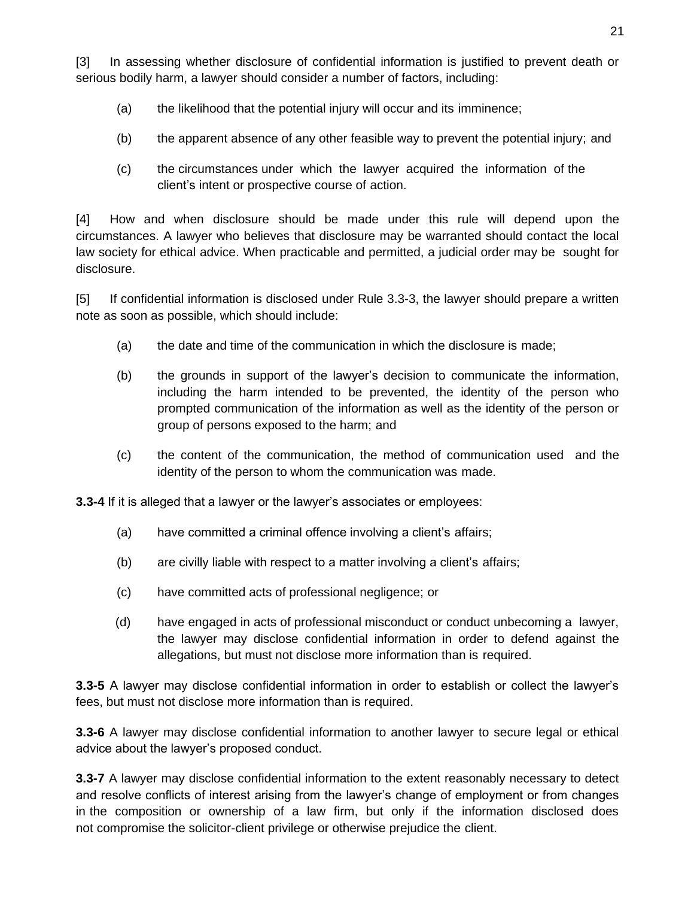[3] In assessing whether disclosure of confidential information is justified to prevent death or serious bodily harm, a lawyer should consider a number of factors, including:

(a) the likelihood that the potential injury will occur and its imminence;

(b) the apparent absence of any other feasible way to prevent the potential injury; and

(c) the circumstances under which the lawyer acquired the information of the client's intent or prospective course of action.

[4] How and when disclosure should be made under this rule will depend upon the circumstances. A lawyer who believes that disclosure may be warranted should contact the local law society for ethical advice. When practicable and permitted, a judicial order may be sought for disclosure.

[5] If confidential information is disclosed under Rule 3.3-3, the lawyer should prepare a written note as soon as possible, which should include:

(a) the date and time of the communication in which the disclosure is made;

(b) the grounds in support of the lawyer's decision to communicate the information, including the harm intended to be prevented, the identity of the person who prompted communication of the information as well as the identity of the person or group of persons exposed to the harm; and

(c) the content of the communication, the method of communication used and the identity of the person to whom the communication was made.

**3.3-4** If it is alleged that a lawyer or the lawyer's associates or employees:

(a) have committed a criminal offence involving a client's affairs;

(b) are civilly liable with respect to a matter involving a client's affairs;

(c) have committed acts of professional negligence; or

(d) have engaged in acts of professional misconduct or conduct unbecoming a lawyer, the lawyer may disclose confidential information in order to defend against the allegations, but must not disclose more information than is required.

**3.3-5** A lawyer may disclose confidential information in order to establish or collect the lawyer's fees, but must not disclose more information than is required.

**3.3-6** A lawyer may disclose confidential information to another lawyer to secure legal or ethical advice about the lawyer's proposed conduct.

**3.3-7** A lawyer may disclose confidential information to the extent reasonably necessary to detect and resolve conflicts of interest arising from the lawyer's change of employment or from changes in the composition or ownership of a law firm, but only if the information disclosed does not compromise the solicitor-client privilege or otherwise prejudice the client.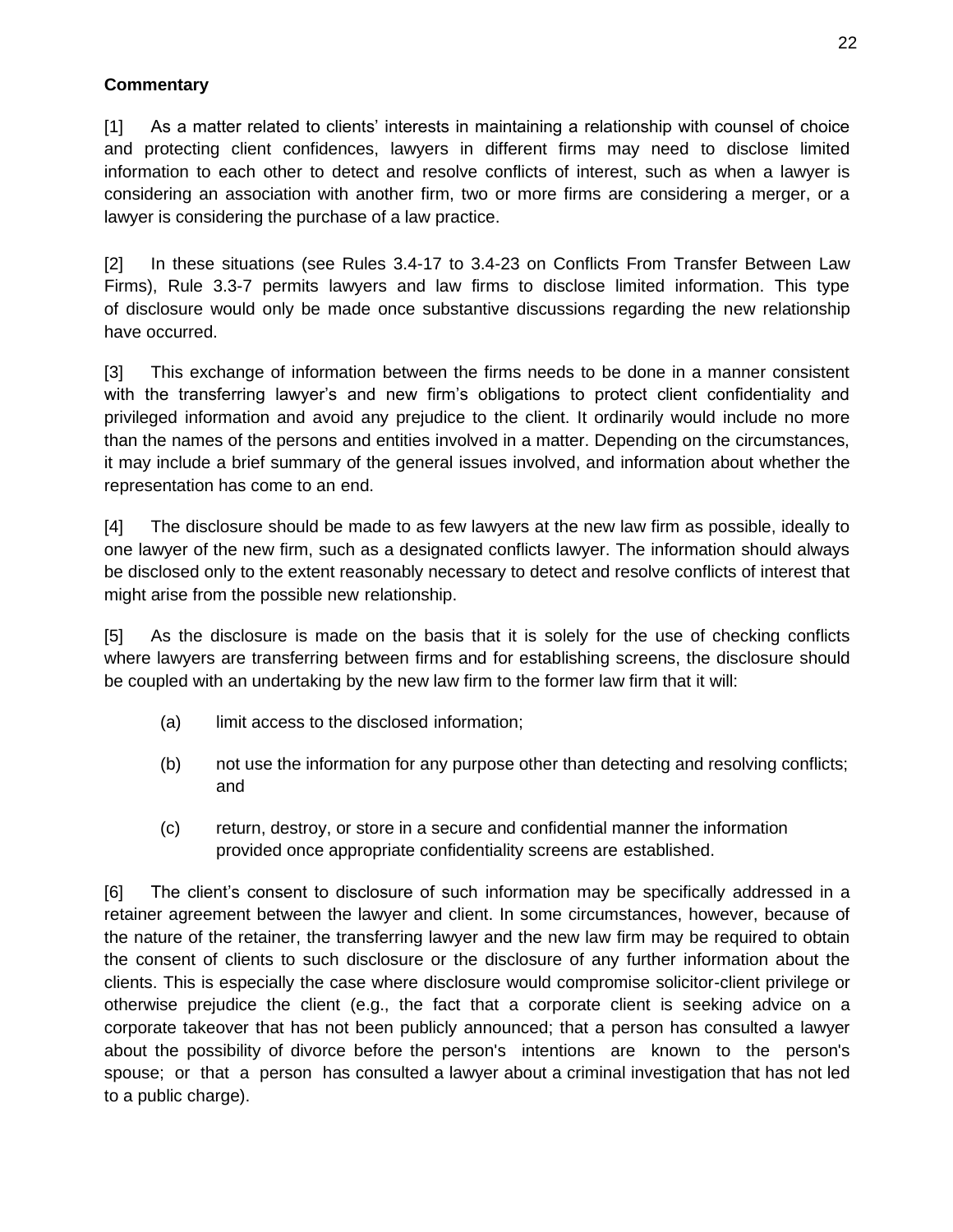**Commentary**

[1] As a matter related to clients' interests in maintaining a relationship with counsel of choice and protecting client confidences, lawyers in different firms may need to disclose limited information to each other to detect and resolve conflicts of interest, such as when a lawyer is considering an association with another firm, two or more firms are considering a merger, or a lawyer is considering the purchase of a law practice.

[2] In these situations (see Rules 3.4-17 to 3.4-23 on Conflicts From Transfer Between Law Firms), Rule 3.3-7 permits lawyers and law firms to disclose limited information. This type of disclosure would only be made once substantive discussions regarding the new relationship have occurred.

[3] This exchange of information between the firms needs to be done in a manner consistent with the transferring lawyer's and new firm's obligations to protect client confidentiality and privileged information and avoid any prejudice to the client. It ordinarily would include no more than the names of the persons and entities involved in a matter. Depending on the circumstances, it may include a brief summary of the general issues involved, and information about whether the representation has come to an end.

[4] The disclosure should be made to as few lawyers at the new law firm as possible, ideally to one lawyer of the new firm, such as a designated conflicts lawyer. The information should always be disclosed only to the extent reasonably necessary to detect and resolve conflicts of interest that might arise from the possible new relationship.

[5] As the disclosure is made on the basis that it is solely for the use of checking conflicts where lawyers are transferring between firms and for establishing screens, the disclosure should be coupled with an undertaking by the new law firm to the former law firm that it will:

(a) limit access to the disclosed information;

(b) not use the information for any purpose other than detecting and resolving conflicts; and

(c) return, destroy, or store in a secure and confidential manner the information provided once appropriate confidentiality screens are established.

[6] The client's consent to disclosure of such information may be specifically addressed in a retainer agreement between the lawyer and client. In some circumstances, however, because of the nature of the retainer, the transferring lawyer and the new law firm may be required to obtain the consent of clients to such disclosure or the disclosure of any further information about the clients. This is especially the case where disclosure would compromise solicitor-client privilege or otherwise prejudice the client (e.g., the fact that a corporate client is seeking advice on a corporate takeover that has not been publicly announced; that a person has consulted a lawyer about the possibility of divorce before the person's intentions are known to the person's spouse; or that a person has consulted a lawyer about a criminal investigation that has not led to a public charge).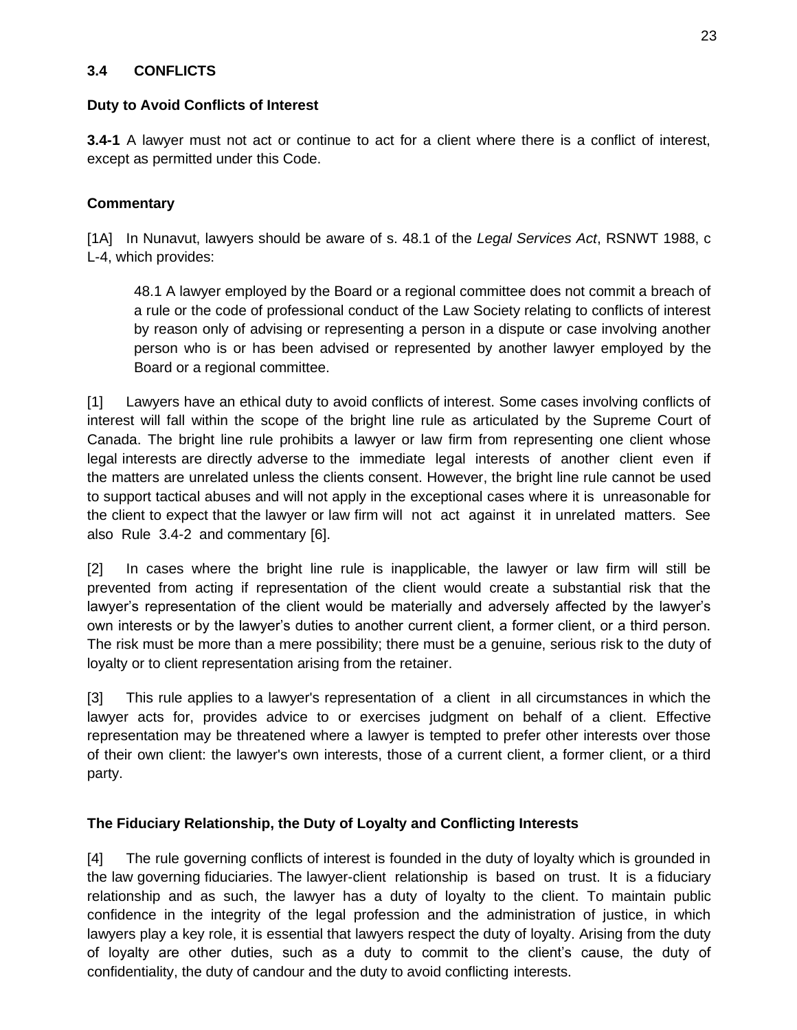## 3.4 CONFLICTS

### Duty to Avoid Conflicts of Interest

**3.4-1** A lawyer must not act or continue to act for a client where there is a conflict of interest, except as permitted under this Code.

#### Commentary

[1A] In Nunavut, lawyers should be aware of s. 48.1 of the *Legal Services Act*, RSNWT 1988, c L-4, which provides:

> 48.1 A lawyer employed by the Board or a regional committee does not commit a breach of a rule or the code of professional conduct of the Law Society relating to conflicts of interest by reason only of advising or representing a person in a dispute or case involving another person who is or has been advised or represented by another lawyer employed by the Board or a regional committee.

[1] Lawyers have an ethical duty to avoid conflicts of interest. Some cases involving conflicts of interest will fall within the scope of the bright line rule as articulated by the Supreme Court of Canada. The bright line rule prohibits a lawyer or law firm from representing one client whose legal interests are directly adverse to the immediate legal interests of another client even if the matters are unrelated unless the clients consent. However, the bright line rule cannot be used to support tactical abuses and will not apply in the exceptional cases where it is unreasonable for the client to expect that the lawyer or law firm will not act against it in unrelated matters. See also Rule 3.4-2 and commentary [6].

[2] In cases where the bright line rule is inapplicable, the lawyer or law firm will still be prevented from acting if representation of the client would create a substantial risk that the lawyer's representation of the client would be materially and adversely affected by the lawyer's own interests or by the lawyer's duties to another current client, a former client, or a third person. The risk must be more than a mere possibility; there must be a genuine, serious risk to the duty of loyalty or to client representation arising from the retainer.

[3] This rule applies to a lawyer's representation of a client in all circumstances in which the lawyer acts for, provides advice to or exercises judgment on behalf of a client. Effective representation may be threatened where a lawyer is tempted to prefer other interests over those of their own client: the lawyer's own interests, those of a current client, a former client, or a third party.

### The Fiduciary Relationship, the Duty of Loyalty and Conflicting Interests

[4] The rule governing conflicts of interest is founded in the duty of loyalty which is grounded in the law governing fiduciaries. The lawyer-client relationship is based on trust. It is a fiduciary relationship and as such, the lawyer has a duty of loyalty to the client. To maintain public confidence in the integrity of the legal profession and the administration of justice, in which lawyers play a key role, it is essential that lawyers respect the duty of loyalty. Arising from the duty of loyalty are other duties, such as a duty to commit to the client's cause, the duty of confidentiality, the duty of candour and the duty to avoid conflicting interests.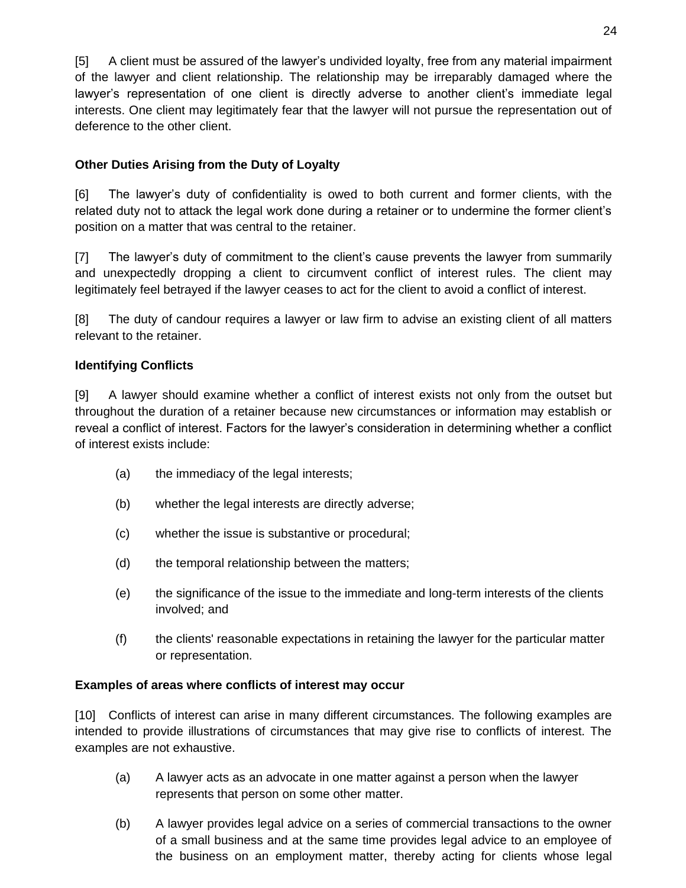[5] A client must be assured of the lawyer's undivided loyalty, free from any material impairment of the lawyer and client relationship. The relationship may be irreparably damaged where the lawyer's representation of one client is directly adverse to another client's immediate legal interests. One client may legitimately fear that the lawyer will not pursue the representation out of deference to the other client.

**Other Duties Arising from the Duty of Loyalty**

[6] The lawyer's duty of confidentiality is owed to both current and former clients, with the related duty not to attack the legal work done during a retainer or to undermine the former client's position on a matter that was central to the retainer.

[7] The lawyer's duty of commitment to the client's cause prevents the lawyer from summarily and unexpectedly dropping a client to circumvent conflict of interest rules. The client may legitimately feel betrayed if the lawyer ceases to act for the client to avoid a conflict of interest.

[8] The duty of candour requires a lawyer or law firm to advise an existing client of all matters relevant to the retainer.

**Identifying Conflicts**

[9] A lawyer should examine whether a conflict of interest exists not only from the outset but throughout the duration of a retainer because new circumstances or information may establish or reveal a conflict of interest. Factors for the lawyer's consideration in determining whether a conflict of interest exists include:

(a) the immediacy of the legal interests;

(b) whether the legal interests are directly adverse;

(c) whether the issue is substantive or procedural;

(d) the temporal relationship between the matters;

(e) the significance of the issue to the immediate and long-term interests of the clients involved; and

(f) the clients' reasonable expectations in retaining the lawyer for the particular matter or representation.

**Examples of areas where conflicts of interest may occur**

[10] Conflicts of interest can arise in many different circumstances. The following examples are intended to provide illustrations of circumstances that may give rise to conflicts of interest. The examples are not exhaustive.

(a) A lawyer acts as an advocate in one matter against a person when the lawyer represents that person on some other matter.

(b) A lawyer provides legal advice on a series of commercial transactions to the owner of a small business and at the same time provides legal advice to an employee of the business on an employment matter, thereby acting for clients whose legal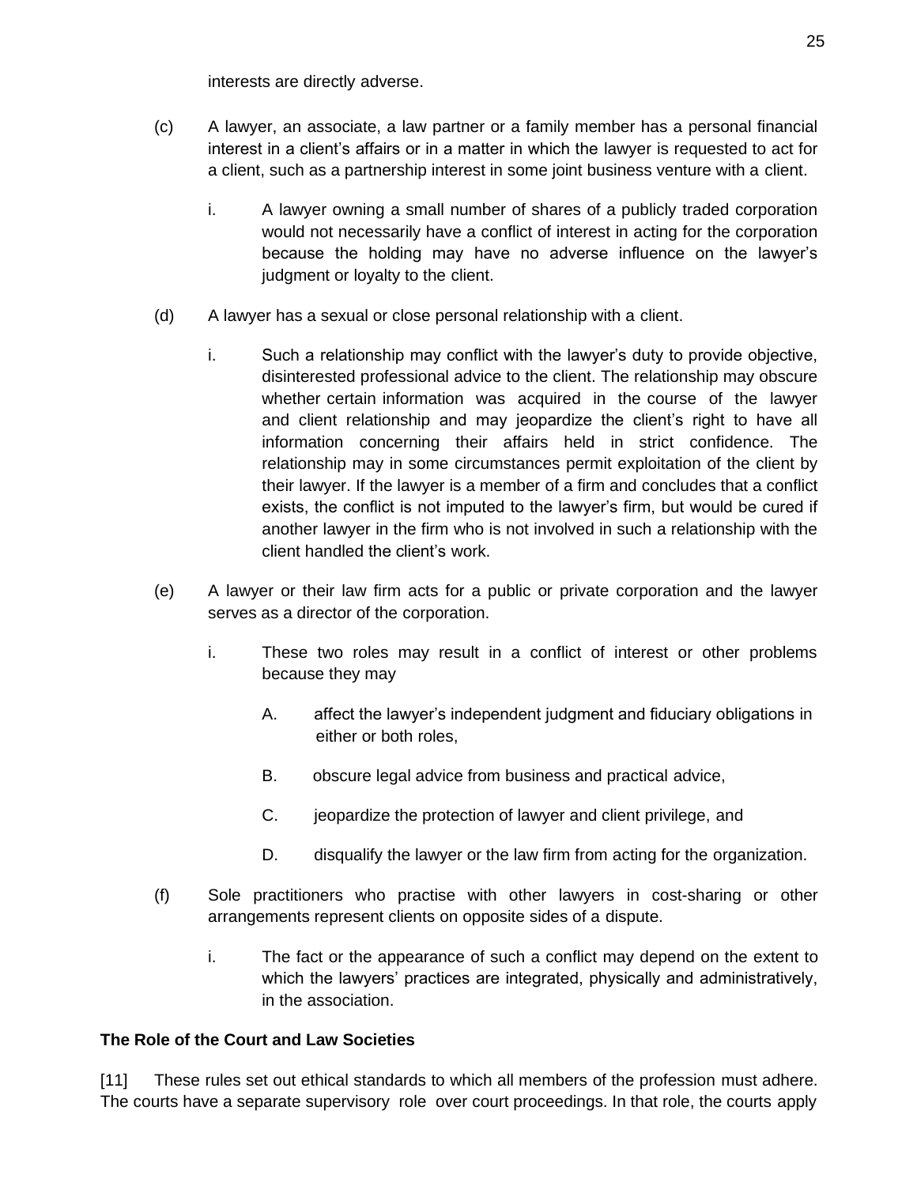interests are directly adverse.

(c) A lawyer, an associate, a law partner or a family member has a personal financial interest in a client's affairs or in a matter in which the lawyer is requested to act for a client, such as a partnership interest in some joint business venture with a client.

  i. A lawyer owning a small number of shares of a publicly traded corporation would not necessarily have a conflict of interest in acting for the corporation because the holding may have no adverse influence on the lawyer's judgment or loyalty to the client.

(d) A lawyer has a sexual or close personal relationship with a client.

  i. Such a relationship may conflict with the lawyer's duty to provide objective, disinterested professional advice to the client. The relationship may obscure whether certain information was acquired in the course of the lawyer and client relationship and may jeopardize the client's right to have all information concerning their affairs held in strict confidence. The relationship may in some circumstances permit exploitation of the client by their lawyer. If the lawyer is a member of a firm and concludes that a conflict exists, the conflict is not imputed to the lawyer's firm, but would be cured if another lawyer in the firm who is not involved in such a relationship with the client handled the client's work.

(e) A lawyer or their law firm acts for a public or private corporation and the lawyer serves as a director of the corporation.

  i. These two roles may result in a conflict of interest or other problems because they may

    A. affect the lawyer's independent judgment and fiduciary obligations in either or both roles,

    B. obscure legal advice from business and practical advice,

    C. jeopardize the protection of lawyer and client privilege, and

    D. disqualify the lawyer or the law firm from acting for the organization.

(f) Sole practitioners who practise with other lawyers in cost-sharing or other arrangements represent clients on opposite sides of a dispute.

  i. The fact or the appearance of such a conflict may depend on the extent to which the lawyers' practices are integrated, physically and administratively, in the association.

**The Role of the Court and Law Societies**

[11] These rules set out ethical standards to which all members of the profession must adhere. The courts have a separate supervisory role over court proceedings. In that role, the courts apply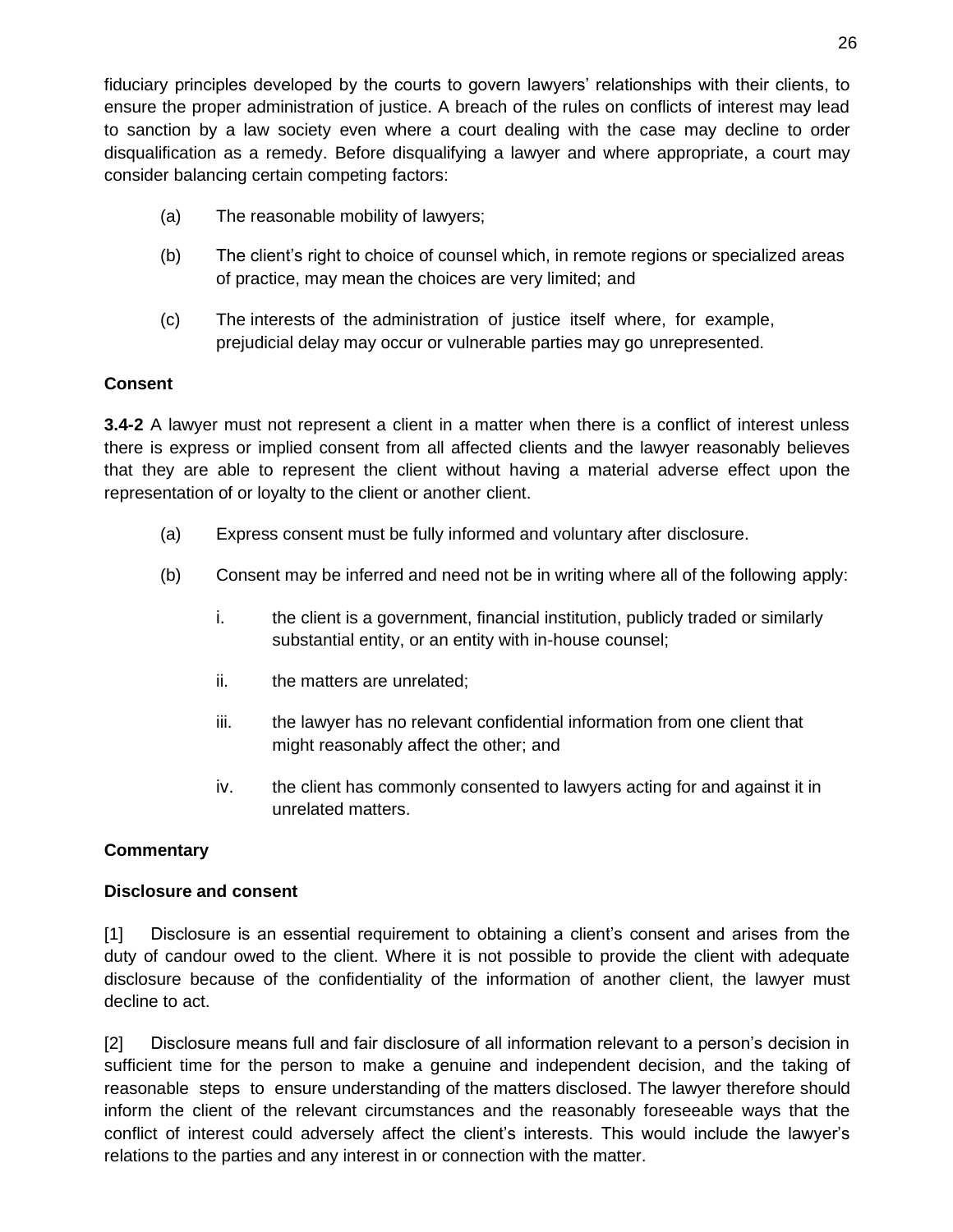fiduciary principles developed by the courts to govern lawyers' relationships with their clients, to ensure the proper administration of justice. A breach of the rules on conflicts of interest may lead to sanction by a law society even where a court dealing with the case may decline to order disqualification as a remedy. Before disqualifying a lawyer and where appropriate, a court may consider balancing certain competing factors:

(a) The reasonable mobility of lawyers;

(b) The client's right to choice of counsel which, in remote regions or specialized areas of practice, may mean the choices are very limited; and

(c) The interests of the administration of justice itself where, for example, prejudicial delay may occur or vulnerable parties may go unrepresented.

**Consent**

**3.4-2** A lawyer must not represent a client in a matter when there is a conflict of interest unless there is express or implied consent from all affected clients and the lawyer reasonably believes that they are able to represent the client without having a material adverse effect upon the representation of or loyalty to the client or another client.

(a) Express consent must be fully informed and voluntary after disclosure.

(b) Consent may be inferred and need not be in writing where all of the following apply:

i. the client is a government, financial institution, publicly traded or similarly substantial entity, or an entity with in-house counsel;

ii. the matters are unrelated;

iii. the lawyer has no relevant confidential information from one client that might reasonably affect the other; and

iv. the client has commonly consented to lawyers acting for and against it in unrelated matters.

**Commentary**

**Disclosure and consent**

[1] Disclosure is an essential requirement to obtaining a client's consent and arises from the duty of candour owed to the client. Where it is not possible to provide the client with adequate disclosure because of the confidentiality of the information of another client, the lawyer must decline to act.

[2] Disclosure means full and fair disclosure of all information relevant to a person's decision in sufficient time for the person to make a genuine and independent decision, and the taking of reasonable steps to ensure understanding of the matters disclosed. The lawyer therefore should inform the client of the relevant circumstances and the reasonably foreseeable ways that the conflict of interest could adversely affect the client's interests. This would include the lawyer's relations to the parties and any interest in or connection with the matter.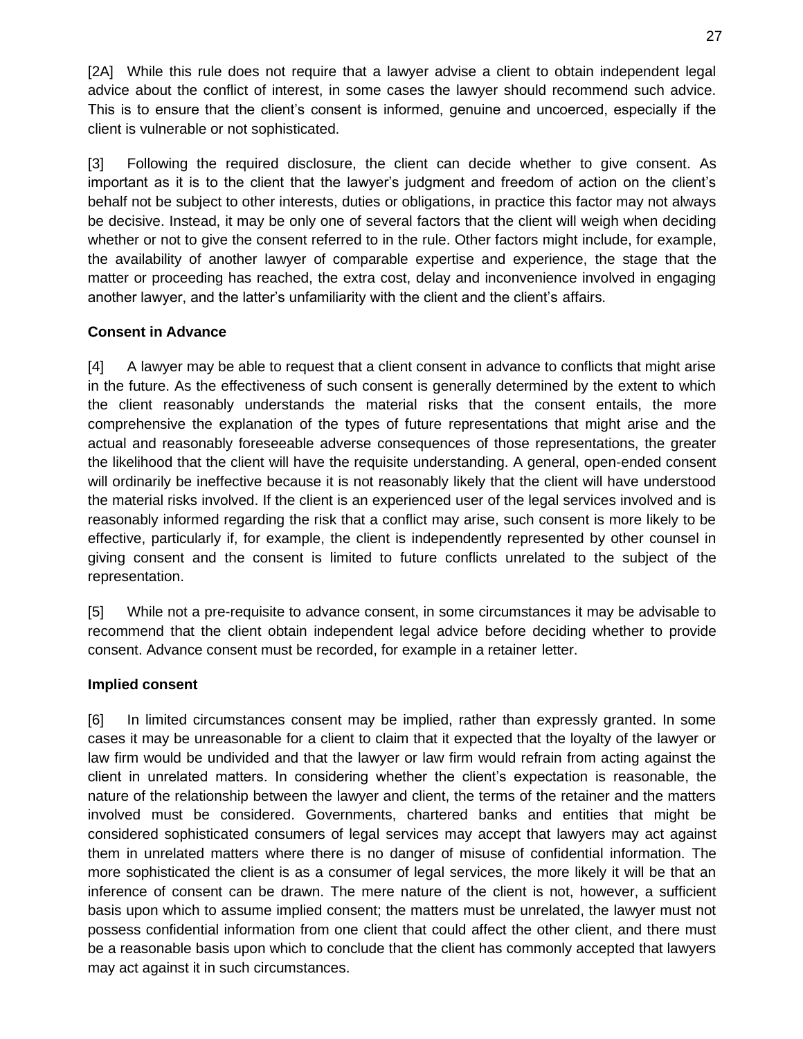[2A] While this rule does not require that a lawyer advise a client to obtain independent legal advice about the conflict of interest, in some cases the lawyer should recommend such advice. This is to ensure that the client's consent is informed, genuine and uncoerced, especially if the client is vulnerable or not sophisticated.

[3] Following the required disclosure, the client can decide whether to give consent. As important as it is to the client that the lawyer's judgment and freedom of action on the client's behalf not be subject to other interests, duties or obligations, in practice this factor may not always be decisive. Instead, it may be only one of several factors that the client will weigh when deciding whether or not to give the consent referred to in the rule. Other factors might include, for example, the availability of another lawyer of comparable expertise and experience, the stage that the matter or proceeding has reached, the extra cost, delay and inconvenience involved in engaging another lawyer, and the latter's unfamiliarity with the client and the client's affairs.

**Consent in Advance**

[4] A lawyer may be able to request that a client consent in advance to conflicts that might arise in the future. As the effectiveness of such consent is generally determined by the extent to which the client reasonably understands the material risks that the consent entails, the more comprehensive the explanation of the types of future representations that might arise and the actual and reasonably foreseeable adverse consequences of those representations, the greater the likelihood that the client will have the requisite understanding. A general, open-ended consent will ordinarily be ineffective because it is not reasonably likely that the client will have understood the material risks involved. If the client is an experienced user of the legal services involved and is reasonably informed regarding the risk that a conflict may arise, such consent is more likely to be effective, particularly if, for example, the client is independently represented by other counsel in giving consent and the consent is limited to future conflicts unrelated to the subject of the representation.

[5] While not a pre-requisite to advance consent, in some circumstances it may be advisable to recommend that the client obtain independent legal advice before deciding whether to provide consent. Advance consent must be recorded, for example in a retainer letter.

**Implied consent**

[6] In limited circumstances consent may be implied, rather than expressly granted. In some cases it may be unreasonable for a client to claim that it expected that the loyalty of the lawyer or law firm would be undivided and that the lawyer or law firm would refrain from acting against the client in unrelated matters. In considering whether the client's expectation is reasonable, the nature of the relationship between the lawyer and client, the terms of the retainer and the matters involved must be considered. Governments, chartered banks and entities that might be considered sophisticated consumers of legal services may accept that lawyers may act against them in unrelated matters where there is no danger of misuse of confidential information. The more sophisticated the client is as a consumer of legal services, the more likely it will be that an inference of consent can be drawn. The mere nature of the client is not, however, a sufficient basis upon which to assume implied consent; the matters must be unrelated, the lawyer must not possess confidential information from one client that could affect the other client, and there must be a reasonable basis upon which to conclude that the client has commonly accepted that lawyers may act against it in such circumstances.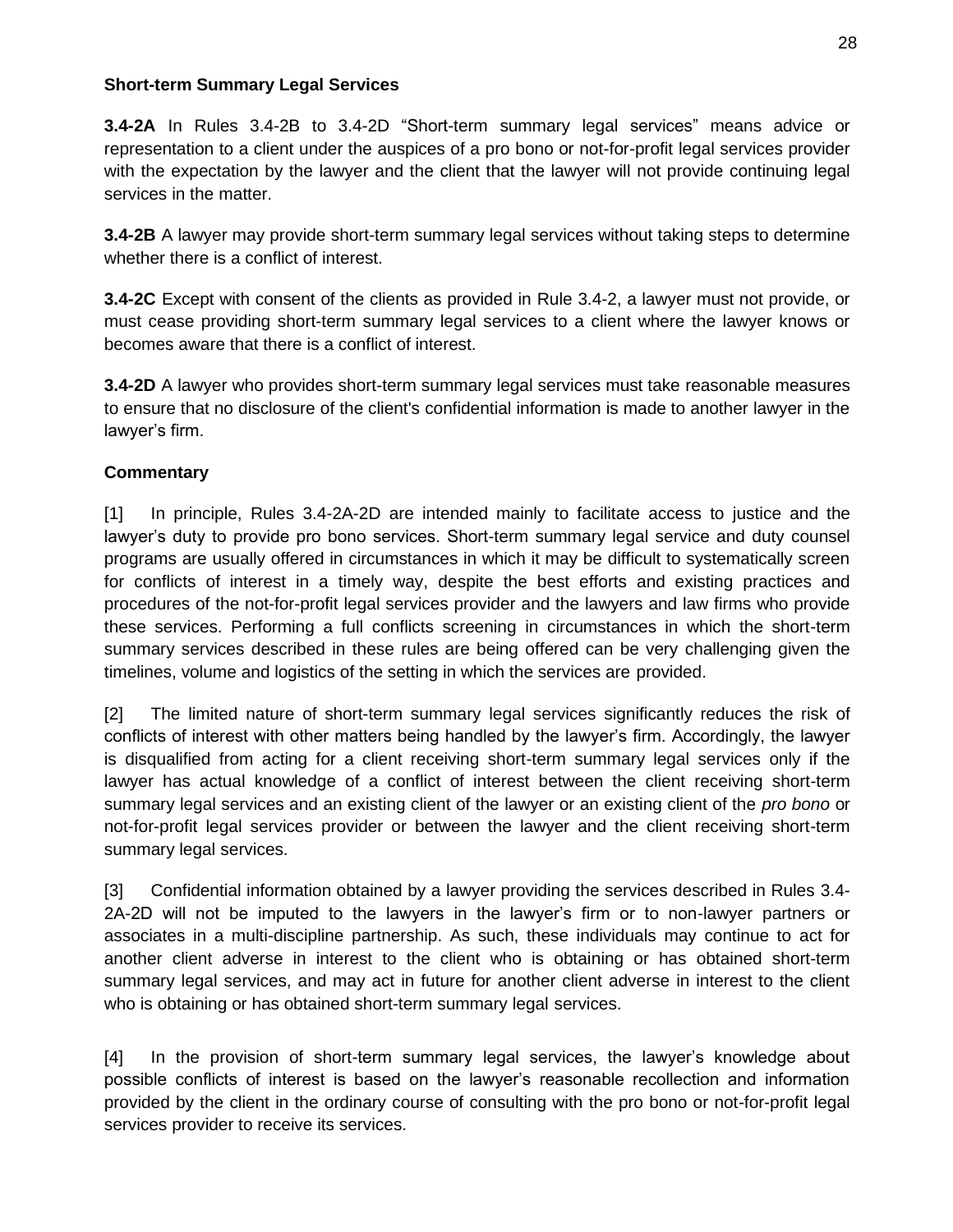**Short-term Summary Legal Services**

**3.4-2A** In Rules 3.4-2B to 3.4-2D "Short-term summary legal services" means advice or representation to a client under the auspices of a pro bono or not-for-profit legal services provider with the expectation by the lawyer and the client that the lawyer will not provide continuing legal services in the matter.

**3.4-2B** A lawyer may provide short-term summary legal services without taking steps to determine whether there is a conflict of interest.

**3.4-2C** Except with consent of the clients as provided in Rule 3.4-2, a lawyer must not provide, or must cease providing short-term summary legal services to a client where the lawyer knows or becomes aware that there is a conflict of interest.

**3.4-2D** A lawyer who provides short-term summary legal services must take reasonable measures to ensure that no disclosure of the client's confidential information is made to another lawyer in the lawyer's firm.

**Commentary**

[1] In principle, Rules 3.4-2A-2D are intended mainly to facilitate access to justice and the lawyer's duty to provide pro bono services. Short-term summary legal service and duty counsel programs are usually offered in circumstances in which it may be difficult to systematically screen for conflicts of interest in a timely way, despite the best efforts and existing practices and procedures of the not-for-profit legal services provider and the lawyers and law firms who provide these services. Performing a full conflicts screening in circumstances in which the short-term summary services described in these rules are being offered can be very challenging given the timelines, volume and logistics of the setting in which the services are provided.

[2] The limited nature of short-term summary legal services significantly reduces the risk of conflicts of interest with other matters being handled by the lawyer's firm. Accordingly, the lawyer is disqualified from acting for a client receiving short-term summary legal services only if the lawyer has actual knowledge of a conflict of interest between the client receiving short-term summary legal services and an existing client of the lawyer or an existing client of the *pro bono* or not-for-profit legal services provider or between the lawyer and the client receiving short-term summary legal services.

[3] Confidential information obtained by a lawyer providing the services described in Rules 3.4-2A-2D will not be imputed to the lawyers in the lawyer's firm or to non-lawyer partners or associates in a multi-discipline partnership. As such, these individuals may continue to act for another client adverse in interest to the client who is obtaining or has obtained short-term summary legal services, and may act in future for another client adverse in interest to the client who is obtaining or has obtained short-term summary legal services.

[4] In the provision of short-term summary legal services, the lawyer's knowledge about possible conflicts of interest is based on the lawyer's reasonable recollection and information provided by the client in the ordinary course of consulting with the pro bono or not-for-profit legal services provider to receive its services.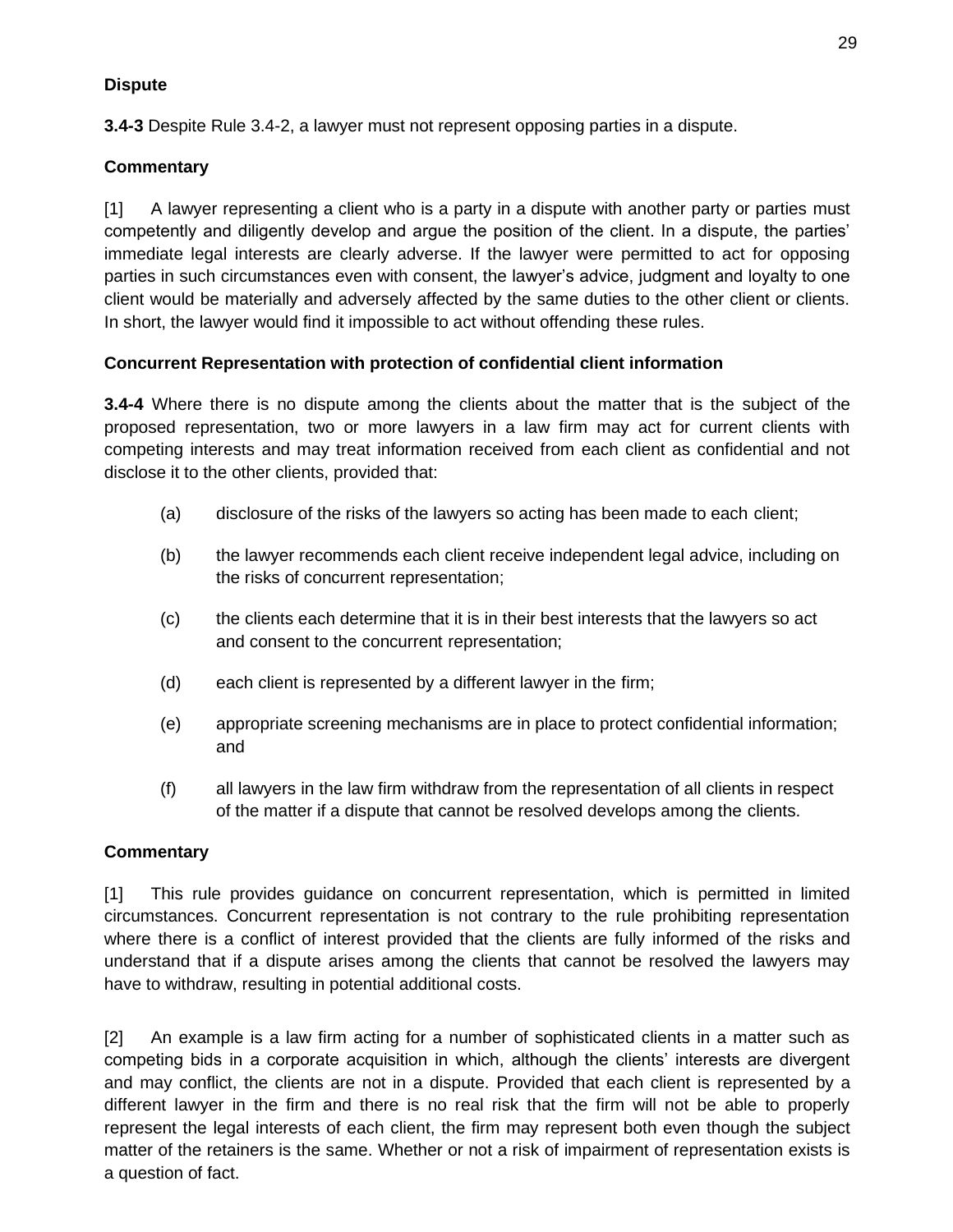**Dispute**

**3.4-3** Despite Rule 3.4-2, a lawyer must not represent opposing parties in a dispute.

**Commentary**

[1] A lawyer representing a client who is a party in a dispute with another party or parties must competently and diligently develop and argue the position of the client. In a dispute, the parties' immediate legal interests are clearly adverse. If the lawyer were permitted to act for opposing parties in such circumstances even with consent, the lawyer's advice, judgment and loyalty to one client would be materially and adversely affected by the same duties to the other client or clients. In short, the lawyer would find it impossible to act without offending these rules.

**Concurrent Representation with protection of confidential client information**

**3.4-4** Where there is no dispute among the clients about the matter that is the subject of the proposed representation, two or more lawyers in a law firm may act for current clients with competing interests and may treat information received from each client as confidential and not disclose it to the other clients, provided that:

(a) disclosure of the risks of the lawyers so acting has been made to each client;

(b) the lawyer recommends each client receive independent legal advice, including on the risks of concurrent representation;

(c) the clients each determine that it is in their best interests that the lawyers so act and consent to the concurrent representation;

(d) each client is represented by a different lawyer in the firm;

(e) appropriate screening mechanisms are in place to protect confidential information; and

(f) all lawyers in the law firm withdraw from the representation of all clients in respect of the matter if a dispute that cannot be resolved develops among the clients.

**Commentary**

[1] This rule provides guidance on concurrent representation, which is permitted in limited circumstances. Concurrent representation is not contrary to the rule prohibiting representation where there is a conflict of interest provided that the clients are fully informed of the risks and understand that if a dispute arises among the clients that cannot be resolved the lawyers may have to withdraw, resulting in potential additional costs.

[2] An example is a law firm acting for a number of sophisticated clients in a matter such as competing bids in a corporate acquisition in which, although the clients' interests are divergent and may conflict, the clients are not in a dispute. Provided that each client is represented by a different lawyer in the firm and there is no real risk that the firm will not be able to properly represent the legal interests of each client, the firm may represent both even though the subject matter of the retainers is the same. Whether or not a risk of impairment of representation exists is a question of fact.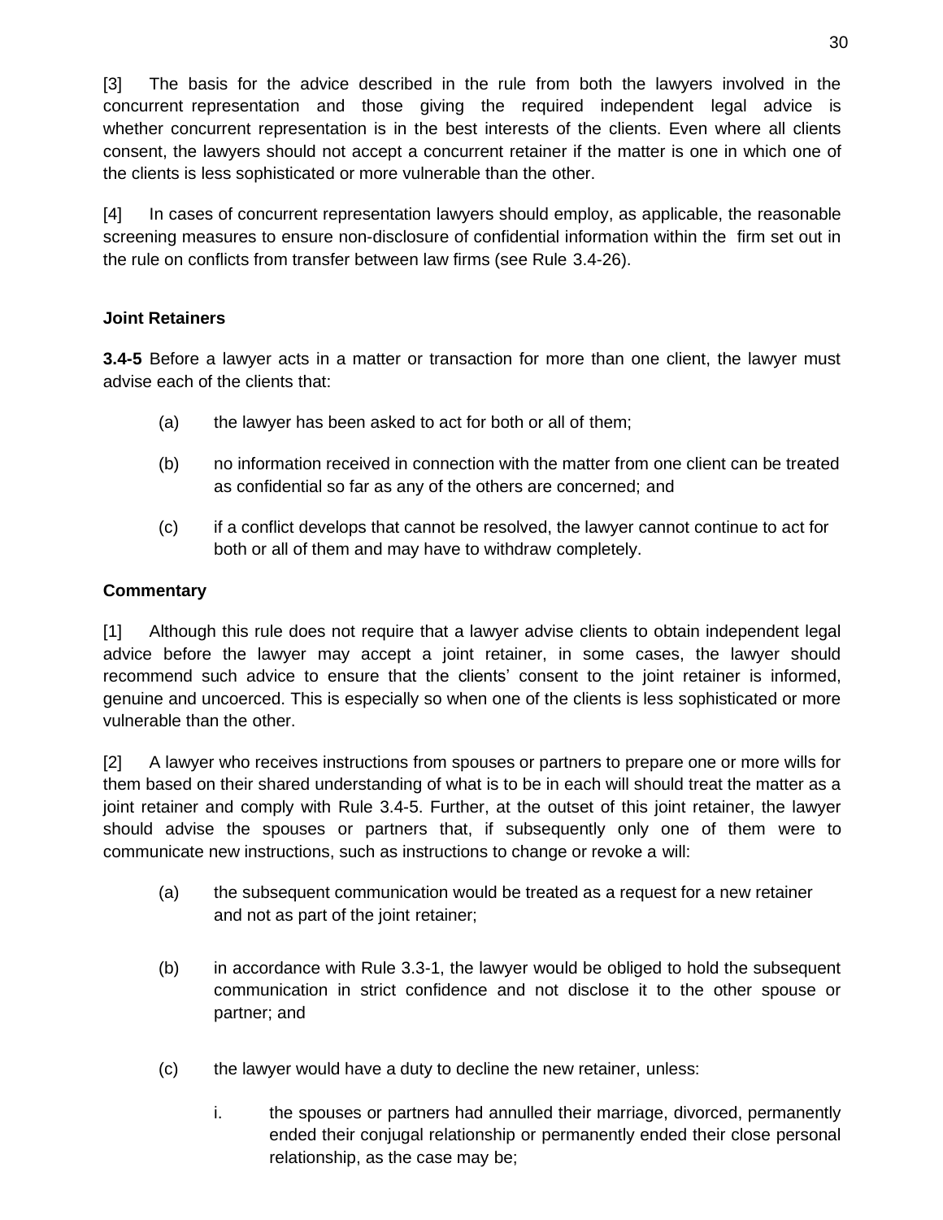[3] The basis for the advice described in the rule from both the lawyers involved in the concurrent representation and those giving the required independent legal advice is whether concurrent representation is in the best interests of the clients. Even where all clients consent, the lawyers should not accept a concurrent retainer if the matter is one in which one of the clients is less sophisticated or more vulnerable than the other.

[4] In cases of concurrent representation lawyers should employ, as applicable, the reasonable screening measures to ensure non-disclosure of confidential information within the firm set out in the rule on conflicts from transfer between law firms (see Rule 3.4-26).

**Joint Retainers**

**3.4-5** Before a lawyer acts in a matter or transaction for more than one client, the lawyer must advise each of the clients that:

(a) the lawyer has been asked to act for both or all of them;

(b) no information received in connection with the matter from one client can be treated as confidential so far as any of the others are concerned; and

(c) if a conflict develops that cannot be resolved, the lawyer cannot continue to act for both or all of them and may have to withdraw completely.

**Commentary**

[1] Although this rule does not require that a lawyer advise clients to obtain independent legal advice before the lawyer may accept a joint retainer, in some cases, the lawyer should recommend such advice to ensure that the clients' consent to the joint retainer is informed, genuine and uncoerced. This is especially so when one of the clients is less sophisticated or more vulnerable than the other.

[2] A lawyer who receives instructions from spouses or partners to prepare one or more wills for them based on their shared understanding of what is to be in each will should treat the matter as a joint retainer and comply with Rule 3.4-5. Further, at the outset of this joint retainer, the lawyer should advise the spouses or partners that, if subsequently only one of them were to communicate new instructions, such as instructions to change or revoke a will:

(a) the subsequent communication would be treated as a request for a new retainer and not as part of the joint retainer;

(b) in accordance with Rule 3.3-1, the lawyer would be obliged to hold the subsequent communication in strict confidence and not disclose it to the other spouse or partner; and

(c) the lawyer would have a duty to decline the new retainer, unless:

   i. the spouses or partners had annulled their marriage, divorced, permanently ended their conjugal relationship or permanently ended their close personal relationship, as the case may be;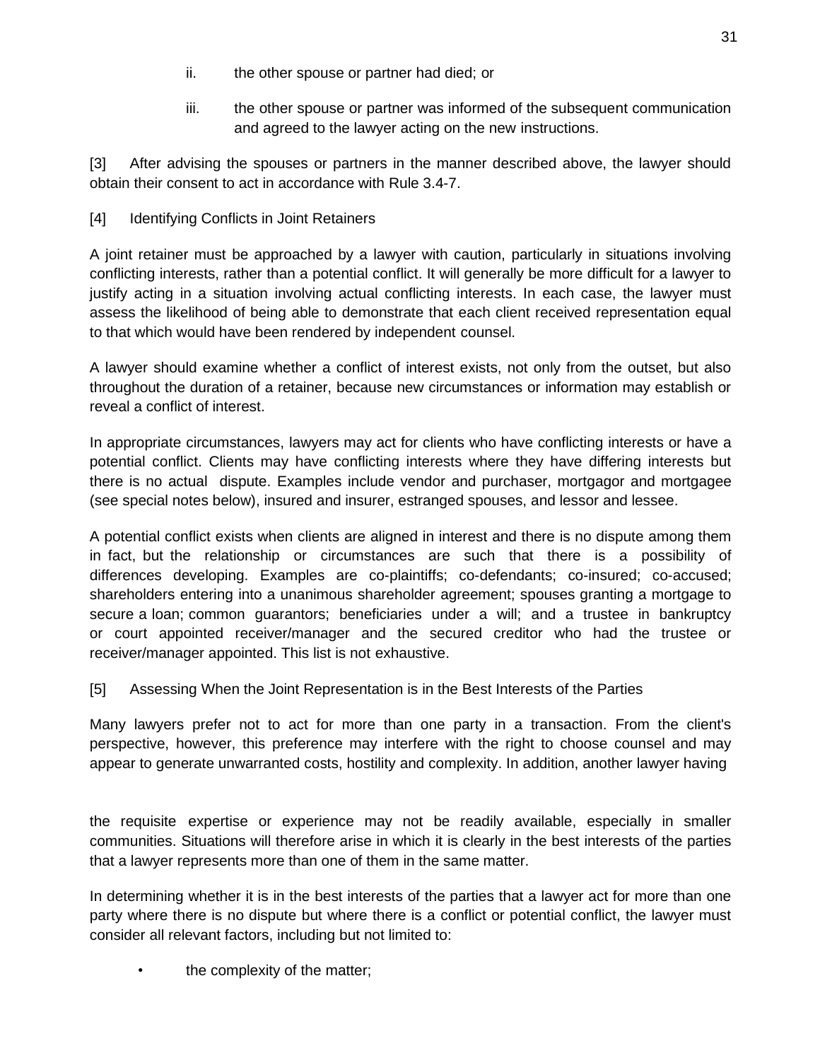ii. the other spouse or partner had died; or

iii. the other spouse or partner was informed of the subsequent communication and agreed to the lawyer acting on the new instructions.

[3] After advising the spouses or partners in the manner described above, the lawyer should obtain their consent to act in accordance with Rule 3.4-7.

[4] Identifying Conflicts in Joint Retainers

A joint retainer must be approached by a lawyer with caution, particularly in situations involving conflicting interests, rather than a potential conflict. It will generally be more difficult for a lawyer to justify acting in a situation involving actual conflicting interests. In each case, the lawyer must assess the likelihood of being able to demonstrate that each client received representation equal to that which would have been rendered by independent counsel.

A lawyer should examine whether a conflict of interest exists, not only from the outset, but also throughout the duration of a retainer, because new circumstances or information may establish or reveal a conflict of interest.

In appropriate circumstances, lawyers may act for clients who have conflicting interests or have a potential conflict. Clients may have conflicting interests where they have differing interests but there is no actual dispute. Examples include vendor and purchaser, mortgagor and mortgagee (see special notes below), insured and insurer, estranged spouses, and lessor and lessee.

A potential conflict exists when clients are aligned in interest and there is no dispute among them in fact, but the relationship or circumstances are such that there is a possibility of differences developing. Examples are co-plaintiffs; co-defendants; co-insured; co-accused; shareholders entering into a unanimous shareholder agreement; spouses granting a mortgage to secure a loan; common guarantors; beneficiaries under a will; and a trustee in bankruptcy or court appointed receiver/manager and the secured creditor who had the trustee or receiver/manager appointed. This list is not exhaustive.

[5] Assessing When the Joint Representation is in the Best Interests of the Parties

Many lawyers prefer not to act for more than one party in a transaction. From the client's perspective, however, this preference may interfere with the right to choose counsel and may appear to generate unwarranted costs, hostility and complexity. In addition, another lawyer having the requisite expertise or experience may not be readily available, especially in smaller communities. Situations will therefore arise in which it is clearly in the best interests of the parties that a lawyer represents more than one of them in the same matter.

In determining whether it is in the best interests of the parties that a lawyer act for more than one party where there is no dispute but where there is a conflict or potential conflict, the lawyer must consider all relevant factors, including but not limited to:

- the complexity of the matter;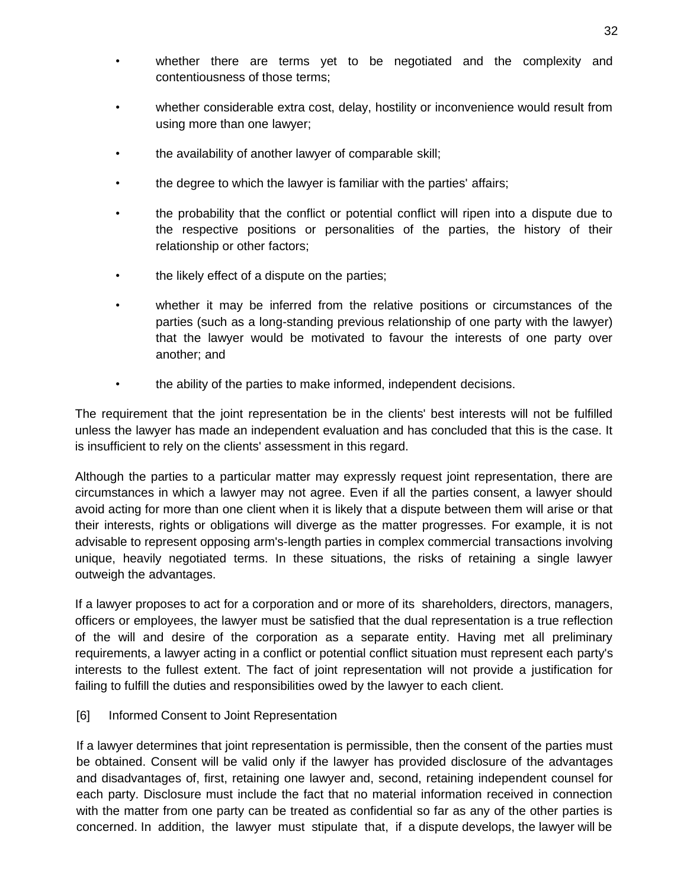- whether there are terms yet to be negotiated and the complexity and contentiousness of those terms;
- whether considerable extra cost, delay, hostility or inconvenience would result from using more than one lawyer;
- the availability of another lawyer of comparable skill;
- the degree to which the lawyer is familiar with the parties' affairs;
- the probability that the conflict or potential conflict will ripen into a dispute due to the respective positions or personalities of the parties, the history of their relationship or other factors;
- the likely effect of a dispute on the parties;
- whether it may be inferred from the relative positions or circumstances of the parties (such as a long-standing previous relationship of one party with the lawyer) that the lawyer would be motivated to favour the interests of one party over another; and
- the ability of the parties to make informed, independent decisions.

The requirement that the joint representation be in the clients' best interests will not be fulfilled unless the lawyer has made an independent evaluation and has concluded that this is the case. It is insufficient to rely on the clients' assessment in this regard.

Although the parties to a particular matter may expressly request joint representation, there are circumstances in which a lawyer may not agree. Even if all the parties consent, a lawyer should avoid acting for more than one client when it is likely that a dispute between them will arise or that their interests, rights or obligations will diverge as the matter progresses. For example, it is not advisable to represent opposing arm's-length parties in complex commercial transactions involving unique, heavily negotiated terms. In these situations, the risks of retaining a single lawyer outweigh the advantages.

If a lawyer proposes to act for a corporation and or more of its shareholders, directors, managers, officers or employees, the lawyer must be satisfied that the dual representation is a true reflection of the will and desire of the corporation as a separate entity. Having met all preliminary requirements, a lawyer acting in a conflict or potential conflict situation must represent each party's interests to the fullest extent. The fact of joint representation will not provide a justification for failing to fulfill the duties and responsibilities owed by the lawyer to each client.

[6] Informed Consent to Joint Representation

If a lawyer determines that joint representation is permissible, then the consent of the parties must be obtained. Consent will be valid only if the lawyer has provided disclosure of the advantages and disadvantages of, first, retaining one lawyer and, second, retaining independent counsel for each party. Disclosure must include the fact that no material information received in connection with the matter from one party can be treated as confidential so far as any of the other parties is concerned. In addition, the lawyer must stipulate that, if a dispute develops, the lawyer will be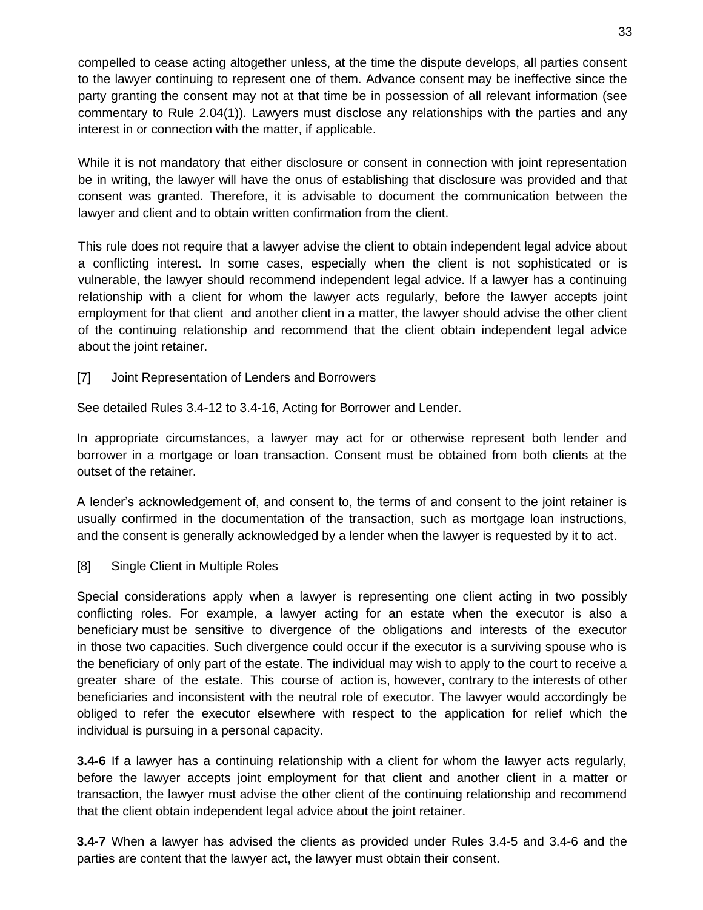compelled to cease acting altogether unless, at the time the dispute develops, all parties consent to the lawyer continuing to represent one of them. Advance consent may be ineffective since the party granting the consent may not at that time be in possession of all relevant information (see commentary to Rule 2.04(1)). Lawyers must disclose any relationships with the parties and any interest in or connection with the matter, if applicable.

While it is not mandatory that either disclosure or consent in connection with joint representation be in writing, the lawyer will have the onus of establishing that disclosure was provided and that consent was granted. Therefore, it is advisable to document the communication between the lawyer and client and to obtain written confirmation from the client.

This rule does not require that a lawyer advise the client to obtain independent legal advice about a conflicting interest. In some cases, especially when the client is not sophisticated or is vulnerable, the lawyer should recommend independent legal advice. If a lawyer has a continuing relationship with a client for whom the lawyer acts regularly, before the lawyer accepts joint employment for that client and another client in a matter, the lawyer should advise the other client of the continuing relationship and recommend that the client obtain independent legal advice about the joint retainer.

[7] Joint Representation of Lenders and Borrowers

See detailed Rules 3.4-12 to 3.4-16, Acting for Borrower and Lender.

In appropriate circumstances, a lawyer may act for or otherwise represent both lender and borrower in a mortgage or loan transaction. Consent must be obtained from both clients at the outset of the retainer.

A lender's acknowledgement of, and consent to, the terms of and consent to the joint retainer is usually confirmed in the documentation of the transaction, such as mortgage loan instructions, and the consent is generally acknowledged by a lender when the lawyer is requested by it to act.

[8] Single Client in Multiple Roles

Special considerations apply when a lawyer is representing one client acting in two possibly conflicting roles. For example, a lawyer acting for an estate when the executor is also a beneficiary must be sensitive to divergence of the obligations and interests of the executor in those two capacities. Such divergence could occur if the executor is a surviving spouse who is the beneficiary of only part of the estate. The individual may wish to apply to the court to receive a greater share of the estate. This course of action is, however, contrary to the interests of other beneficiaries and inconsistent with the neutral role of executor. The lawyer would accordingly be obliged to refer the executor elsewhere with respect to the application for relief which the individual is pursuing in a personal capacity.

**3.4-6** If a lawyer has a continuing relationship with a client for whom the lawyer acts regularly, before the lawyer accepts joint employment for that client and another client in a matter or transaction, the lawyer must advise the other client of the continuing relationship and recommend that the client obtain independent legal advice about the joint retainer.

**3.4-7** When a lawyer has advised the clients as provided under Rules 3.4-5 and 3.4-6 and the parties are content that the lawyer act, the lawyer must obtain their consent.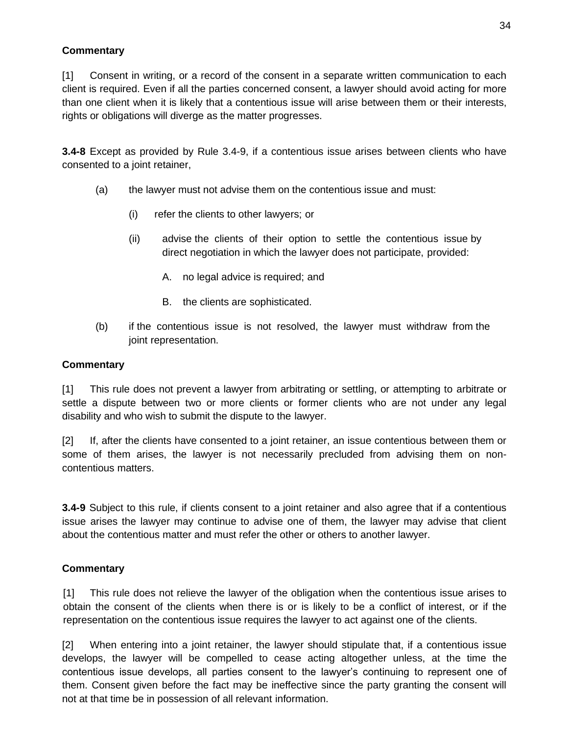**Commentary**

[1] Consent in writing, or a record of the consent in a separate written communication to each client is required. Even if all the parties concerned consent, a lawyer should avoid acting for more than one client when it is likely that a contentious issue will arise between them or their interests, rights or obligations will diverge as the matter progresses.

**3.4-8** Except as provided by Rule 3.4-9, if a contentious issue arises between clients who have consented to a joint retainer,

(a) the lawyer must not advise them on the contentious issue and must:

   (i) refer the clients to other lawyers; or

   (ii) advise the clients of their option to settle the contentious issue by direct negotiation in which the lawyer does not participate, provided:

      A. no legal advice is required; and

      B. the clients are sophisticated.

(b) if the contentious issue is not resolved, the lawyer must withdraw from the joint representation.

**Commentary**

[1] This rule does not prevent a lawyer from arbitrating or settling, or attempting to arbitrate or settle a dispute between two or more clients or former clients who are not under any legal disability and who wish to submit the dispute to the lawyer.

[2] If, after the clients have consented to a joint retainer, an issue contentious between them or some of them arises, the lawyer is not necessarily precluded from advising them on non-contentious matters.

**3.4-9** Subject to this rule, if clients consent to a joint retainer and also agree that if a contentious issue arises the lawyer may continue to advise one of them, the lawyer may advise that client about the contentious matter and must refer the other or others to another lawyer.

**Commentary**

[1] This rule does not relieve the lawyer of the obligation when the contentious issue arises to obtain the consent of the clients when there is or is likely to be a conflict of interest, or if the representation on the contentious issue requires the lawyer to act against one of the clients.

[2] When entering into a joint retainer, the lawyer should stipulate that, if a contentious issue develops, the lawyer will be compelled to cease acting altogether unless, at the time the contentious issue develops, all parties consent to the lawyer's continuing to represent one of them. Consent given before the fact may be ineffective since the party granting the consent will not at that time be in possession of all relevant information.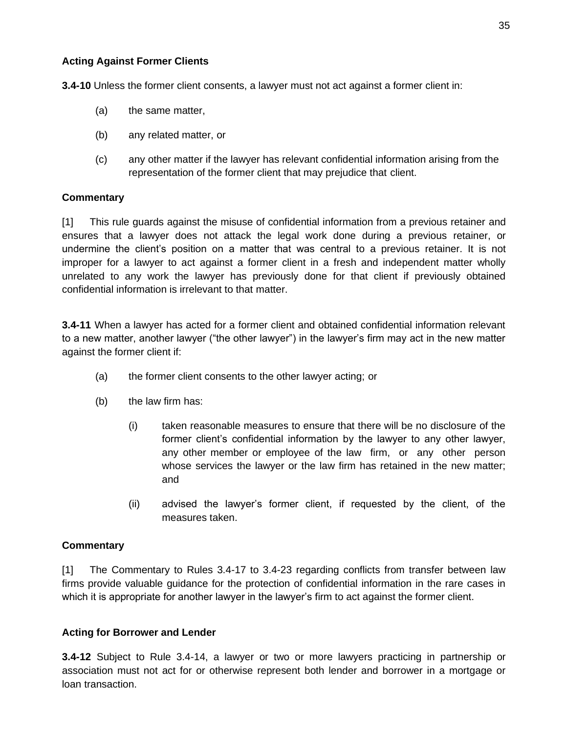**Acting Against Former Clients**

**3.4-10** Unless the former client consents, a lawyer must not act against a former client in:

(a) the same matter,

(b) any related matter, or

(c) any other matter if the lawyer has relevant confidential information arising from the representation of the former client that may prejudice that client.

**Commentary**

[1] This rule guards against the misuse of confidential information from a previous retainer and ensures that a lawyer does not attack the legal work done during a previous retainer, or undermine the client's position on a matter that was central to a previous retainer. It is not improper for a lawyer to act against a former client in a fresh and independent matter wholly unrelated to any work the lawyer has previously done for that client if previously obtained confidential information is irrelevant to that matter.

**3.4-11** When a lawyer has acted for a former client and obtained confidential information relevant to a new matter, another lawyer ("the other lawyer") in the lawyer's firm may act in the new matter against the former client if:

(a) the former client consents to the other lawyer acting; or

(b) the law firm has:

  (i) taken reasonable measures to ensure that there will be no disclosure of the former client's confidential information by the lawyer to any other lawyer, any other member or employee of the law firm, or any other person whose services the lawyer or the law firm has retained in the new matter; and

  (ii) advised the lawyer's former client, if requested by the client, of the measures taken.

**Commentary**

[1] The Commentary to Rules 3.4-17 to 3.4-23 regarding conflicts from transfer between law firms provide valuable guidance for the protection of confidential information in the rare cases in which it is appropriate for another lawyer in the lawyer's firm to act against the former client.

**Acting for Borrower and Lender**

**3.4-12** Subject to Rule 3.4-14, a lawyer or two or more lawyers practicing in partnership or association must not act for or otherwise represent both lender and borrower in a mortgage or loan transaction.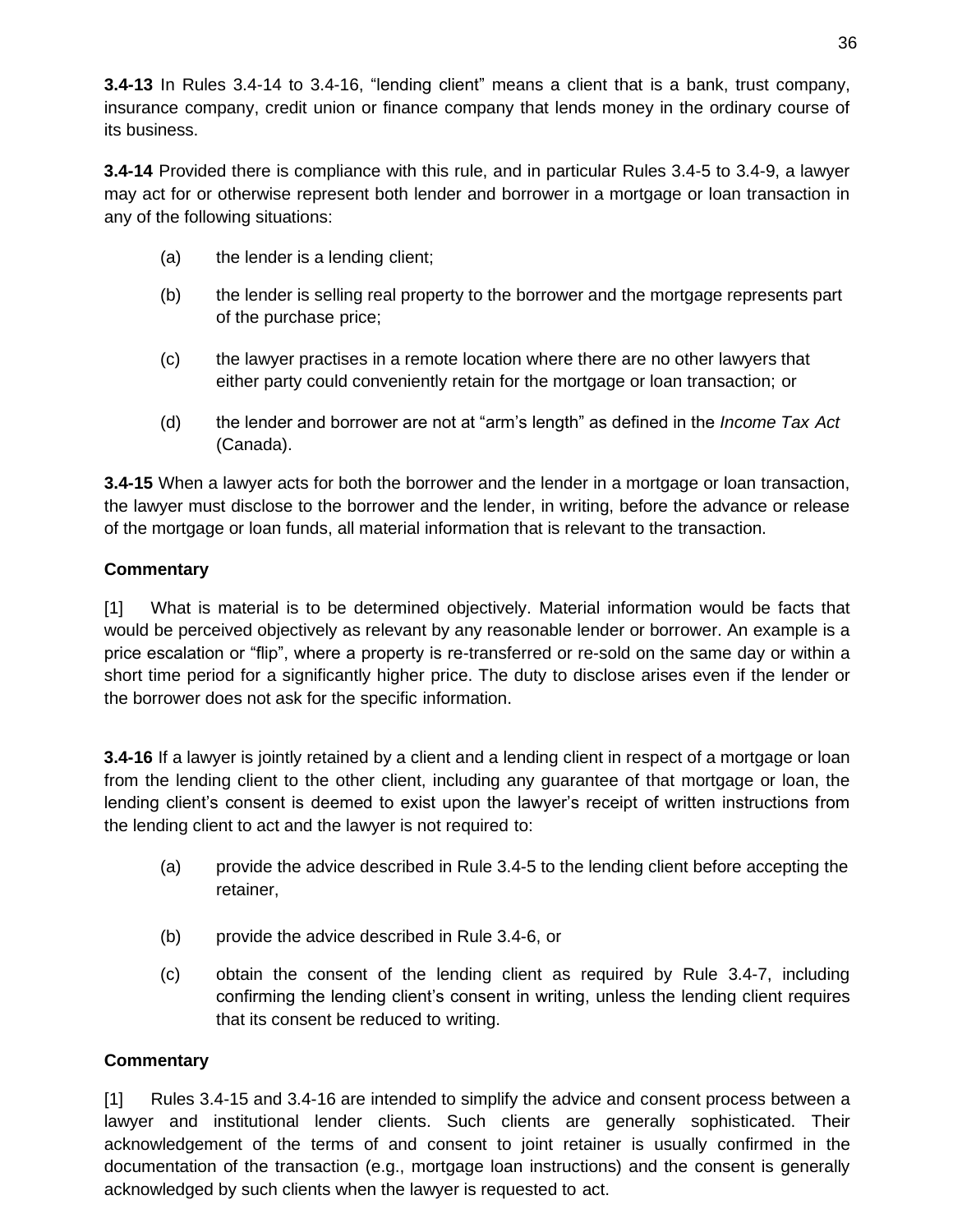**3.4-13** In Rules 3.4-14 to 3.4-16, "lending client" means a client that is a bank, trust company, insurance company, credit union or finance company that lends money in the ordinary course of its business.

**3.4-14** Provided there is compliance with this rule, and in particular Rules 3.4-5 to 3.4-9, a lawyer may act for or otherwise represent both lender and borrower in a mortgage or loan transaction in any of the following situations:

(a) the lender is a lending client;

(b) the lender is selling real property to the borrower and the mortgage represents part of the purchase price;

(c) the lawyer practises in a remote location where there are no other lawyers that either party could conveniently retain for the mortgage or loan transaction; or

(d) the lender and borrower are not at "arm's length" as defined in the *Income Tax Act* (Canada).

**3.4-15** When a lawyer acts for both the borrower and the lender in a mortgage or loan transaction, the lawyer must disclose to the borrower and the lender, in writing, before the advance or release of the mortgage or loan funds, all material information that is relevant to the transaction.

**Commentary**

[1] What is material is to be determined objectively. Material information would be facts that would be perceived objectively as relevant by any reasonable lender or borrower. An example is a price escalation or "flip", where a property is re-transferred or re-sold on the same day or within a short time period for a significantly higher price. The duty to disclose arises even if the lender or the borrower does not ask for the specific information.

**3.4-16** If a lawyer is jointly retained by a client and a lending client in respect of a mortgage or loan from the lending client to the other client, including any guarantee of that mortgage or loan, the lending client's consent is deemed to exist upon the lawyer's receipt of written instructions from the lending client to act and the lawyer is not required to:

(a) provide the advice described in Rule 3.4-5 to the lending client before accepting the retainer,

(b) provide the advice described in Rule 3.4-6, or

(c) obtain the consent of the lending client as required by Rule 3.4-7, including confirming the lending client's consent in writing, unless the lending client requires that its consent be reduced to writing.

**Commentary**

[1] Rules 3.4-15 and 3.4-16 are intended to simplify the advice and consent process between a lawyer and institutional lender clients. Such clients are generally sophisticated. Their acknowledgement of the terms of and consent to joint retainer is usually confirmed in the documentation of the transaction (e.g., mortgage loan instructions) and the consent is generally acknowledged by such clients when the lawyer is requested to act.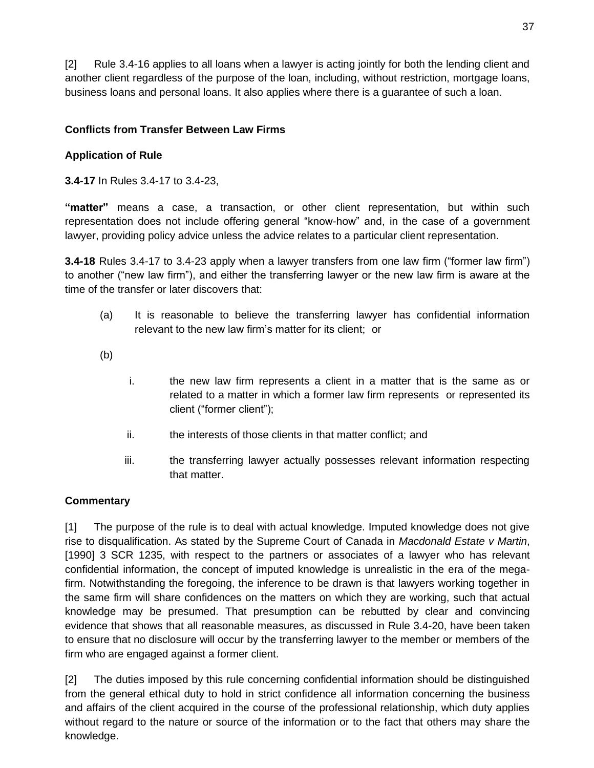[2] Rule 3.4-16 applies to all loans when a lawyer is acting jointly for both the lending client and another client regardless of the purpose of the loan, including, without restriction, mortgage loans, business loans and personal loans. It also applies where there is a guarantee of such a loan.

**Conflicts from Transfer Between Law Firms**

**Application of Rule**

**3.4-17** In Rules 3.4-17 to 3.4-23,

**"matter"** means a case, a transaction, or other client representation, but within such representation does not include offering general "know-how" and, in the case of a government lawyer, providing policy advice unless the advice relates to a particular client representation.

**3.4-18** Rules 3.4-17 to 3.4-23 apply when a lawyer transfers from one law firm ("former law firm") to another ("new law firm"), and either the transferring lawyer or the new law firm is aware at the time of the transfer or later discovers that:

(a) It is reasonable to believe the transferring lawyer has confidential information relevant to the new law firm's matter for its client; or

(b)

i. the new law firm represents a client in a matter that is the same as or related to a matter in which a former law firm represents or represented its client ("former client");

ii. the interests of those clients in that matter conflict; and

iii. the transferring lawyer actually possesses relevant information respecting that matter.

**Commentary**

[1] The purpose of the rule is to deal with actual knowledge. Imputed knowledge does not give rise to disqualification. As stated by the Supreme Court of Canada in *Macdonald Estate v Martin*, [1990] 3 SCR 1235, with respect to the partners or associates of a lawyer who has relevant confidential information, the concept of imputed knowledge is unrealistic in the era of the mega-firm. Notwithstanding the foregoing, the inference to be drawn is that lawyers working together in the same firm will share confidences on the matters on which they are working, such that actual knowledge may be presumed. That presumption can be rebutted by clear and convincing evidence that shows that all reasonable measures, as discussed in Rule 3.4-20, have been taken to ensure that no disclosure will occur by the transferring lawyer to the member or members of the firm who are engaged against a former client.

[2] The duties imposed by this rule concerning confidential information should be distinguished from the general ethical duty to hold in strict confidence all information concerning the business and affairs of the client acquired in the course of the professional relationship, which duty applies without regard to the nature or source of the information or to the fact that others may share the knowledge.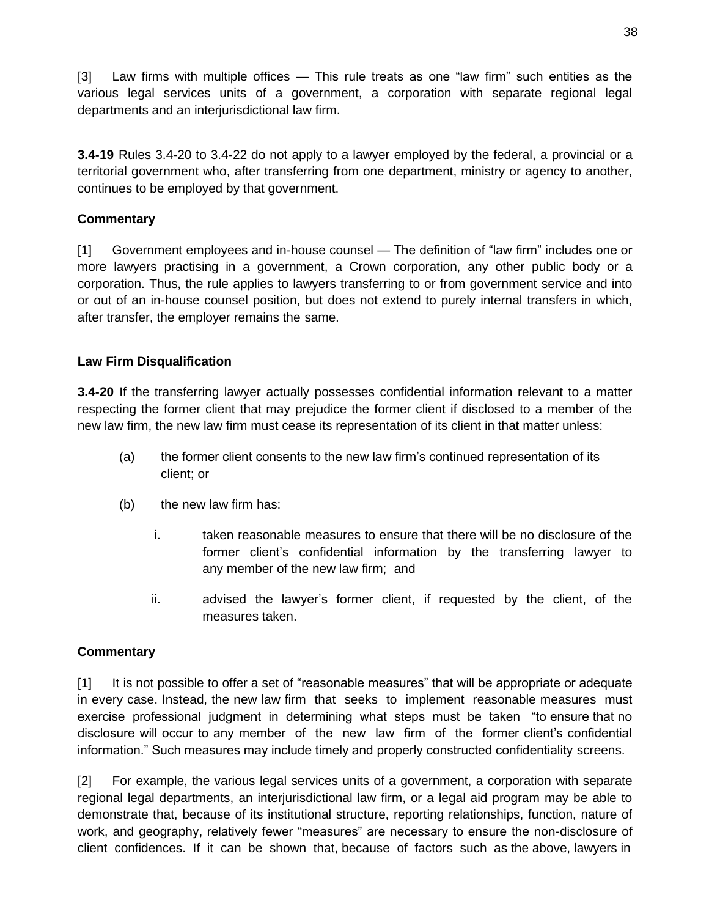[3] Law firms with multiple offices — This rule treats as one "law firm" such entities as the various legal services units of a government, a corporation with separate regional legal departments and an interjurisdictional law firm.

**3.4-19** Rules 3.4-20 to 3.4-22 do not apply to a lawyer employed by the federal, a provincial or a territorial government who, after transferring from one department, ministry or agency to another, continues to be employed by that government.

**Commentary**

[1] Government employees and in-house counsel — The definition of "law firm" includes one or more lawyers practising in a government, a Crown corporation, any other public body or a corporation. Thus, the rule applies to lawyers transferring to or from government service and into or out of an in-house counsel position, but does not extend to purely internal transfers in which, after transfer, the employer remains the same.

**Law Firm Disqualification**

**3.4-20** If the transferring lawyer actually possesses confidential information relevant to a matter respecting the former client that may prejudice the former client if disclosed to a member of the new law firm, the new law firm must cease its representation of its client in that matter unless:

(a) the former client consents to the new law firm's continued representation of its client; or

(b) the new law firm has:

i. taken reasonable measures to ensure that there will be no disclosure of the former client's confidential information by the transferring lawyer to any member of the new law firm; and

ii. advised the lawyer's former client, if requested by the client, of the measures taken.

**Commentary**

[1] It is not possible to offer a set of "reasonable measures" that will be appropriate or adequate in every case. Instead, the new law firm that seeks to implement reasonable measures must exercise professional judgment in determining what steps must be taken "to ensure that no disclosure will occur to any member of the new law firm of the former client's confidential information." Such measures may include timely and properly constructed confidentiality screens.

[2] For example, the various legal services units of a government, a corporation with separate regional legal departments, an interjurisdictional law firm, or a legal aid program may be able to demonstrate that, because of its institutional structure, reporting relationships, function, nature of work, and geography, relatively fewer "measures" are necessary to ensure the non-disclosure of client confidences. If it can be shown that, because of factors such as the above, lawyers in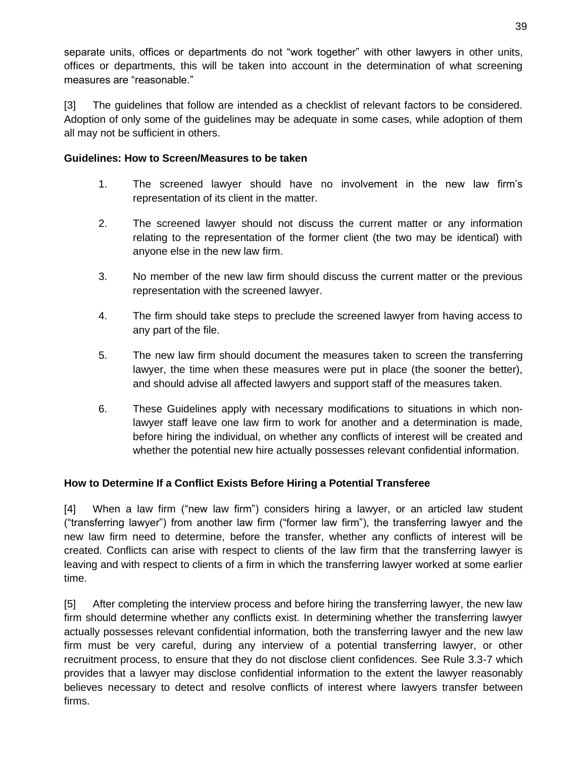separate units, offices or departments do not "work together" with other lawyers in other units, offices or departments, this will be taken into account in the determination of what screening measures are "reasonable."

[3] The guidelines that follow are intended as a checklist of relevant factors to be considered. Adoption of only some of the guidelines may be adequate in some cases, while adoption of them all may not be sufficient in others.

**Guidelines: How to Screen/Measures to be taken**

1. The screened lawyer should have no involvement in the new law firm's representation of its client in the matter.

2. The screened lawyer should not discuss the current matter or any information relating to the representation of the former client (the two may be identical) with anyone else in the new law firm.

3. No member of the new law firm should discuss the current matter or the previous representation with the screened lawyer.

4. The firm should take steps to preclude the screened lawyer from having access to any part of the file.

5. The new law firm should document the measures taken to screen the transferring lawyer, the time when these measures were put in place (the sooner the better), and should advise all affected lawyers and support staff of the measures taken.

6. These Guidelines apply with necessary modifications to situations in which non-lawyer staff leave one law firm to work for another and a determination is made, before hiring the individual, on whether any conflicts of interest will be created and whether the potential new hire actually possesses relevant confidential information.

**How to Determine If a Conflict Exists Before Hiring a Potential Transferee**

[4] When a law firm ("new law firm") considers hiring a lawyer, or an articled law student ("transferring lawyer") from another law firm ("former law firm"), the transferring lawyer and the new law firm need to determine, before the transfer, whether any conflicts of interest will be created. Conflicts can arise with respect to clients of the law firm that the transferring lawyer is leaving and with respect to clients of a firm in which the transferring lawyer worked at some earlier time.

[5] After completing the interview process and before hiring the transferring lawyer, the new law firm should determine whether any conflicts exist. In determining whether the transferring lawyer actually possesses relevant confidential information, both the transferring lawyer and the new law firm must be very careful, during any interview of a potential transferring lawyer, or other recruitment process, to ensure that they do not disclose client confidences. See Rule 3.3-7 which provides that a lawyer may disclose confidential information to the extent the lawyer reasonably believes necessary to detect and resolve conflicts of interest where lawyers transfer between firms.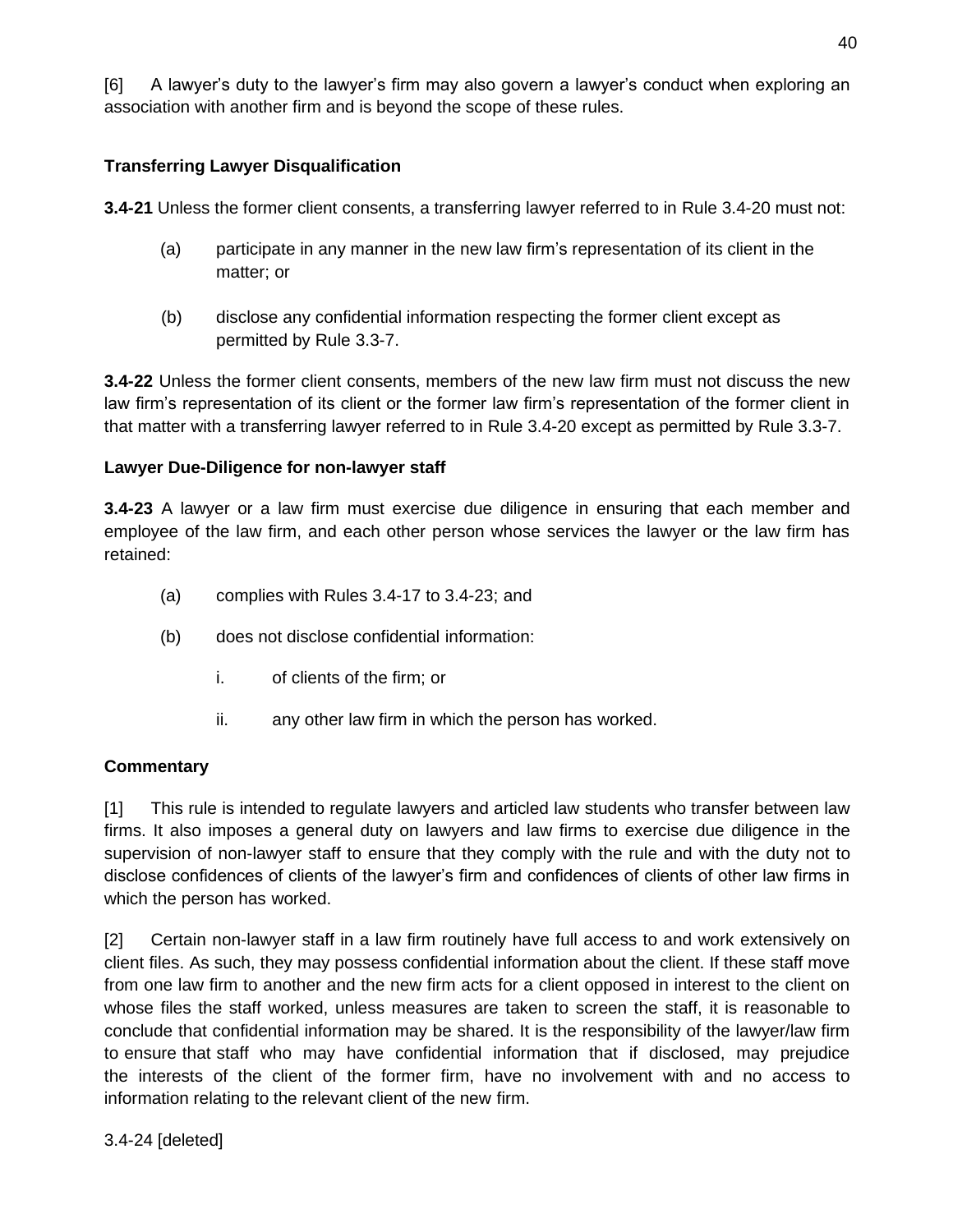[6] A lawyer's duty to the lawyer's firm may also govern a lawyer's conduct when exploring an association with another firm and is beyond the scope of these rules.

**Transferring Lawyer Disqualification**

**3.4-21** Unless the former client consents, a transferring lawyer referred to in Rule 3.4-20 must not:

(a) participate in any manner in the new law firm's representation of its client in the matter; or

(b) disclose any confidential information respecting the former client except as permitted by Rule 3.3-7.

**3.4-22** Unless the former client consents, members of the new law firm must not discuss the new law firm's representation of its client or the former law firm's representation of the former client in that matter with a transferring lawyer referred to in Rule 3.4-20 except as permitted by Rule 3.3-7.

**Lawyer Due-Diligence for non-lawyer staff**

**3.4-23** A lawyer or a law firm must exercise due diligence in ensuring that each member and employee of the law firm, and each other person whose services the lawyer or the law firm has retained:

(a) complies with Rules 3.4-17 to 3.4-23; and

(b) does not disclose confidential information:

i. of clients of the firm; or

ii. any other law firm in which the person has worked.

**Commentary**

[1] This rule is intended to regulate lawyers and articled law students who transfer between law firms. It also imposes a general duty on lawyers and law firms to exercise due diligence in the supervision of non-lawyer staff to ensure that they comply with the rule and with the duty not to disclose confidences of clients of the lawyer's firm and confidences of clients of other law firms in which the person has worked.

[2] Certain non-lawyer staff in a law firm routinely have full access to and work extensively on client files. As such, they may possess confidential information about the client. If these staff move from one law firm to another and the new firm acts for a client opposed in interest to the client on whose files the staff worked, unless measures are taken to screen the staff, it is reasonable to conclude that confidential information may be shared. It is the responsibility of the lawyer/law firm to ensure that staff who may have confidential information that if disclosed, may prejudice the interests of the client of the former firm, have no involvement with and no access to information relating to the relevant client of the new firm.

3.4-24 [deleted]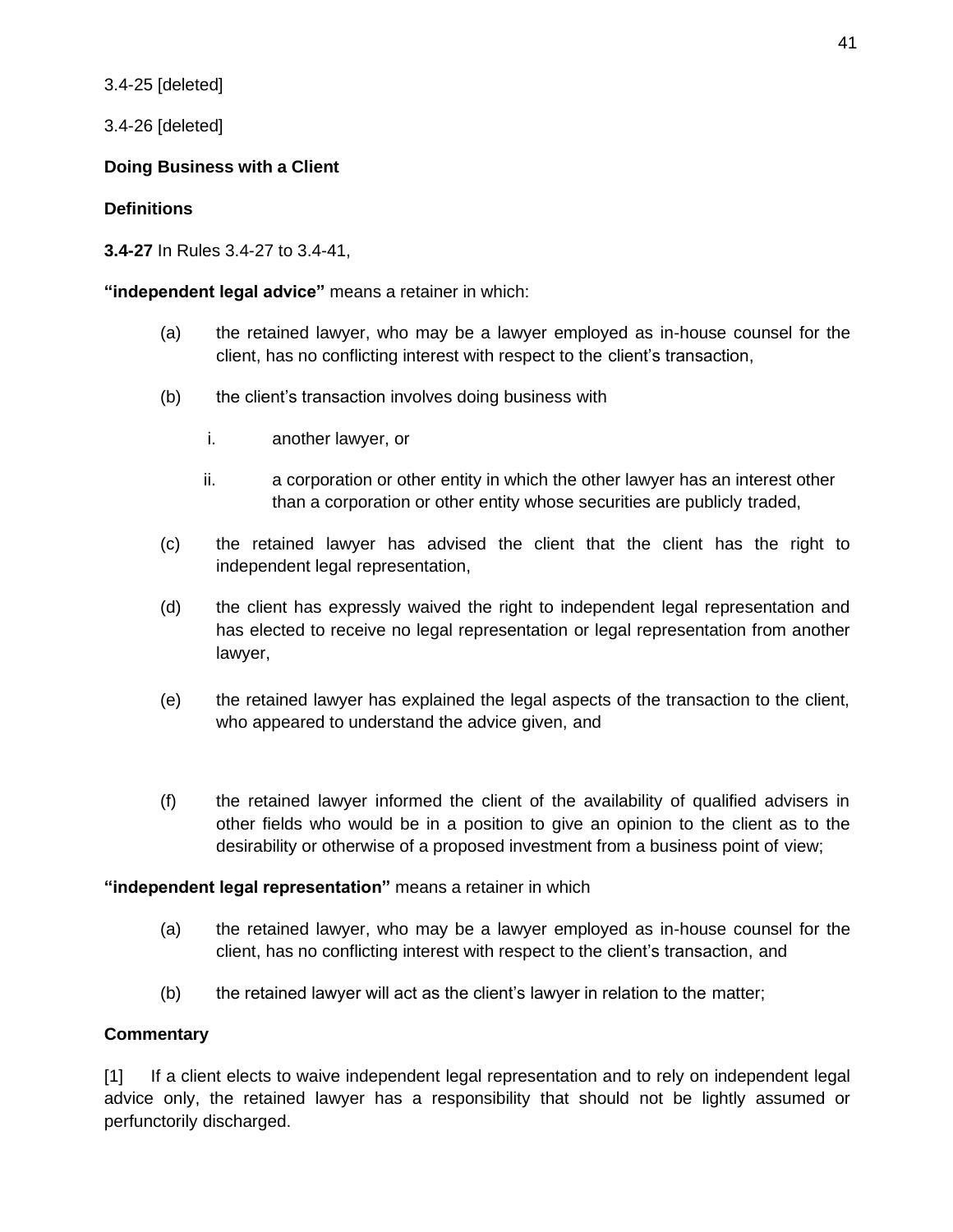3.4-25 [deleted]

3.4-26 [deleted]

**Doing Business with a Client**

**Definitions**

**3.4-27** In Rules 3.4-27 to 3.4-41,

**"independent legal advice"** means a retainer in which:

(a) the retained lawyer, who may be a lawyer employed as in-house counsel for the client, has no conflicting interest with respect to the client's transaction,

(b) the client's transaction involves doing business with

  i. another lawyer, or

  ii. a corporation or other entity in which the other lawyer has an interest other than a corporation or other entity whose securities are publicly traded,

(c) the retained lawyer has advised the client that the client has the right to independent legal representation,

(d) the client has expressly waived the right to independent legal representation and has elected to receive no legal representation or legal representation from another lawyer,

(e) the retained lawyer has explained the legal aspects of the transaction to the client, who appeared to understand the advice given, and

(f) the retained lawyer informed the client of the availability of qualified advisers in other fields who would be in a position to give an opinion to the client as to the desirability or otherwise of a proposed investment from a business point of view;

**"independent legal representation"** means a retainer in which

(a) the retained lawyer, who may be a lawyer employed as in-house counsel for the client, has no conflicting interest with respect to the client's transaction, and

(b) the retained lawyer will act as the client's lawyer in relation to the matter;

**Commentary**

[1] If a client elects to waive independent legal representation and to rely on independent legal advice only, the retained lawyer has a responsibility that should not be lightly assumed or perfunctorily discharged.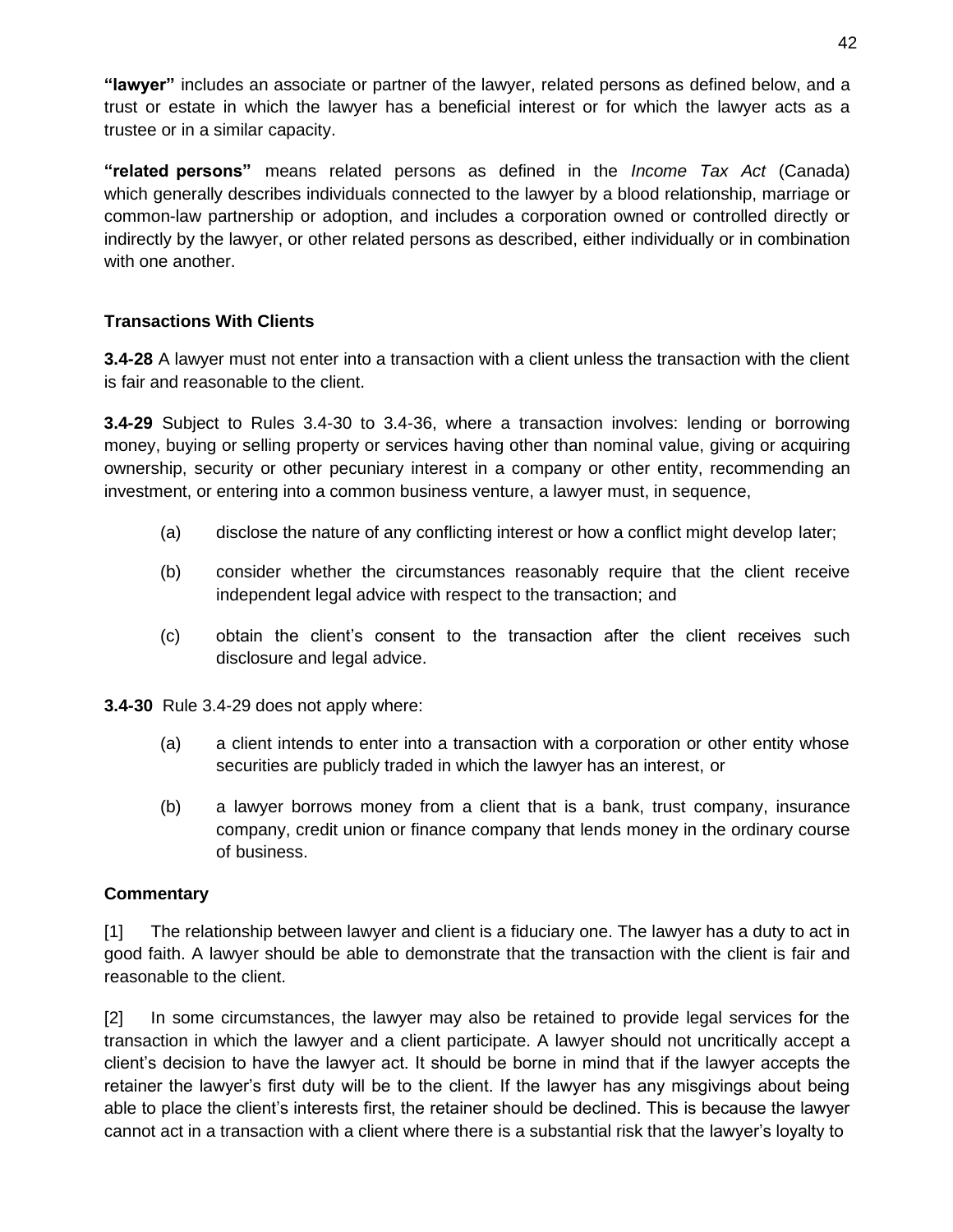**"lawyer"** includes an associate or partner of the lawyer, related persons as defined below, and a trust or estate in which the lawyer has a beneficial interest or for which the lawyer acts as a trustee or in a similar capacity.

**"related persons"** means related persons as defined in the *Income Tax Act* (Canada) which generally describes individuals connected to the lawyer by a blood relationship, marriage or common-law partnership or adoption, and includes a corporation owned or controlled directly or indirectly by the lawyer, or other related persons as described, either individually or in combination with one another.

### Transactions With Clients

**3.4-28** A lawyer must not enter into a transaction with a client unless the transaction with the client is fair and reasonable to the client.

**3.4-29** Subject to Rules 3.4-30 to 3.4-36, where a transaction involves: lending or borrowing money, buying or selling property or services having other than nominal value, giving or acquiring ownership, security or other pecuniary interest in a company or other entity, recommending an investment, or entering into a common business venture, a lawyer must, in sequence,

(a) disclose the nature of any conflicting interest or how a conflict might develop later;

(b) consider whether the circumstances reasonably require that the client receive independent legal advice with respect to the transaction; and

(c) obtain the client's consent to the transaction after the client receives such disclosure and legal advice.

**3.4-30** Rule 3.4-29 does not apply where:

(a) a client intends to enter into a transaction with a corporation or other entity whose securities are publicly traded in which the lawyer has an interest, or

(b) a lawyer borrows money from a client that is a bank, trust company, insurance company, credit union or finance company that lends money in the ordinary course of business.

### Commentary

[1] The relationship between lawyer and client is a fiduciary one. The lawyer has a duty to act in good faith. A lawyer should be able to demonstrate that the transaction with the client is fair and reasonable to the client.

[2] In some circumstances, the lawyer may also be retained to provide legal services for the transaction in which the lawyer and a client participate. A lawyer should not uncritically accept a client's decision to have the lawyer act. It should be borne in mind that if the lawyer accepts the retainer the lawyer's first duty will be to the client. If the lawyer has any misgivings about being able to place the client's interests first, the retainer should be declined. This is because the lawyer cannot act in a transaction with a client where there is a substantial risk that the lawyer's loyalty to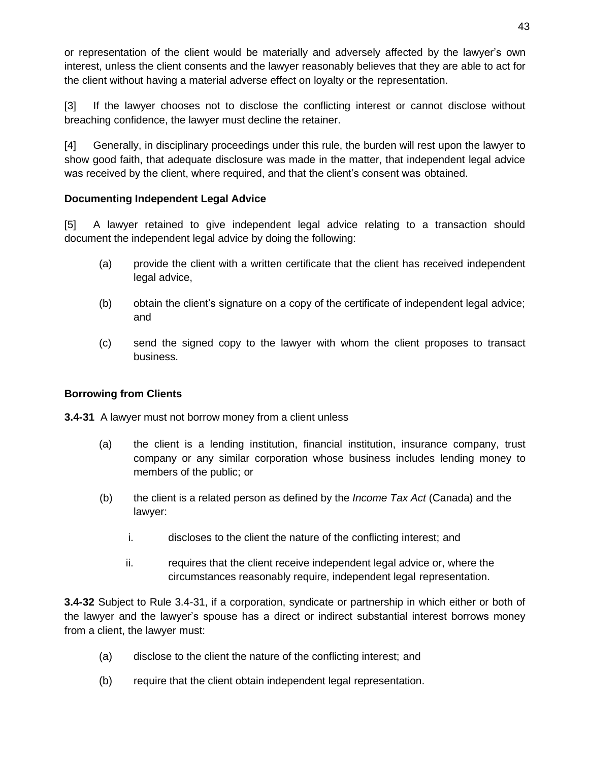or representation of the client would be materially and adversely affected by the lawyer's own interest, unless the client consents and the lawyer reasonably believes that they are able to act for the client without having a material adverse effect on loyalty or the representation.

[3] If the lawyer chooses not to disclose the conflicting interest or cannot disclose without breaching confidence, the lawyer must decline the retainer.

[4] Generally, in disciplinary proceedings under this rule, the burden will rest upon the lawyer to show good faith, that adequate disclosure was made in the matter, that independent legal advice was received by the client, where required, and that the client's consent was obtained.

**Documenting Independent Legal Advice**

[5] A lawyer retained to give independent legal advice relating to a transaction should document the independent legal advice by doing the following:

(a) provide the client with a written certificate that the client has received independent legal advice,

(b) obtain the client's signature on a copy of the certificate of independent legal advice; and

(c) send the signed copy to the lawyer with whom the client proposes to transact business.

**Borrowing from Clients**

**3.4-31** A lawyer must not borrow money from a client unless

(a) the client is a lending institution, financial institution, insurance company, trust company or any similar corporation whose business includes lending money to members of the public; or

(b) the client is a related person as defined by the *Income Tax Act* (Canada) and the lawyer:

i. discloses to the client the nature of the conflicting interest; and

ii. requires that the client receive independent legal advice or, where the circumstances reasonably require, independent legal representation.

**3.4-32** Subject to Rule 3.4-31, if a corporation, syndicate or partnership in which either or both of the lawyer and the lawyer's spouse has a direct or indirect substantial interest borrows money from a client, the lawyer must:

(a) disclose to the client the nature of the conflicting interest; and

(b) require that the client obtain independent legal representation.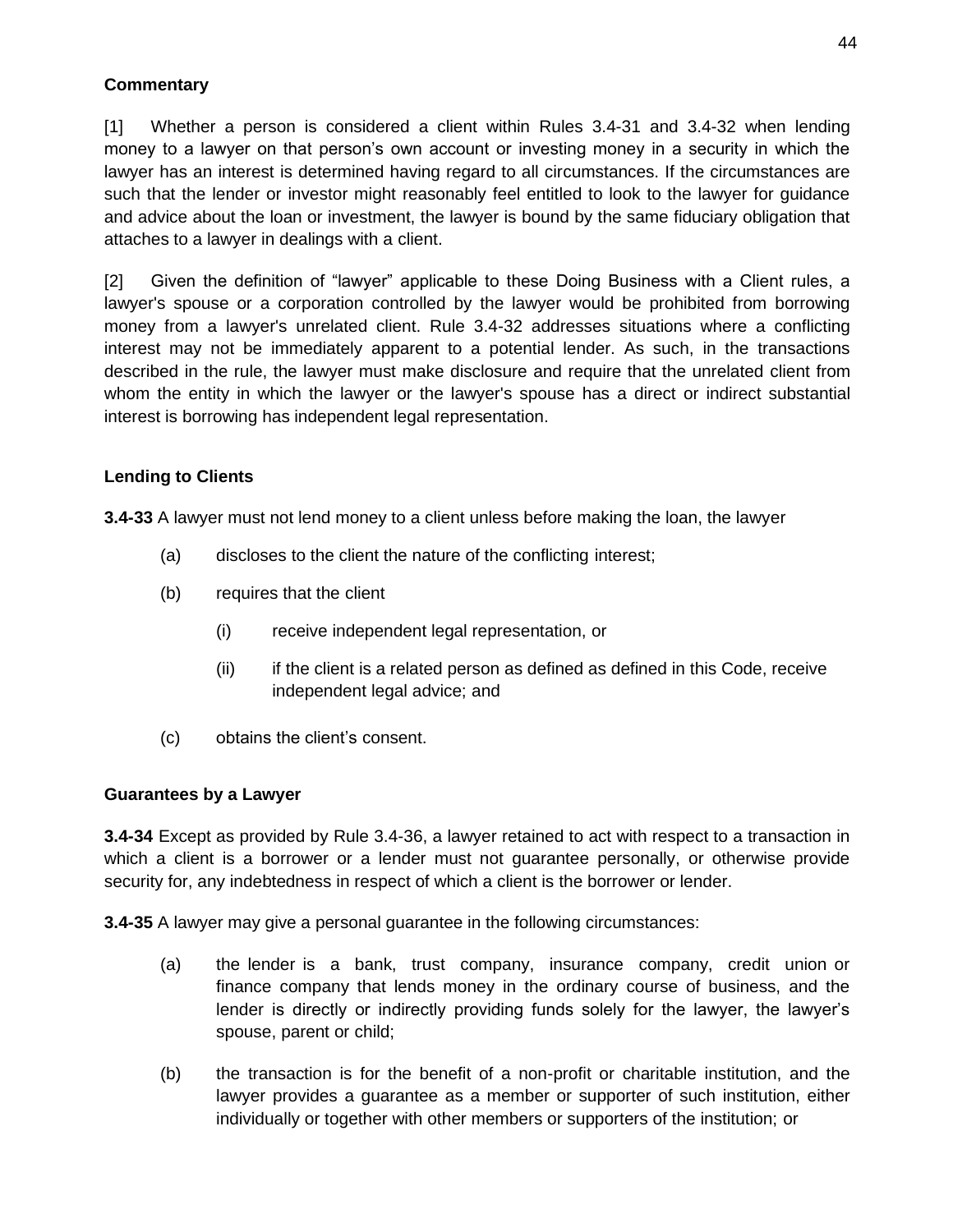**Commentary**

[1] Whether a person is considered a client within Rules 3.4-31 and 3.4-32 when lending money to a lawyer on that person's own account or investing money in a security in which the lawyer has an interest is determined having regard to all circumstances. If the circumstances are such that the lender or investor might reasonably feel entitled to look to the lawyer for guidance and advice about the loan or investment, the lawyer is bound by the same fiduciary obligation that attaches to a lawyer in dealings with a client.

[2] Given the definition of "lawyer" applicable to these Doing Business with a Client rules, a lawyer's spouse or a corporation controlled by the lawyer would be prohibited from borrowing money from a lawyer's unrelated client. Rule 3.4-32 addresses situations where a conflicting interest may not be immediately apparent to a potential lender. As such, in the transactions described in the rule, the lawyer must make disclosure and require that the unrelated client from whom the entity in which the lawyer or the lawyer's spouse has a direct or indirect substantial interest is borrowing has independent legal representation.

**Lending to Clients**

**3.4-33** A lawyer must not lend money to a client unless before making the loan, the lawyer

(a) discloses to the client the nature of the conflicting interest;

(b) requires that the client

  (i) receive independent legal representation, or

  (ii) if the client is a related person as defined as defined in this Code, receive independent legal advice; and

(c) obtains the client's consent.

**Guarantees by a Lawyer**

**3.4-34** Except as provided by Rule 3.4-36, a lawyer retained to act with respect to a transaction in which a client is a borrower or a lender must not guarantee personally, or otherwise provide security for, any indebtedness in respect of which a client is the borrower or lender.

**3.4-35** A lawyer may give a personal guarantee in the following circumstances:

(a) the lender is a bank, trust company, insurance company, credit union or finance company that lends money in the ordinary course of business, and the lender is directly or indirectly providing funds solely for the lawyer, the lawyer's spouse, parent or child;

(b) the transaction is for the benefit of a non-profit or charitable institution, and the lawyer provides a guarantee as a member or supporter of such institution, either individually or together with other members or supporters of the institution; or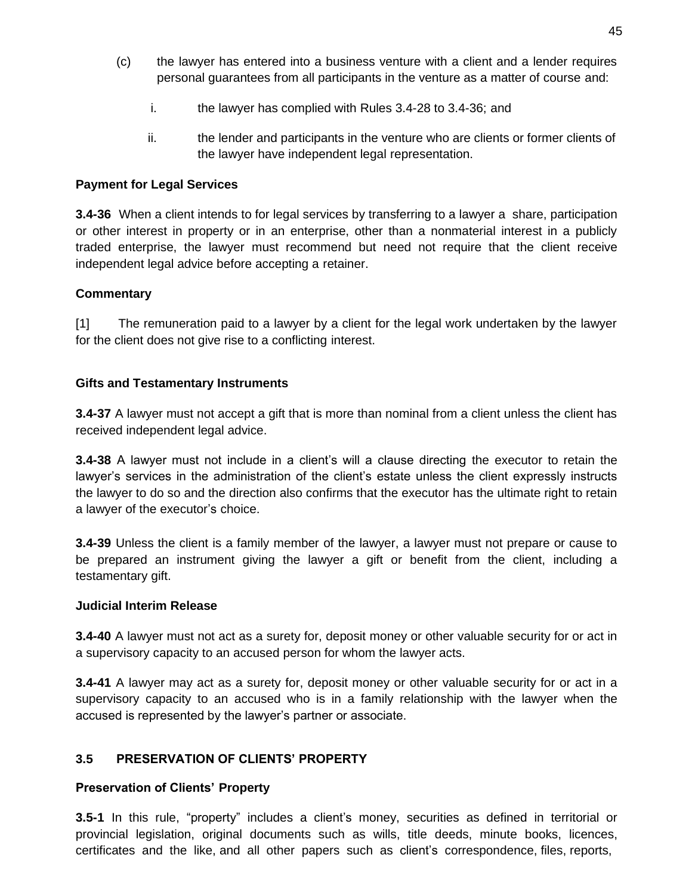(c) the lawyer has entered into a business venture with a client and a lender requires personal guarantees from all participants in the venture as a matter of course and:

i. the lawyer has complied with Rules 3.4-28 to 3.4-36; and

ii. the lender and participants in the venture who are clients or former clients of the lawyer have independent legal representation.

**Payment for Legal Services**

**3.4-36** When a client intends to for legal services by transferring to a lawyer a share, participation or other interest in property or in an enterprise, other than a nonmaterial interest in a publicly traded enterprise, the lawyer must recommend but need not require that the client receive independent legal advice before accepting a retainer.

**Commentary**

[1] The remuneration paid to a lawyer by a client for the legal work undertaken by the lawyer for the client does not give rise to a conflicting interest.

**Gifts and Testamentary Instruments**

**3.4-37** A lawyer must not accept a gift that is more than nominal from a client unless the client has received independent legal advice.

**3.4-38** A lawyer must not include in a client's will a clause directing the executor to retain the lawyer's services in the administration of the client's estate unless the client expressly instructs the lawyer to do so and the direction also confirms that the executor has the ultimate right to retain a lawyer of the executor's choice.

**3.4-39** Unless the client is a family member of the lawyer, a lawyer must not prepare or cause to be prepared an instrument giving the lawyer a gift or benefit from the client, including a testamentary gift.

**Judicial Interim Release**

**3.4-40** A lawyer must not act as a surety for, deposit money or other valuable security for or act in a supervisory capacity to an accused person for whom the lawyer acts.

**3.4-41** A lawyer may act as a surety for, deposit money or other valuable security for or act in a supervisory capacity to an accused who is in a family relationship with the lawyer when the accused is represented by the lawyer's partner or associate.

## 3.5 PRESERVATION OF CLIENTS' PROPERTY

**Preservation of Clients' Property**

**3.5-1** In this rule, "property" includes a client's money, securities as defined in territorial or provincial legislation, original documents such as wills, title deeds, minute books, licences, certificates and the like, and all other papers such as client's correspondence, files, reports,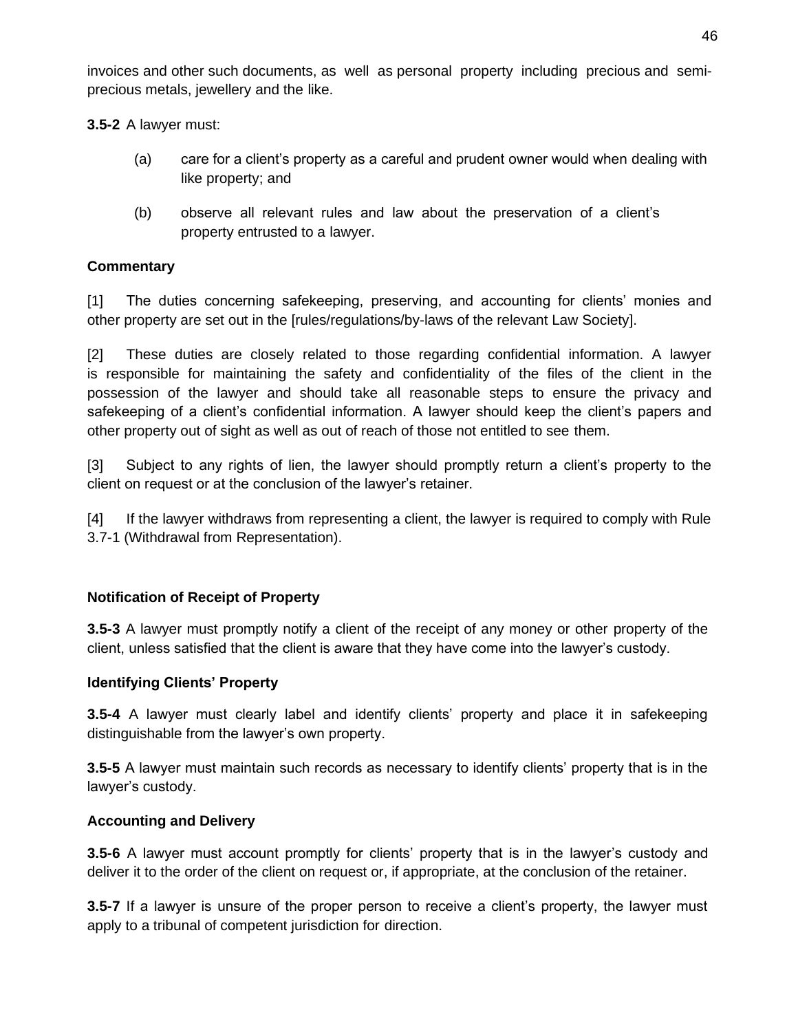invoices and other such documents, as well as personal property including precious and semi-precious metals, jewellery and the like.

**3.5-2** A lawyer must:

(a) care for a client's property as a careful and prudent owner would when dealing with like property; and

(b) observe all relevant rules and law about the preservation of a client's property entrusted to a lawyer.

**Commentary**

[1] The duties concerning safekeeping, preserving, and accounting for clients' monies and other property are set out in the [rules/regulations/by-laws of the relevant Law Society].

[2] These duties are closely related to those regarding confidential information. A lawyer is responsible for maintaining the safety and confidentiality of the files of the client in the possession of the lawyer and should take all reasonable steps to ensure the privacy and safekeeping of a client's confidential information. A lawyer should keep the client's papers and other property out of sight as well as out of reach of those not entitled to see them.

[3] Subject to any rights of lien, the lawyer should promptly return a client's property to the client on request or at the conclusion of the lawyer's retainer.

[4] If the lawyer withdraws from representing a client, the lawyer is required to comply with Rule 3.7-1 (Withdrawal from Representation).

### Notification of Receipt of Property

**3.5-3** A lawyer must promptly notify a client of the receipt of any money or other property of the client, unless satisfied that the client is aware that they have come into the lawyer's custody.

### Identifying Clients' Property

**3.5-4** A lawyer must clearly label and identify clients' property and place it in safekeeping distinguishable from the lawyer's own property.

**3.5-5** A lawyer must maintain such records as necessary to identify clients' property that is in the lawyer's custody.

### Accounting and Delivery

**3.5-6** A lawyer must account promptly for clients' property that is in the lawyer's custody and deliver it to the order of the client on request or, if appropriate, at the conclusion of the retainer.

**3.5-7** If a lawyer is unsure of the proper person to receive a client's property, the lawyer must apply to a tribunal of competent jurisdiction for direction.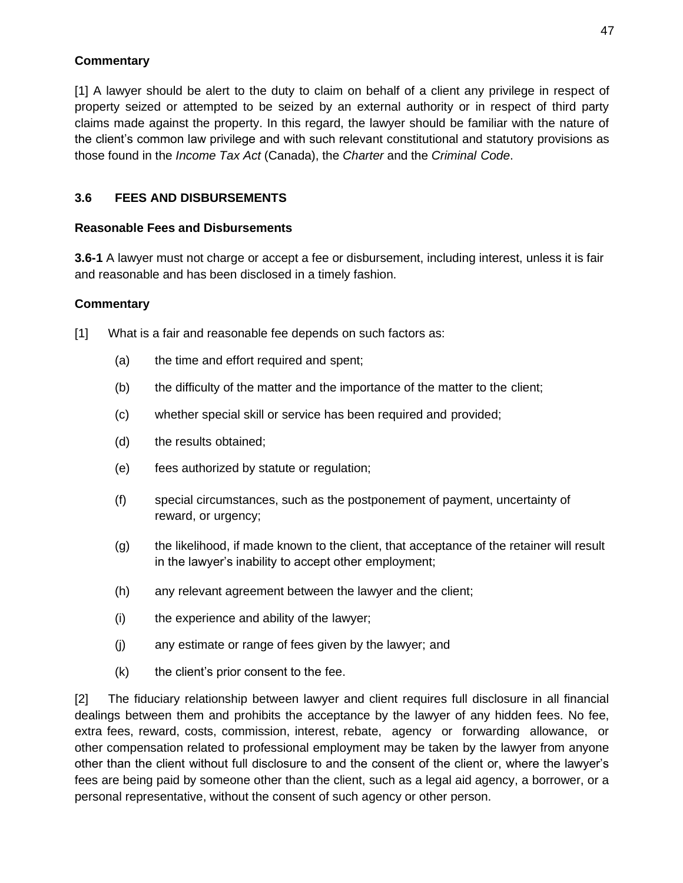**Commentary**

[1] A lawyer should be alert to the duty to claim on behalf of a client any privilege in respect of property seized or attempted to be seized by an external authority or in respect of third party claims made against the property. In this regard, the lawyer should be familiar with the nature of the client's common law privilege and with such relevant constitutional and statutory provisions as those found in the *Income Tax Act* (Canada), the *Charter* and the *Criminal Code*.

## 3.6 FEES AND DISBURSEMENTS

### Reasonable Fees and Disbursements

**3.6-1** A lawyer must not charge or accept a fee or disbursement, including interest, unless it is fair and reasonable and has been disclosed in a timely fashion.

**Commentary**

[1] What is a fair and reasonable fee depends on such factors as:

(a) the time and effort required and spent;

(b) the difficulty of the matter and the importance of the matter to the client;

(c) whether special skill or service has been required and provided;

(d) the results obtained;

(e) fees authorized by statute or regulation;

(f) special circumstances, such as the postponement of payment, uncertainty of reward, or urgency;

(g) the likelihood, if made known to the client, that acceptance of the retainer will result in the lawyer's inability to accept other employment;

(h) any relevant agreement between the lawyer and the client;

(i) the experience and ability of the lawyer;

(j) any estimate or range of fees given by the lawyer; and

(k) the client's prior consent to the fee.

[2] The fiduciary relationship between lawyer and client requires full disclosure in all financial dealings between them and prohibits the acceptance by the lawyer of any hidden fees. No fee, extra fees, reward, costs, commission, interest, rebate, agency or forwarding allowance, or other compensation related to professional employment may be taken by the lawyer from anyone other than the client without full disclosure to and the consent of the client or, where the lawyer's fees are being paid by someone other than the client, such as a legal aid agency, a borrower, or a personal representative, without the consent of such agency or other person.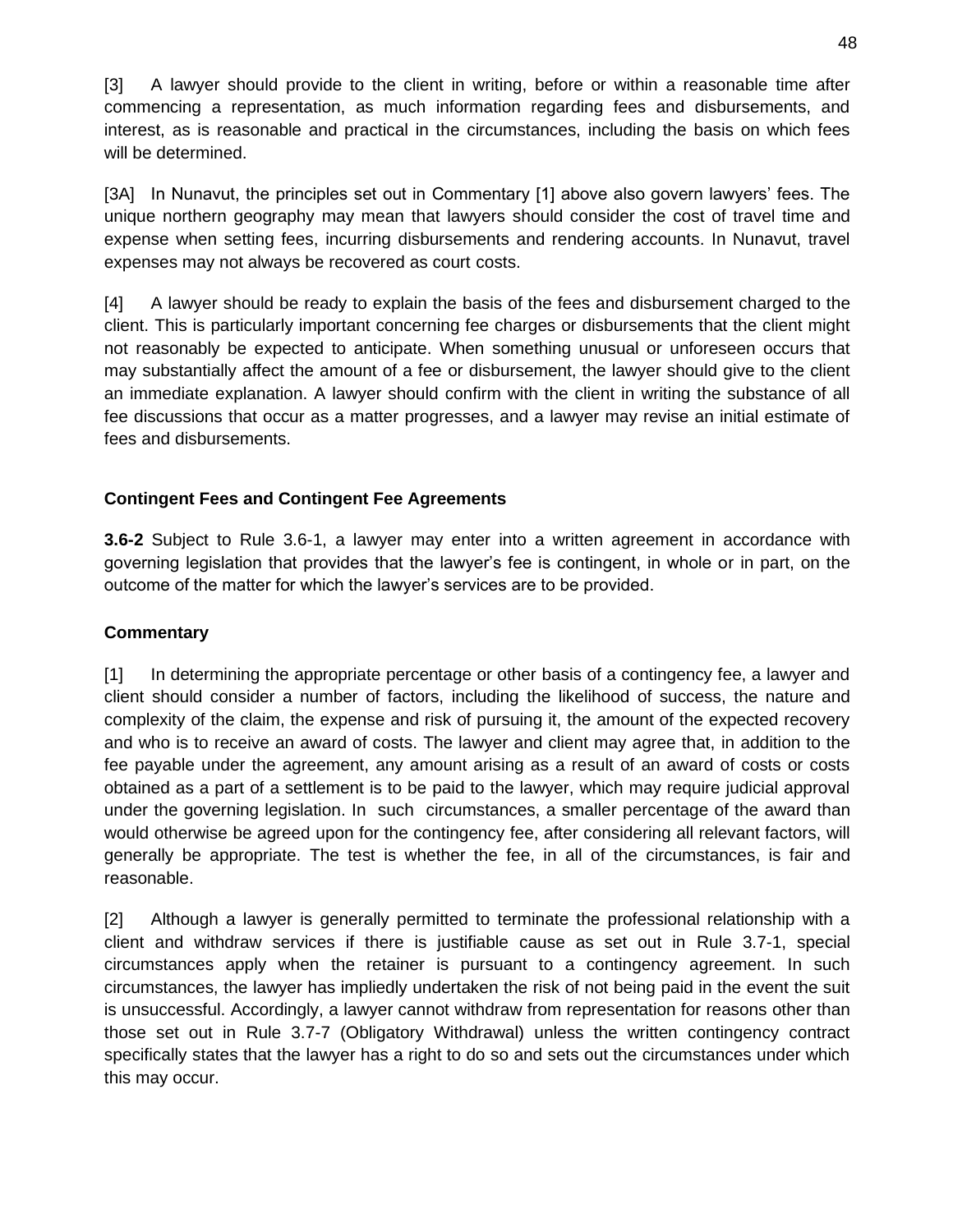[3] A lawyer should provide to the client in writing, before or within a reasonable time after commencing a representation, as much information regarding fees and disbursements, and interest, as is reasonable and practical in the circumstances, including the basis on which fees will be determined.

[3A] In Nunavut, the principles set out in Commentary [1] above also govern lawyers' fees. The unique northern geography may mean that lawyers should consider the cost of travel time and expense when setting fees, incurring disbursements and rendering accounts. In Nunavut, travel expenses may not always be recovered as court costs.

[4] A lawyer should be ready to explain the basis of the fees and disbursement charged to the client. This is particularly important concerning fee charges or disbursements that the client might not reasonably be expected to anticipate. When something unusual or unforeseen occurs that may substantially affect the amount of a fee or disbursement, the lawyer should give to the client an immediate explanation. A lawyer should confirm with the client in writing the substance of all fee discussions that occur as a matter progresses, and a lawyer may revise an initial estimate of fees and disbursements.

**Contingent Fees and Contingent Fee Agreements**

**3.6-2** Subject to Rule 3.6-1, a lawyer may enter into a written agreement in accordance with governing legislation that provides that the lawyer's fee is contingent, in whole or in part, on the outcome of the matter for which the lawyer's services are to be provided.

**Commentary**

[1] In determining the appropriate percentage or other basis of a contingency fee, a lawyer and client should consider a number of factors, including the likelihood of success, the nature and complexity of the claim, the expense and risk of pursuing it, the amount of the expected recovery and who is to receive an award of costs. The lawyer and client may agree that, in addition to the fee payable under the agreement, any amount arising as a result of an award of costs or costs obtained as a part of a settlement is to be paid to the lawyer, which may require judicial approval under the governing legislation. In such circumstances, a smaller percentage of the award than would otherwise be agreed upon for the contingency fee, after considering all relevant factors, will generally be appropriate. The test is whether the fee, in all of the circumstances, is fair and reasonable.

[2] Although a lawyer is generally permitted to terminate the professional relationship with a client and withdraw services if there is justifiable cause as set out in Rule 3.7-1, special circumstances apply when the retainer is pursuant to a contingency agreement. In such circumstances, the lawyer has impliedly undertaken the risk of not being paid in the event the suit is unsuccessful. Accordingly, a lawyer cannot withdraw from representation for reasons other than those set out in Rule 3.7-7 (Obligatory Withdrawal) unless the written contingency contract specifically states that the lawyer has a right to do so and sets out the circumstances under which this may occur.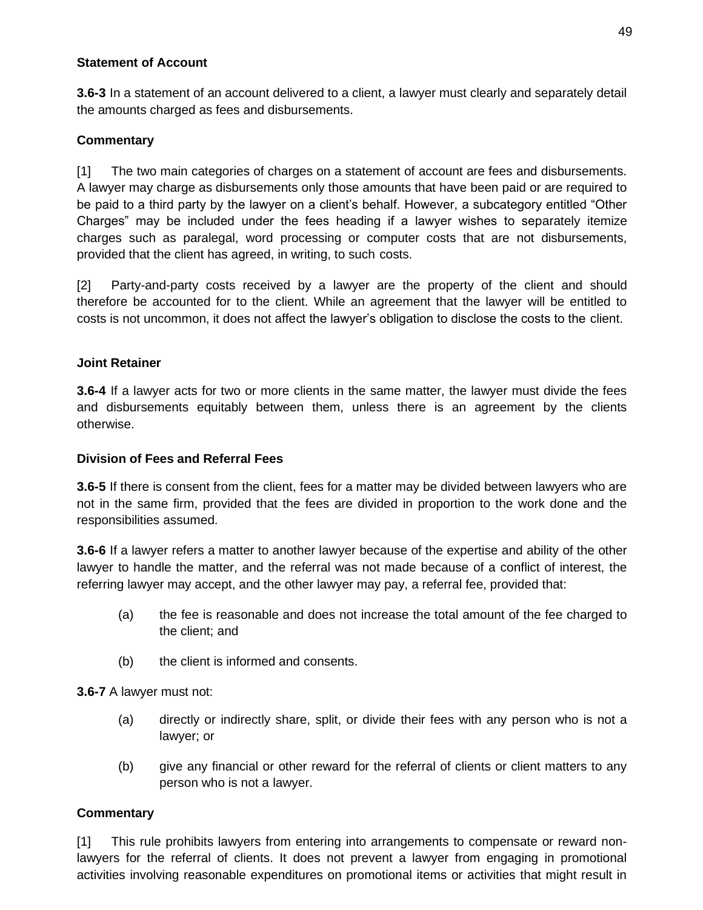**Statement of Account**

**3.6-3** In a statement of an account delivered to a client, a lawyer must clearly and separately detail the amounts charged as fees and disbursements.

**Commentary**

[1] The two main categories of charges on a statement of account are fees and disbursements. A lawyer may charge as disbursements only those amounts that have been paid or are required to be paid to a third party by the lawyer on a client's behalf. However, a subcategory entitled "Other Charges" may be included under the fees heading if a lawyer wishes to separately itemize charges such as paralegal, word processing or computer costs that are not disbursements, provided that the client has agreed, in writing, to such costs.

[2] Party-and-party costs received by a lawyer are the property of the client and should therefore be accounted for to the client. While an agreement that the lawyer will be entitled to costs is not uncommon, it does not affect the lawyer's obligation to disclose the costs to the client.

**Joint Retainer**

**3.6-4** If a lawyer acts for two or more clients in the same matter, the lawyer must divide the fees and disbursements equitably between them, unless there is an agreement by the clients otherwise.

**Division of Fees and Referral Fees**

**3.6-5** If there is consent from the client, fees for a matter may be divided between lawyers who are not in the same firm, provided that the fees are divided in proportion to the work done and the responsibilities assumed.

**3.6-6** If a lawyer refers a matter to another lawyer because of the expertise and ability of the other lawyer to handle the matter, and the referral was not made because of a conflict of interest, the referring lawyer may accept, and the other lawyer may pay, a referral fee, provided that:

(a) the fee is reasonable and does not increase the total amount of the fee charged to the client; and

(b) the client is informed and consents.

**3.6-7** A lawyer must not:

(a) directly or indirectly share, split, or divide their fees with any person who is not a lawyer; or

(b) give any financial or other reward for the referral of clients or client matters to any person who is not a lawyer.

**Commentary**

[1] This rule prohibits lawyers from entering into arrangements to compensate or reward non-lawyers for the referral of clients. It does not prevent a lawyer from engaging in promotional activities involving reasonable expenditures on promotional items or activities that might result in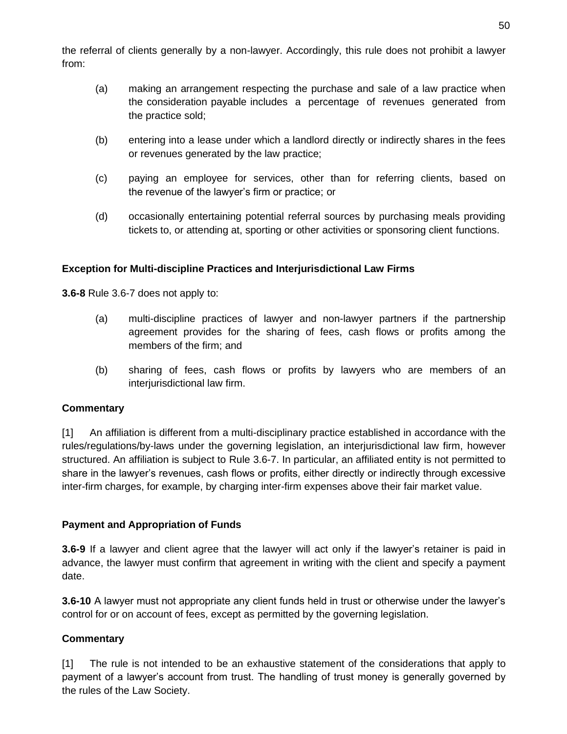the referral of clients generally by a non-lawyer. Accordingly, this rule does not prohibit a lawyer from:

(a) making an arrangement respecting the purchase and sale of a law practice when the consideration payable includes a percentage of revenues generated from the practice sold;

(b) entering into a lease under which a landlord directly or indirectly shares in the fees or revenues generated by the law practice;

(c) paying an employee for services, other than for referring clients, based on the revenue of the lawyer's firm or practice; or

(d) occasionally entertaining potential referral sources by purchasing meals providing tickets to, or attending at, sporting or other activities or sponsoring client functions.

**Exception for Multi-discipline Practices and Interjurisdictional Law Firms**

**3.6-8** Rule 3.6-7 does not apply to:

(a) multi-discipline practices of lawyer and non-lawyer partners if the partnership agreement provides for the sharing of fees, cash flows or profits among the members of the firm; and

(b) sharing of fees, cash flows or profits by lawyers who are members of an interjurisdictional law firm.

**Commentary**

[1] An affiliation is different from a multi-disciplinary practice established in accordance with the rules/regulations/by-laws under the governing legislation, an interjurisdictional law firm, however structured. An affiliation is subject to Rule 3.6-7. In particular, an affiliated entity is not permitted to share in the lawyer's revenues, cash flows or profits, either directly or indirectly through excessive inter-firm charges, for example, by charging inter-firm expenses above their fair market value.

**Payment and Appropriation of Funds**

**3.6-9** If a lawyer and client agree that the lawyer will act only if the lawyer's retainer is paid in advance, the lawyer must confirm that agreement in writing with the client and specify a payment date.

**3.6-10** A lawyer must not appropriate any client funds held in trust or otherwise under the lawyer's control for or on account of fees, except as permitted by the governing legislation.

**Commentary**

[1] The rule is not intended to be an exhaustive statement of the considerations that apply to payment of a lawyer's account from trust. The handling of trust money is generally governed by the rules of the Law Society.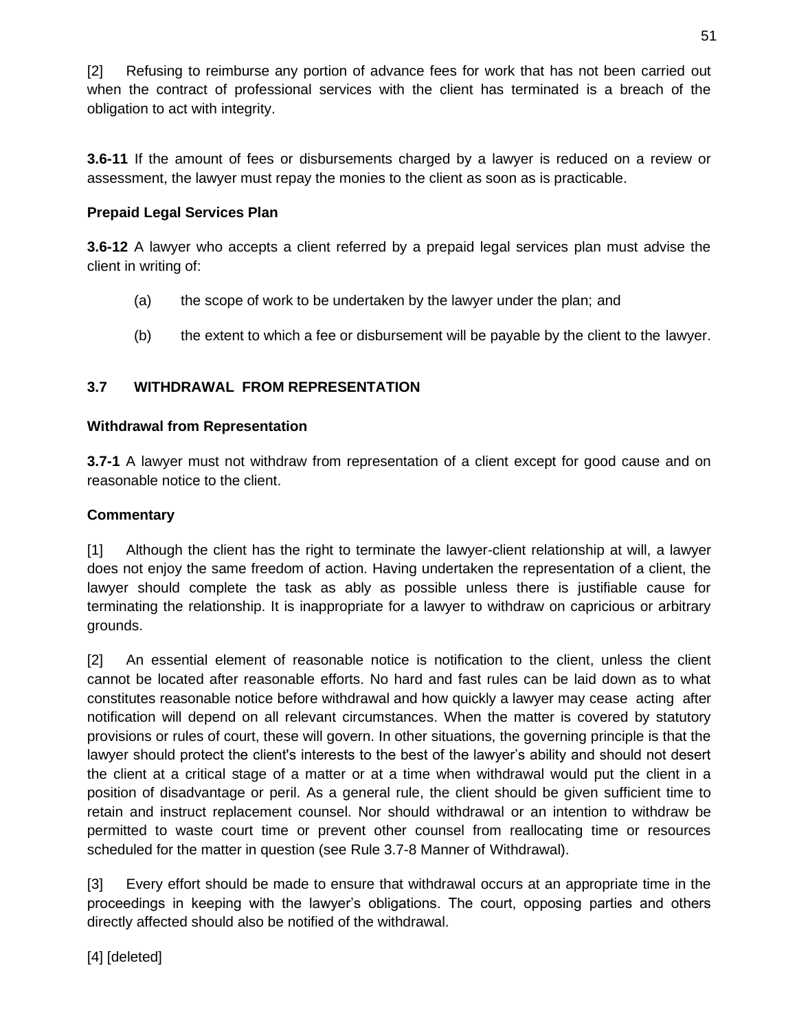[2] Refusing to reimburse any portion of advance fees for work that has not been carried out when the contract of professional services with the client has terminated is a breach of the obligation to act with integrity.

**3.6-11** If the amount of fees or disbursements charged by a lawyer is reduced on a review or assessment, the lawyer must repay the monies to the client as soon as is practicable.

**Prepaid Legal Services Plan**

**3.6-12** A lawyer who accepts a client referred by a prepaid legal services plan must advise the client in writing of:

(a) the scope of work to be undertaken by the lawyer under the plan; and

(b) the extent to which a fee or disbursement will be payable by the client to the lawyer.

## 3.7 WITHDRAWAL FROM REPRESENTATION

**Withdrawal from Representation**

**3.7-1** A lawyer must not withdraw from representation of a client except for good cause and on reasonable notice to the client.

**Commentary**

[1] Although the client has the right to terminate the lawyer-client relationship at will, a lawyer does not enjoy the same freedom of action. Having undertaken the representation of a client, the lawyer should complete the task as ably as possible unless there is justifiable cause for terminating the relationship. It is inappropriate for a lawyer to withdraw on capricious or arbitrary grounds.

[2] An essential element of reasonable notice is notification to the client, unless the client cannot be located after reasonable efforts. No hard and fast rules can be laid down as to what constitutes reasonable notice before withdrawal and how quickly a lawyer may cease acting after notification will depend on all relevant circumstances. When the matter is covered by statutory provisions or rules of court, these will govern. In other situations, the governing principle is that the lawyer should protect the client's interests to the best of the lawyer's ability and should not desert the client at a critical stage of a matter or at a time when withdrawal would put the client in a position of disadvantage or peril. As a general rule, the client should be given sufficient time to retain and instruct replacement counsel. Nor should withdrawal or an intention to withdraw be permitted to waste court time or prevent other counsel from reallocating time or resources scheduled for the matter in question (see Rule 3.7-8 Manner of Withdrawal).

[3] Every effort should be made to ensure that withdrawal occurs at an appropriate time in the proceedings in keeping with the lawyer's obligations. The court, opposing parties and others directly affected should also be notified of the withdrawal.

[4] [deleted]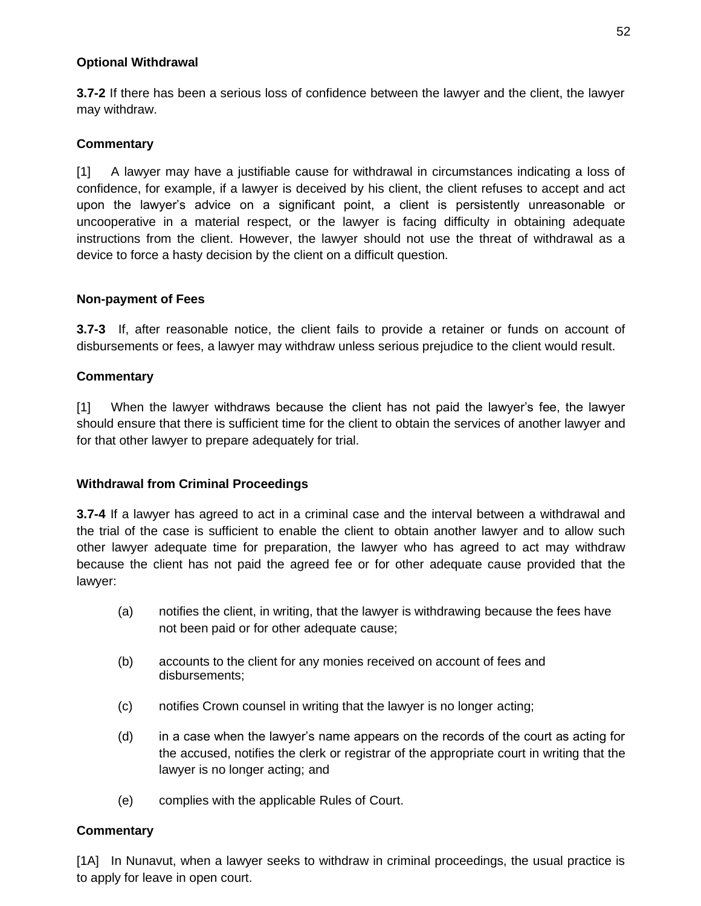**Optional Withdrawal**

**3.7-2** If there has been a serious loss of confidence between the lawyer and the client, the lawyer may withdraw.

**Commentary**

[1] A lawyer may have a justifiable cause for withdrawal in circumstances indicating a loss of confidence, for example, if a lawyer is deceived by his client, the client refuses to accept and act upon the lawyer's advice on a significant point, a client is persistently unreasonable or uncooperative in a material respect, or the lawyer is facing difficulty in obtaining adequate instructions from the client. However, the lawyer should not use the threat of withdrawal as a device to force a hasty decision by the client on a difficult question.

**Non-payment of Fees**

**3.7-3** If, after reasonable notice, the client fails to provide a retainer or funds on account of disbursements or fees, a lawyer may withdraw unless serious prejudice to the client would result.

**Commentary**

[1] When the lawyer withdraws because the client has not paid the lawyer's fee, the lawyer should ensure that there is sufficient time for the client to obtain the services of another lawyer and for that other lawyer to prepare adequately for trial.

**Withdrawal from Criminal Proceedings**

**3.7-4** If a lawyer has agreed to act in a criminal case and the interval between a withdrawal and the trial of the case is sufficient to enable the client to obtain another lawyer and to allow such other lawyer adequate time for preparation, the lawyer who has agreed to act may withdraw because the client has not paid the agreed fee or for other adequate cause provided that the lawyer:

(a) notifies the client, in writing, that the lawyer is withdrawing because the fees have not been paid or for other adequate cause;

(b) accounts to the client for any monies received on account of fees and disbursements;

(c) notifies Crown counsel in writing that the lawyer is no longer acting;

(d) in a case when the lawyer's name appears on the records of the court as acting for the accused, notifies the clerk or registrar of the appropriate court in writing that the lawyer is no longer acting; and

(e) complies with the applicable Rules of Court.

**Commentary**

[1A] In Nunavut, when a lawyer seeks to withdraw in criminal proceedings, the usual practice is to apply for leave in open court.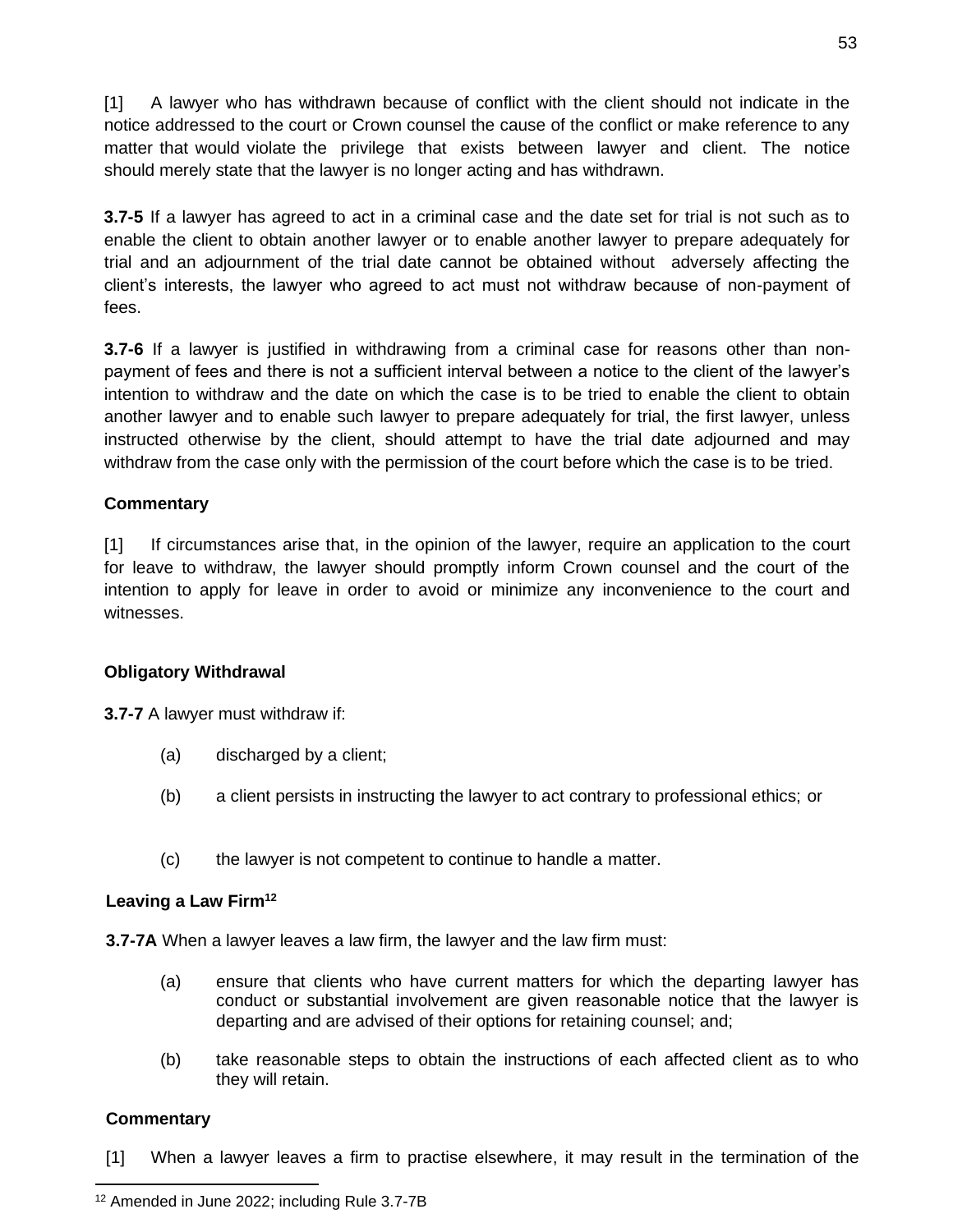[1] A lawyer who has withdrawn because of conflict with the client should not indicate in the notice addressed to the court or Crown counsel the cause of the conflict or make reference to any matter that would violate the privilege that exists between lawyer and client. The notice should merely state that the lawyer is no longer acting and has withdrawn.

**3.7-5** If a lawyer has agreed to act in a criminal case and the date set for trial is not such as to enable the client to obtain another lawyer or to enable another lawyer to prepare adequately for trial and an adjournment of the trial date cannot be obtained without adversely affecting the client's interests, the lawyer who agreed to act must not withdraw because of non-payment of fees.

**3.7-6** If a lawyer is justified in withdrawing from a criminal case for reasons other than non-payment of fees and there is not a sufficient interval between a notice to the client of the lawyer's intention to withdraw and the date on which the case is to be tried to enable the client to obtain another lawyer and to enable such lawyer to prepare adequately for trial, the first lawyer, unless instructed otherwise by the client, should attempt to have the trial date adjourned and may withdraw from the case only with the permission of the court before which the case is to be tried.

**Commentary**

[1] If circumstances arise that, in the opinion of the lawyer, require an application to the court for leave to withdraw, the lawyer should promptly inform Crown counsel and the court of the intention to apply for leave in order to avoid or minimize any inconvenience to the court and witnesses.

**Obligatory Withdrawal**

**3.7-7** A lawyer must withdraw if:

(a) discharged by a client;

(b) a client persists in instructing the lawyer to act contrary to professional ethics; or

(c) the lawyer is not competent to continue to handle a matter.

**Leaving a Law Firm**[12]

**3.7-7A** When a lawyer leaves a law firm, the lawyer and the law firm must:

(a) ensure that clients who have current matters for which the departing lawyer has conduct or substantial involvement are given reasonable notice that the lawyer is departing and are advised of their options for retaining counsel; and;

(b) take reasonable steps to obtain the instructions of each affected client as to who they will retain.

**Commentary**

[1] When a lawyer leaves a firm to practise elsewhere, it may result in the termination of the

---

[12] Amended in June 2022; including Rule 3.7-7B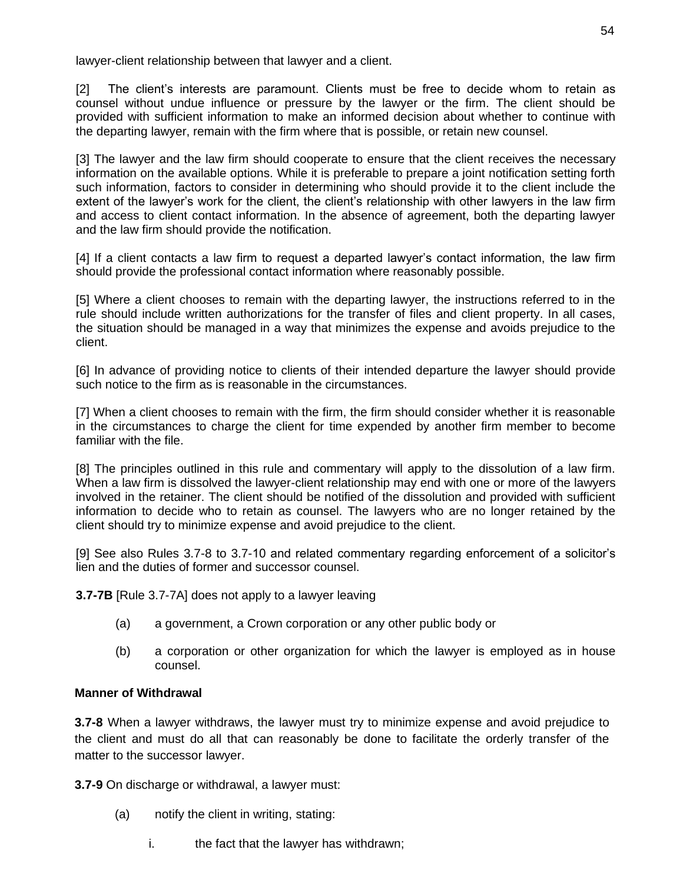lawyer-client relationship between that lawyer and a client.

[2] The client's interests are paramount. Clients must be free to decide whom to retain as counsel without undue influence or pressure by the lawyer or the firm. The client should be provided with sufficient information to make an informed decision about whether to continue with the departing lawyer, remain with the firm where that is possible, or retain new counsel.

[3] The lawyer and the law firm should cooperate to ensure that the client receives the necessary information on the available options. While it is preferable to prepare a joint notification setting forth such information, factors to consider in determining who should provide it to the client include the extent of the lawyer's work for the client, the client's relationship with other lawyers in the law firm and access to client contact information. In the absence of agreement, both the departing lawyer and the law firm should provide the notification.

[4] If a client contacts a law firm to request a departed lawyer's contact information, the law firm should provide the professional contact information where reasonably possible.

[5] Where a client chooses to remain with the departing lawyer, the instructions referred to in the rule should include written authorizations for the transfer of files and client property. In all cases, the situation should be managed in a way that minimizes the expense and avoids prejudice to the client.

[6] In advance of providing notice to clients of their intended departure the lawyer should provide such notice to the firm as is reasonable in the circumstances.

[7] When a client chooses to remain with the firm, the firm should consider whether it is reasonable in the circumstances to charge the client for time expended by another firm member to become familiar with the file.

[8] The principles outlined in this rule and commentary will apply to the dissolution of a law firm. When a law firm is dissolved the lawyer-client relationship may end with one or more of the lawyers involved in the retainer. The client should be notified of the dissolution and provided with sufficient information to decide who to retain as counsel. The lawyers who are no longer retained by the client should try to minimize expense and avoid prejudice to the client.

[9] See also Rules 3.7-8 to 3.7-10 and related commentary regarding enforcement of a solicitor's lien and the duties of former and successor counsel.

**3.7-7B** [Rule 3.7-7A] does not apply to a lawyer leaving

(a) a government, a Crown corporation or any other public body or

(b) a corporation or other organization for which the lawyer is employed as in house counsel.

**Manner of Withdrawal**

**3.7-8** When a lawyer withdraws, the lawyer must try to minimize expense and avoid prejudice to the client and must do all that can reasonably be done to facilitate the orderly transfer of the matter to the successor lawyer.

**3.7-9** On discharge or withdrawal, a lawyer must:

(a) notify the client in writing, stating:

i. the fact that the lawyer has withdrawn;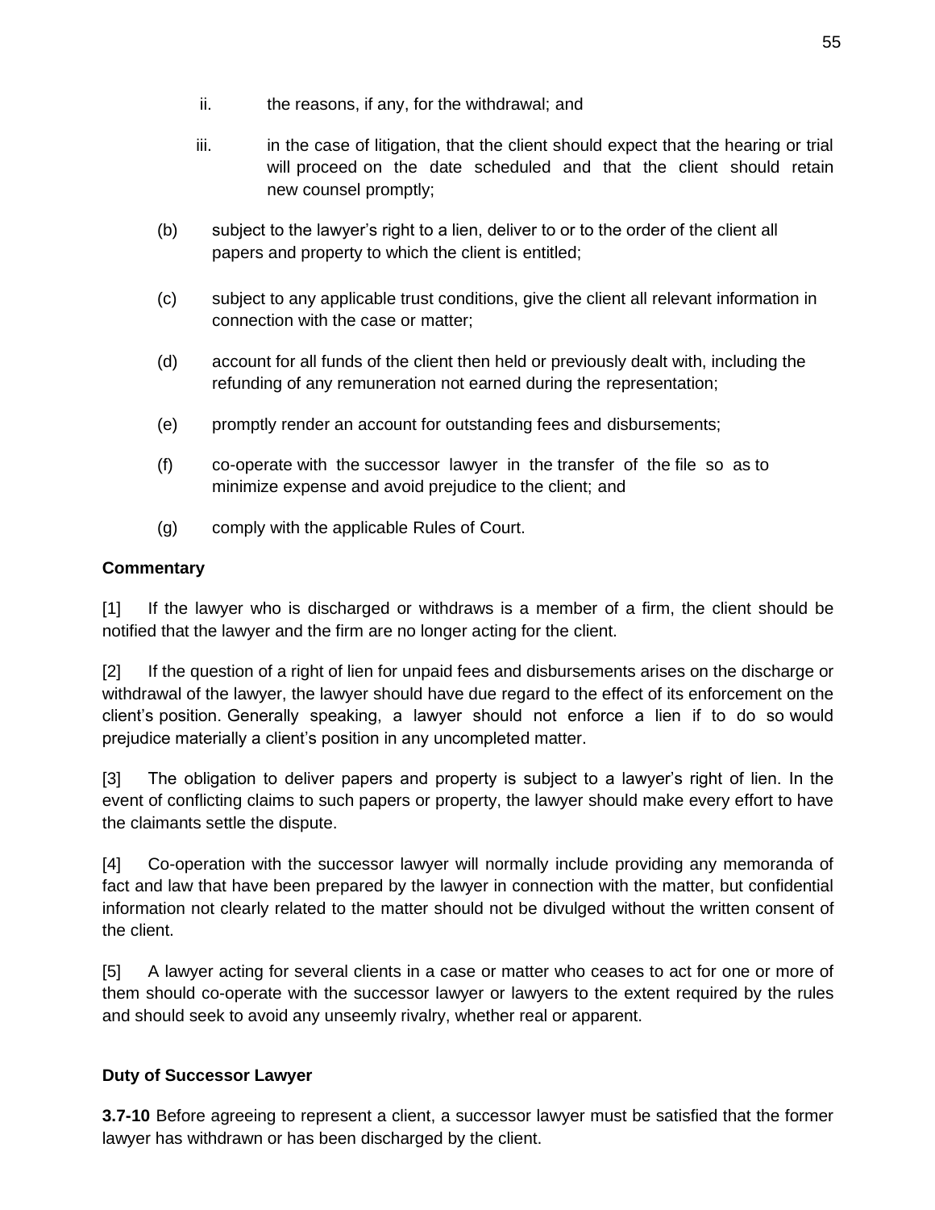ii. the reasons, if any, for the withdrawal; and

iii. in the case of litigation, that the client should expect that the hearing or trial will proceed on the date scheduled and that the client should retain new counsel promptly;

(b) subject to the lawyer's right to a lien, deliver to or to the order of the client all papers and property to which the client is entitled;

(c) subject to any applicable trust conditions, give the client all relevant information in connection with the case or matter;

(d) account for all funds of the client then held or previously dealt with, including the refunding of any remuneration not earned during the representation;

(e) promptly render an account for outstanding fees and disbursements;

(f) co-operate with the successor lawyer in the transfer of the file so as to minimize expense and avoid prejudice to the client; and

(g) comply with the applicable Rules of Court.

**Commentary**

[1] If the lawyer who is discharged or withdraws is a member of a firm, the client should be notified that the lawyer and the firm are no longer acting for the client.

[2] If the question of a right of lien for unpaid fees and disbursements arises on the discharge or withdrawal of the lawyer, the lawyer should have due regard to the effect of its enforcement on the client's position. Generally speaking, a lawyer should not enforce a lien if to do so would prejudice materially a client's position in any uncompleted matter.

[3] The obligation to deliver papers and property is subject to a lawyer's right of lien. In the event of conflicting claims to such papers or property, the lawyer should make every effort to have the claimants settle the dispute.

[4] Co-operation with the successor lawyer will normally include providing any memoranda of fact and law that have been prepared by the lawyer in connection with the matter, but confidential information not clearly related to the matter should not be divulged without the written consent of the client.

[5] A lawyer acting for several clients in a case or matter who ceases to act for one or more of them should co-operate with the successor lawyer or lawyers to the extent required by the rules and should seek to avoid any unseemly rivalry, whether real or apparent.

**Duty of Successor Lawyer**

**3.7-10** Before agreeing to represent a client, a successor lawyer must be satisfied that the former lawyer has withdrawn or has been discharged by the client.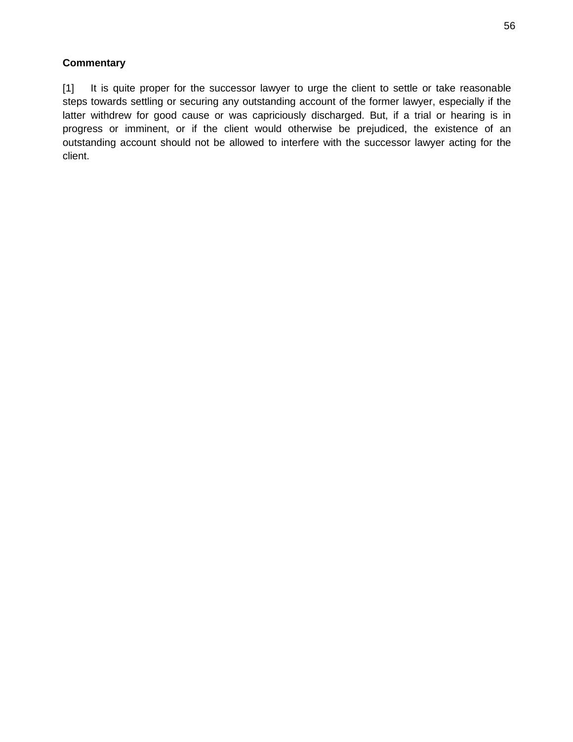**Commentary**

[1] It is quite proper for the successor lawyer to urge the client to settle or take reasonable steps towards settling or securing any outstanding account of the former lawyer, especially if the latter withdrew for good cause or was capriciously discharged. But, if a trial or hearing is in progress or imminent, or if the client would otherwise be prejudiced, the existence of an outstanding account should not be allowed to interfere with the successor lawyer acting for the client.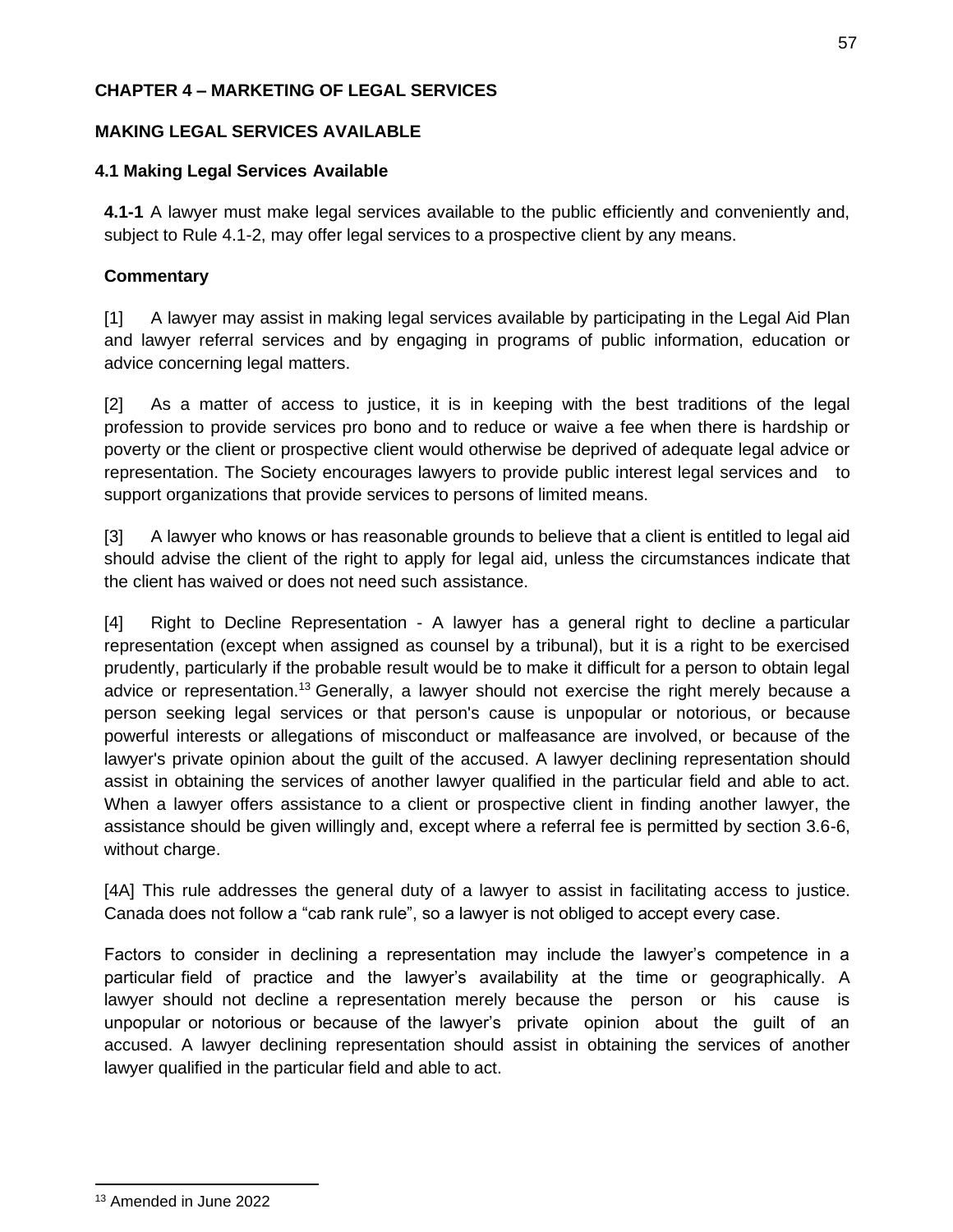## CHAPTER 4 – MARKETING OF LEGAL SERVICES

## MAKING LEGAL SERVICES AVAILABLE

### 4.1 Making Legal Services Available

**4.1-1** A lawyer must make legal services available to the public efficiently and conveniently and, subject to Rule 4.1-2, may offer legal services to a prospective client by any means.

**Commentary**

[1] A lawyer may assist in making legal services available by participating in the Legal Aid Plan and lawyer referral services and by engaging in programs of public information, education or advice concerning legal matters.

[2] As a matter of access to justice, it is in keeping with the best traditions of the legal profession to provide services pro bono and to reduce or waive a fee when there is hardship or poverty or the client or prospective client would otherwise be deprived of adequate legal advice or representation. The Society encourages lawyers to provide public interest legal services and to support organizations that provide services to persons of limited means.

[3] A lawyer who knows or has reasonable grounds to believe that a client is entitled to legal aid should advise the client of the right to apply for legal aid, unless the circumstances indicate that the client has waived or does not need such assistance.

[4] Right to Decline Representation - A lawyer has a general right to decline a particular representation (except when assigned as counsel by a tribunal), but it is a right to be exercised prudently, particularly if the probable result would be to make it difficult for a person to obtain legal advice or representation.[13] Generally, a lawyer should not exercise the right merely because a person seeking legal services or that person's cause is unpopular or notorious, or because powerful interests or allegations of misconduct or malfeasance are involved, or because of the lawyer's private opinion about the guilt of the accused. A lawyer declining representation should assist in obtaining the services of another lawyer qualified in the particular field and able to act. When a lawyer offers assistance to a client or prospective client in finding another lawyer, the assistance should be given willingly and, except where a referral fee is permitted by section 3.6-6, without charge.

[4A] This rule addresses the general duty of a lawyer to assist in facilitating access to justice. Canada does not follow a "cab rank rule", so a lawyer is not obliged to accept every case.

Factors to consider in declining a representation may include the lawyer's competence in a particular field of practice and the lawyer's availability at the time or geographically. A lawyer should not decline a representation merely because the person or his cause is unpopular or notorious or because of the lawyer's private opinion about the guilt of an accused. A lawyer declining representation should assist in obtaining the services of another lawyer qualified in the particular field and able to act.

[13] Amended in June 2022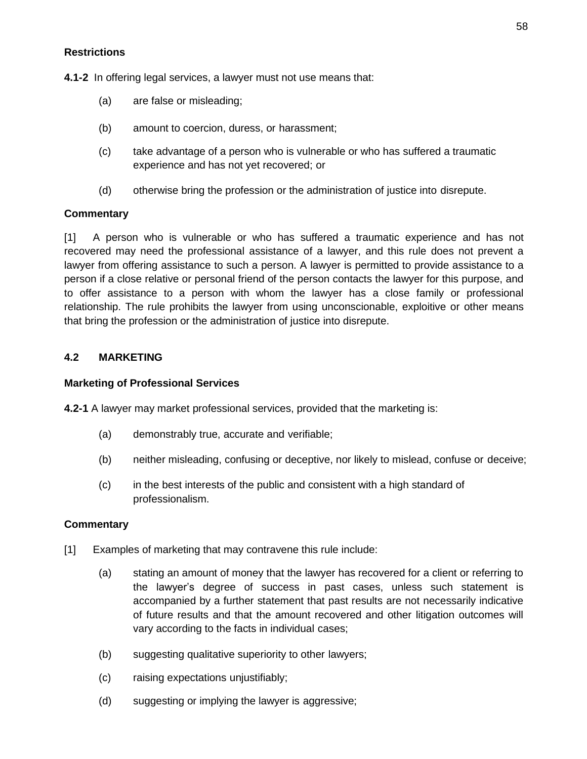**Restrictions**

**4.1-2** In offering legal services, a lawyer must not use means that:

(a) are false or misleading;

(b) amount to coercion, duress, or harassment;

(c) take advantage of a person who is vulnerable or who has suffered a traumatic experience and has not yet recovered; or

(d) otherwise bring the profession or the administration of justice into disrepute.

**Commentary**

[1] A person who is vulnerable or who has suffered a traumatic experience and has not recovered may need the professional assistance of a lawyer, and this rule does not prevent a lawyer from offering assistance to such a person. A lawyer is permitted to provide assistance to a person if a close relative or personal friend of the person contacts the lawyer for this purpose, and to offer assistance to a person with whom the lawyer has a close family or professional relationship. The rule prohibits the lawyer from using unconscionable, exploitive or other means that bring the profession or the administration of justice into disrepute.

## 4.2 MARKETING

**Marketing of Professional Services**

**4.2-1** A lawyer may market professional services, provided that the marketing is:

(a) demonstrably true, accurate and verifiable;

(b) neither misleading, confusing or deceptive, nor likely to mislead, confuse or deceive;

(c) in the best interests of the public and consistent with a high standard of professionalism.

**Commentary**

[1] Examples of marketing that may contravene this rule include:

(a) stating an amount of money that the lawyer has recovered for a client or referring to the lawyer's degree of success in past cases, unless such statement is accompanied by a further statement that past results are not necessarily indicative of future results and that the amount recovered and other litigation outcomes will vary according to the facts in individual cases;

(b) suggesting qualitative superiority to other lawyers;

(c) raising expectations unjustifiably;

(d) suggesting or implying the lawyer is aggressive;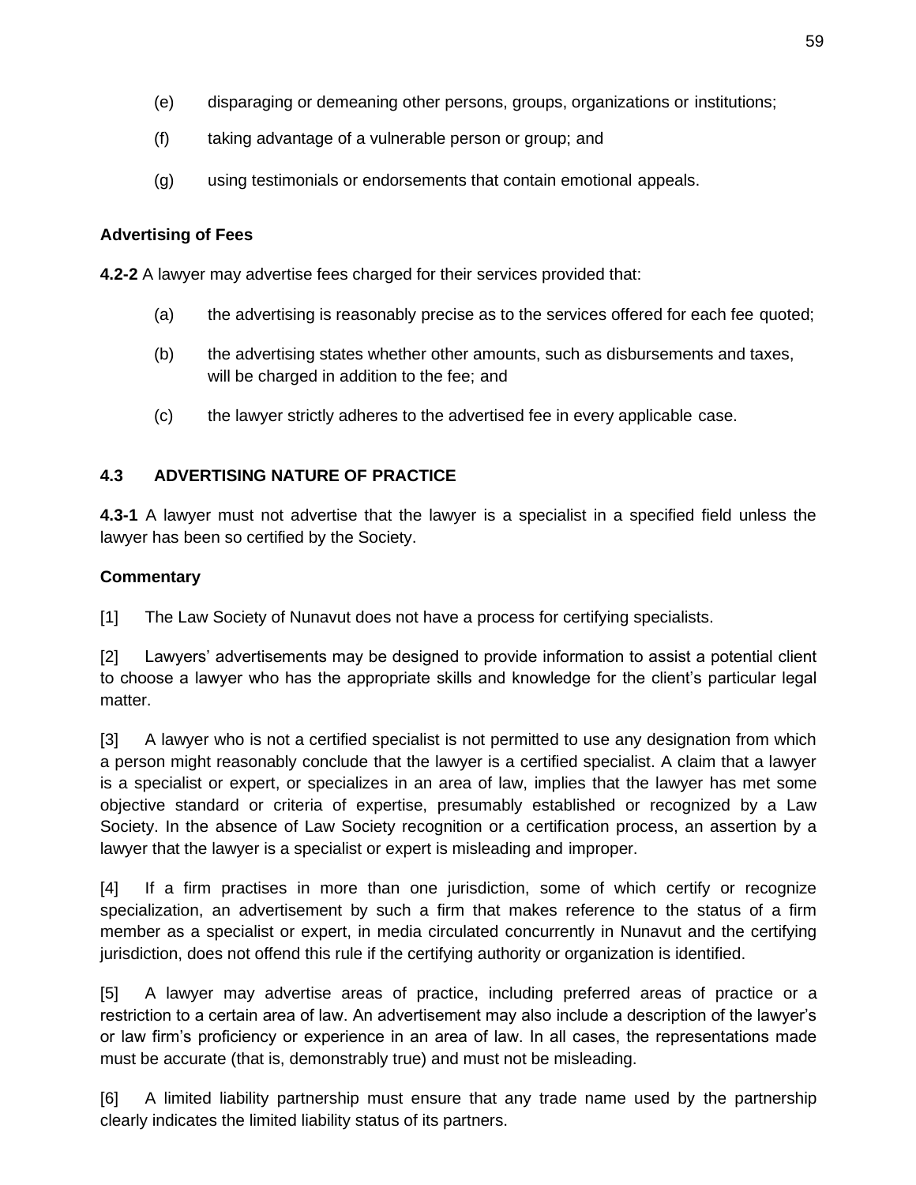(e) disparaging or demeaning other persons, groups, organizations or institutions;

(f) taking advantage of a vulnerable person or group; and

(g) using testimonials or endorsements that contain emotional appeals.

**Advertising of Fees**

**4.2-2** A lawyer may advertise fees charged for their services provided that:

(a) the advertising is reasonably precise as to the services offered for each fee quoted;

(b) the advertising states whether other amounts, such as disbursements and taxes, will be charged in addition to the fee; and

(c) the lawyer strictly adheres to the advertised fee in every applicable case.

## 4.3 ADVERTISING NATURE OF PRACTICE

**4.3-1** A lawyer must not advertise that the lawyer is a specialist in a specified field unless the lawyer has been so certified by the Society.

**Commentary**

[1] The Law Society of Nunavut does not have a process for certifying specialists.

[2] Lawyers' advertisements may be designed to provide information to assist a potential client to choose a lawyer who has the appropriate skills and knowledge for the client's particular legal matter.

[3] A lawyer who is not a certified specialist is not permitted to use any designation from which a person might reasonably conclude that the lawyer is a certified specialist. A claim that a lawyer is a specialist or expert, or specializes in an area of law, implies that the lawyer has met some objective standard or criteria of expertise, presumably established or recognized by a Law Society. In the absence of Law Society recognition or a certification process, an assertion by a lawyer that the lawyer is a specialist or expert is misleading and improper.

[4] If a firm practises in more than one jurisdiction, some of which certify or recognize specialization, an advertisement by such a firm that makes reference to the status of a firm member as a specialist or expert, in media circulated concurrently in Nunavut and the certifying jurisdiction, does not offend this rule if the certifying authority or organization is identified.

[5] A lawyer may advertise areas of practice, including preferred areas of practice or a restriction to a certain area of law. An advertisement may also include a description of the lawyer's or law firm's proficiency or experience in an area of law. In all cases, the representations made must be accurate (that is, demonstrably true) and must not be misleading.

[6] A limited liability partnership must ensure that any trade name used by the partnership clearly indicates the limited liability status of its partners.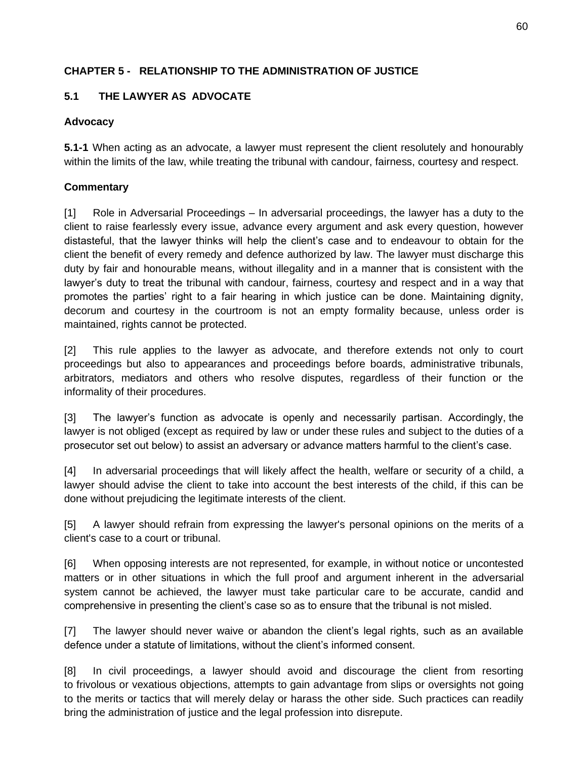## CHAPTER 5 - RELATIONSHIP TO THE ADMINISTRATION OF JUSTICE

### 5.1 THE LAWYER AS ADVOCATE

#### Advocacy

**5.1-1** When acting as an advocate, a lawyer must represent the client resolutely and honourably within the limits of the law, while treating the tribunal with candour, fairness, courtesy and respect.

#### Commentary

[1] Role in Adversarial Proceedings – In adversarial proceedings, the lawyer has a duty to the client to raise fearlessly every issue, advance every argument and ask every question, however distasteful, that the lawyer thinks will help the client's case and to endeavour to obtain for the client the benefit of every remedy and defence authorized by law. The lawyer must discharge this duty by fair and honourable means, without illegality and in a manner that is consistent with the lawyer's duty to treat the tribunal with candour, fairness, courtesy and respect and in a way that promotes the parties' right to a fair hearing in which justice can be done. Maintaining dignity, decorum and courtesy in the courtroom is not an empty formality because, unless order is maintained, rights cannot be protected.

[2] This rule applies to the lawyer as advocate, and therefore extends not only to court proceedings but also to appearances and proceedings before boards, administrative tribunals, arbitrators, mediators and others who resolve disputes, regardless of their function or the informality of their procedures.

[3] The lawyer's function as advocate is openly and necessarily partisan. Accordingly, the lawyer is not obliged (except as required by law or under these rules and subject to the duties of a prosecutor set out below) to assist an adversary or advance matters harmful to the client's case.

[4] In adversarial proceedings that will likely affect the health, welfare or security of a child, a lawyer should advise the client to take into account the best interests of the child, if this can be done without prejudicing the legitimate interests of the client.

[5] A lawyer should refrain from expressing the lawyer's personal opinions on the merits of a client's case to a court or tribunal.

[6] When opposing interests are not represented, for example, in without notice or uncontested matters or in other situations in which the full proof and argument inherent in the adversarial system cannot be achieved, the lawyer must take particular care to be accurate, candid and comprehensive in presenting the client's case so as to ensure that the tribunal is not misled.

[7] The lawyer should never waive or abandon the client's legal rights, such as an available defence under a statute of limitations, without the client's informed consent.

[8] In civil proceedings, a lawyer should avoid and discourage the client from resorting to frivolous or vexatious objections, attempts to gain advantage from slips or oversights not going to the merits or tactics that will merely delay or harass the other side. Such practices can readily bring the administration of justice and the legal profession into disrepute.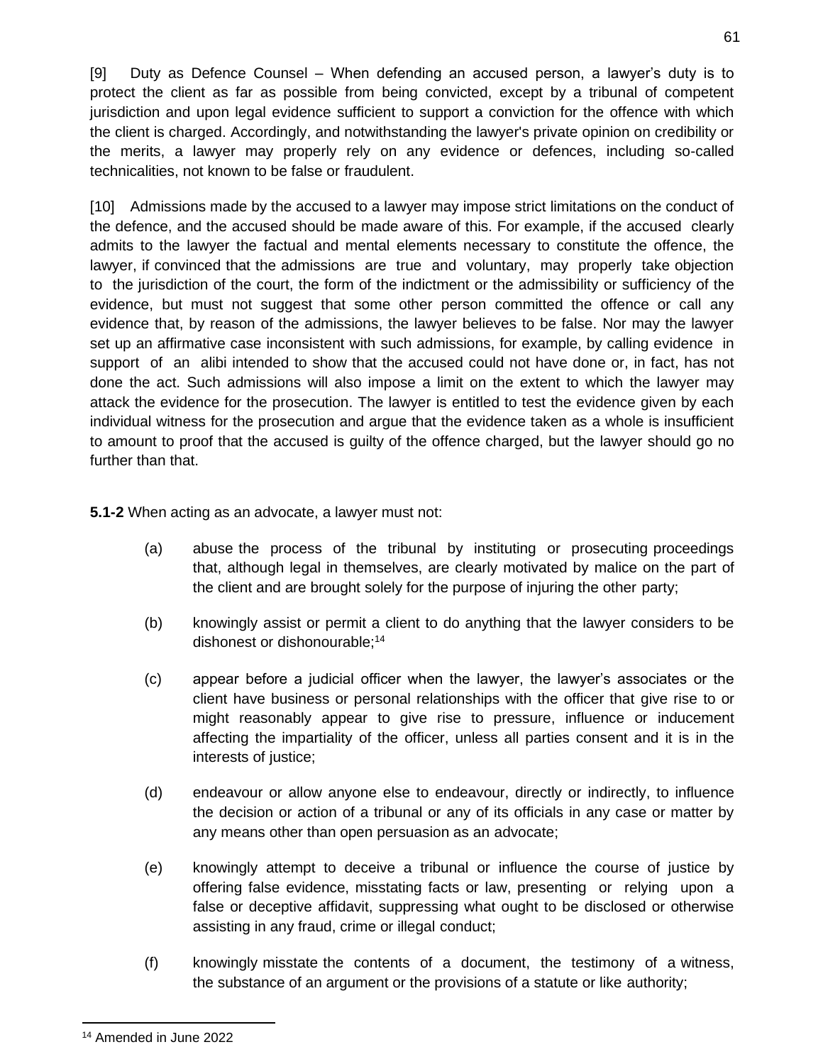[9] Duty as Defence Counsel – When defending an accused person, a lawyer's duty is to protect the client as far as possible from being convicted, except by a tribunal of competent jurisdiction and upon legal evidence sufficient to support a conviction for the offence with which the client is charged. Accordingly, and notwithstanding the lawyer's private opinion on credibility or the merits, a lawyer may properly rely on any evidence or defences, including so-called technicalities, not known to be false or fraudulent.

[10] Admissions made by the accused to a lawyer may impose strict limitations on the conduct of the defence, and the accused should be made aware of this. For example, if the accused clearly admits to the lawyer the factual and mental elements necessary to constitute the offence, the lawyer, if convinced that the admissions are true and voluntary, may properly take objection to the jurisdiction of the court, the form of the indictment or the admissibility or sufficiency of the evidence, but must not suggest that some other person committed the offence or call any evidence that, by reason of the admissions, the lawyer believes to be false. Nor may the lawyer set up an affirmative case inconsistent with such admissions, for example, by calling evidence in support of an alibi intended to show that the accused could not have done or, in fact, has not done the act. Such admissions will also impose a limit on the extent to which the lawyer may attack the evidence for the prosecution. The lawyer is entitled to test the evidence given by each individual witness for the prosecution and argue that the evidence taken as a whole is insufficient to amount to proof that the accused is guilty of the offence charged, but the lawyer should go no further than that.

**5.1-2** When acting as an advocate, a lawyer must not:

(a) abuse the process of the tribunal by instituting or prosecuting proceedings that, although legal in themselves, are clearly motivated by malice on the part of the client and are brought solely for the purpose of injuring the other party;

(b) knowingly assist or permit a client to do anything that the lawyer considers to be dishonest or dishonourable;[14]

(c) appear before a judicial officer when the lawyer, the lawyer's associates or the client have business or personal relationships with the officer that give rise to or might reasonably appear to give rise to pressure, influence or inducement affecting the impartiality of the officer, unless all parties consent and it is in the interests of justice;

(d) endeavour or allow anyone else to endeavour, directly or indirectly, to influence the decision or action of a tribunal or any of its officials in any case or matter by any means other than open persuasion as an advocate;

(e) knowingly attempt to deceive a tribunal or influence the course of justice by offering false evidence, misstating facts or law, presenting or relying upon a false or deceptive affidavit, suppressing what ought to be disclosed or otherwise assisting in any fraud, crime or illegal conduct;

(f) knowingly misstate the contents of a document, the testimony of a witness, the substance of an argument or the provisions of a statute or like authority;

[14] Amended in June 2022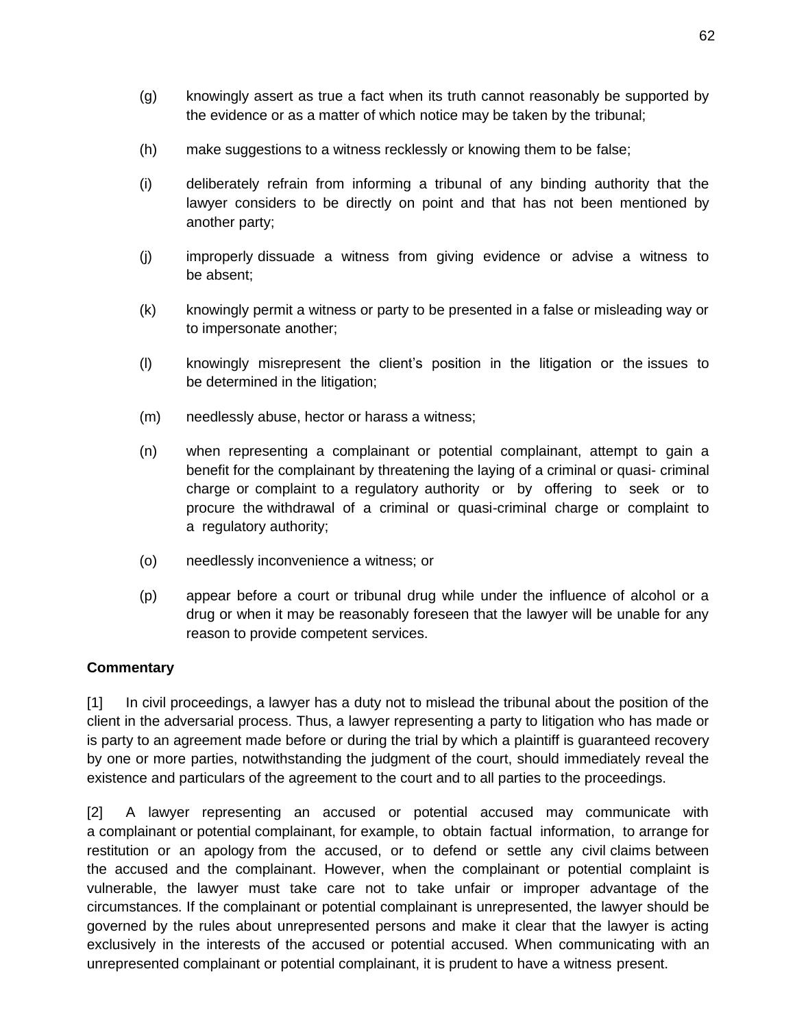(g) knowingly assert as true a fact when its truth cannot reasonably be supported by the evidence or as a matter of which notice may be taken by the tribunal;

(h) make suggestions to a witness recklessly or knowing them to be false;

(i) deliberately refrain from informing a tribunal of any binding authority that the lawyer considers to be directly on point and that has not been mentioned by another party;

(j) improperly dissuade a witness from giving evidence or advise a witness to be absent;

(k) knowingly permit a witness or party to be presented in a false or misleading way or to impersonate another;

(l) knowingly misrepresent the client's position in the litigation or the issues to be determined in the litigation;

(m) needlessly abuse, hector or harass a witness;

(n) when representing a complainant or potential complainant, attempt to gain a benefit for the complainant by threatening the laying of a criminal or quasi- criminal charge or complaint to a regulatory authority or by offering to seek or to procure the withdrawal of a criminal or quasi-criminal charge or complaint to a regulatory authority;

(o) needlessly inconvenience a witness; or

(p) appear before a court or tribunal drug while under the influence of alcohol or a drug or when it may be reasonably foreseen that the lawyer will be unable for any reason to provide competent services.

**Commentary**

[1] In civil proceedings, a lawyer has a duty not to mislead the tribunal about the position of the client in the adversarial process. Thus, a lawyer representing a party to litigation who has made or is party to an agreement made before or during the trial by which a plaintiff is guaranteed recovery by one or more parties, notwithstanding the judgment of the court, should immediately reveal the existence and particulars of the agreement to the court and to all parties to the proceedings.

[2] A lawyer representing an accused or potential accused may communicate with a complainant or potential complainant, for example, to obtain factual information, to arrange for restitution or an apology from the accused, or to defend or settle any civil claims between the accused and the complainant. However, when the complainant or potential complaint is vulnerable, the lawyer must take care not to take unfair or improper advantage of the circumstances. If the complainant or potential complainant is unrepresented, the lawyer should be governed by the rules about unrepresented persons and make it clear that the lawyer is acting exclusively in the interests of the accused or potential accused. When communicating with an unrepresented complainant or potential complainant, it is prudent to have a witness present.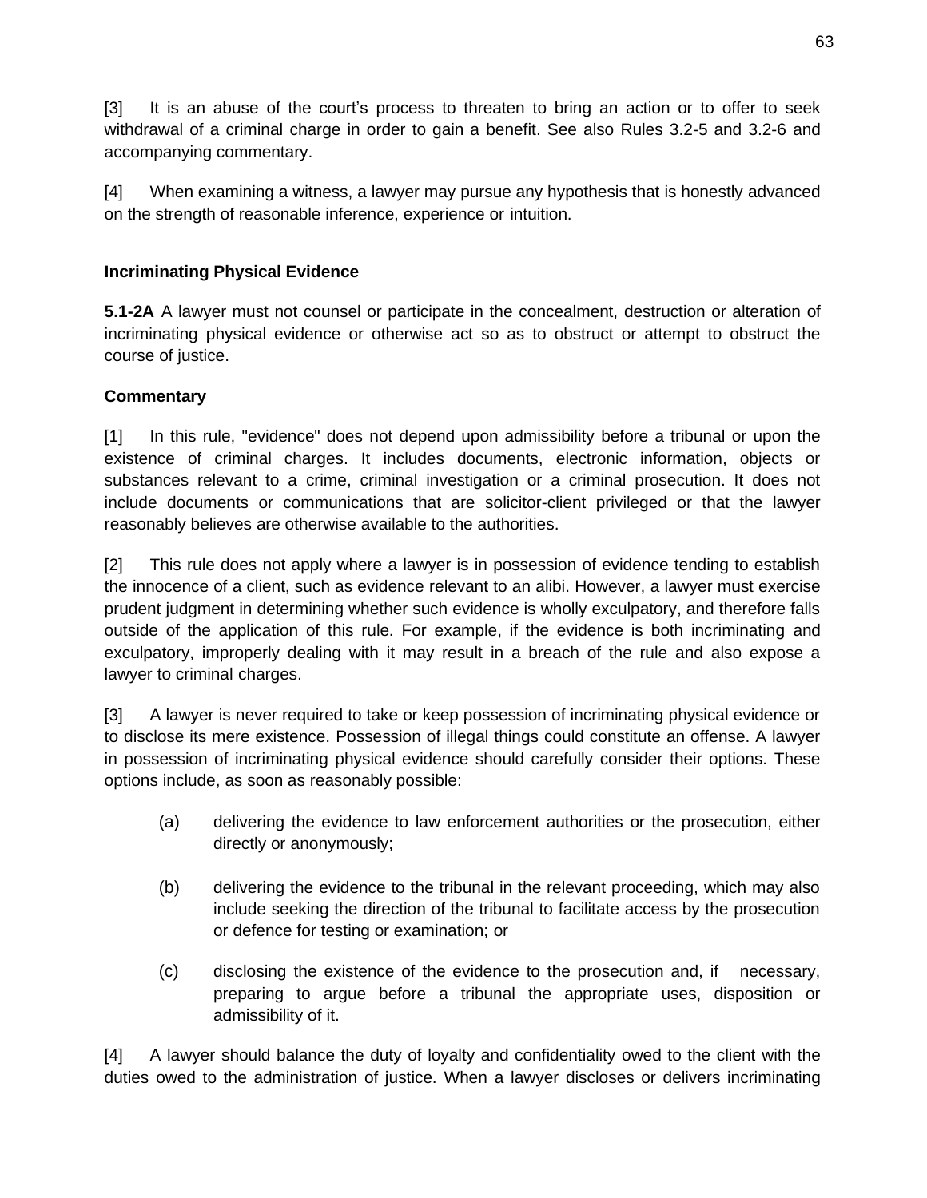[3] It is an abuse of the court's process to threaten to bring an action or to offer to seek withdrawal of a criminal charge in order to gain a benefit. See also Rules 3.2-5 and 3.2-6 and accompanying commentary.

[4] When examining a witness, a lawyer may pursue any hypothesis that is honestly advanced on the strength of reasonable inference, experience or intuition.

**Incriminating Physical Evidence**

**5.1-2A** A lawyer must not counsel or participate in the concealment, destruction or alteration of incriminating physical evidence or otherwise act so as to obstruct or attempt to obstruct the course of justice.

**Commentary**

[1] In this rule, "evidence" does not depend upon admissibility before a tribunal or upon the existence of criminal charges. It includes documents, electronic information, objects or substances relevant to a crime, criminal investigation or a criminal prosecution. It does not include documents or communications that are solicitor-client privileged or that the lawyer reasonably believes are otherwise available to the authorities.

[2] This rule does not apply where a lawyer is in possession of evidence tending to establish the innocence of a client, such as evidence relevant to an alibi. However, a lawyer must exercise prudent judgment in determining whether such evidence is wholly exculpatory, and therefore falls outside of the application of this rule. For example, if the evidence is both incriminating and exculpatory, improperly dealing with it may result in a breach of the rule and also expose a lawyer to criminal charges.

[3] A lawyer is never required to take or keep possession of incriminating physical evidence or to disclose its mere existence. Possession of illegal things could constitute an offense. A lawyer in possession of incriminating physical evidence should carefully consider their options. These options include, as soon as reasonably possible:

(a) delivering the evidence to law enforcement authorities or the prosecution, either directly or anonymously;

(b) delivering the evidence to the tribunal in the relevant proceeding, which may also include seeking the direction of the tribunal to facilitate access by the prosecution or defence for testing or examination; or

(c) disclosing the existence of the evidence to the prosecution and, if necessary, preparing to argue before a tribunal the appropriate uses, disposition or admissibility of it.

[4] A lawyer should balance the duty of loyalty and confidentiality owed to the client with the duties owed to the administration of justice. When a lawyer discloses or delivers incriminating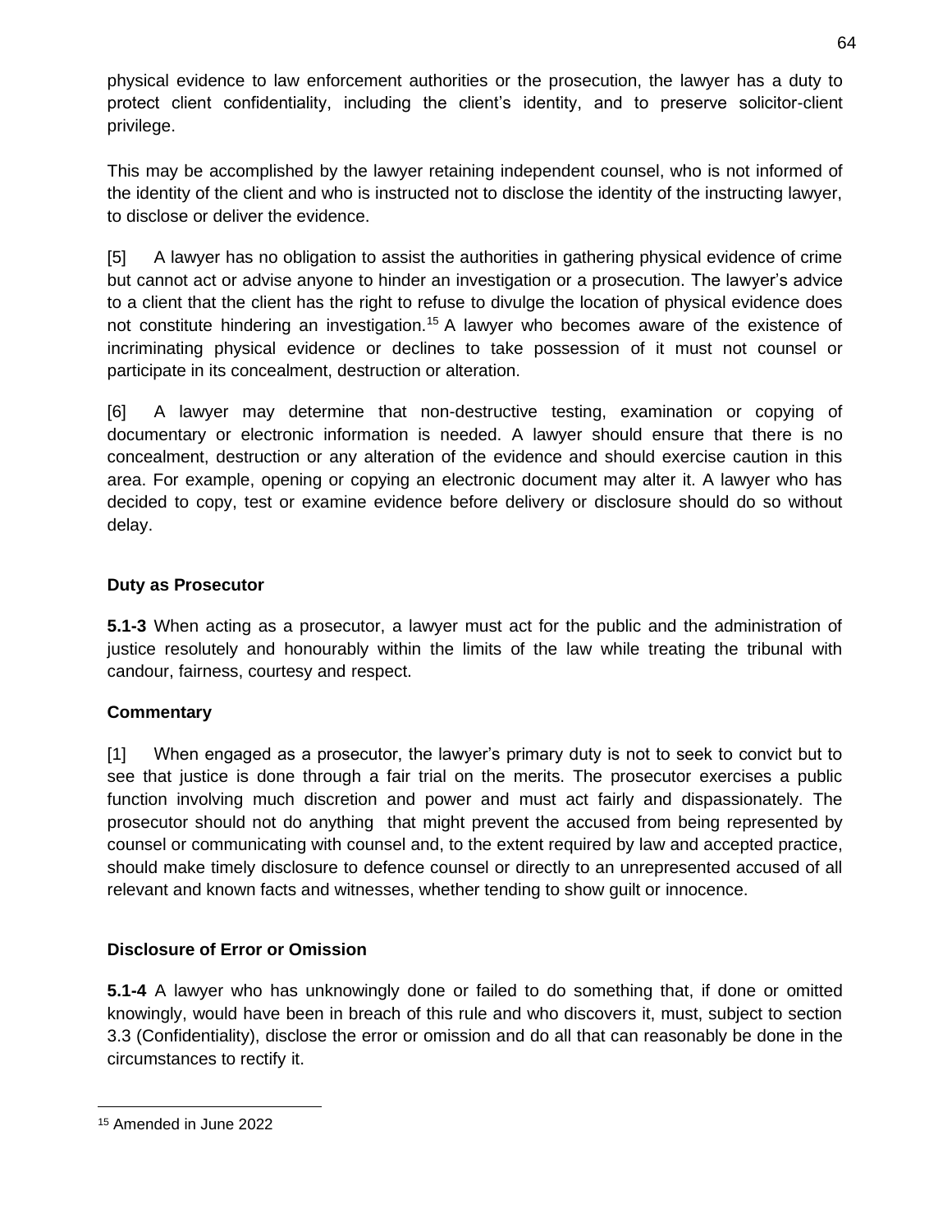physical evidence to law enforcement authorities or the prosecution, the lawyer has a duty to protect client confidentiality, including the client's identity, and to preserve solicitor-client privilege.

This may be accomplished by the lawyer retaining independent counsel, who is not informed of the identity of the client and who is instructed not to disclose the identity of the instructing lawyer, to disclose or deliver the evidence.

[5] A lawyer has no obligation to assist the authorities in gathering physical evidence of crime but cannot act or advise anyone to hinder an investigation or a prosecution. The lawyer's advice to a client that the client has the right to refuse to divulge the location of physical evidence does not constitute hindering an investigation.[15] A lawyer who becomes aware of the existence of incriminating physical evidence or declines to take possession of it must not counsel or participate in its concealment, destruction or alteration.

[6] A lawyer may determine that non-destructive testing, examination or copying of documentary or electronic information is needed. A lawyer should ensure that there is no concealment, destruction or any alteration of the evidence and should exercise caution in this area. For example, opening or copying an electronic document may alter it. A lawyer who has decided to copy, test or examine evidence before delivery or disclosure should do so without delay.

### Duty as Prosecutor

**5.1-3** When acting as a prosecutor, a lawyer must act for the public and the administration of justice resolutely and honourably within the limits of the law while treating the tribunal with candour, fairness, courtesy and respect.

### Commentary

[1] When engaged as a prosecutor, the lawyer's primary duty is not to seek to convict but to see that justice is done through a fair trial on the merits. The prosecutor exercises a public function involving much discretion and power and must act fairly and dispassionately. The prosecutor should not do anything that might prevent the accused from being represented by counsel or communicating with counsel and, to the extent required by law and accepted practice, should make timely disclosure to defence counsel or directly to an unrepresented accused of all relevant and known facts and witnesses, whether tending to show guilt or innocence.

### Disclosure of Error or Omission

**5.1-4** A lawyer who has unknowingly done or failed to do something that, if done or omitted knowingly, would have been in breach of this rule and who discovers it, must, subject to section 3.3 (Confidentiality), disclose the error or omission and do all that can reasonably be done in the circumstances to rectify it.

---

[15] Amended in June 2022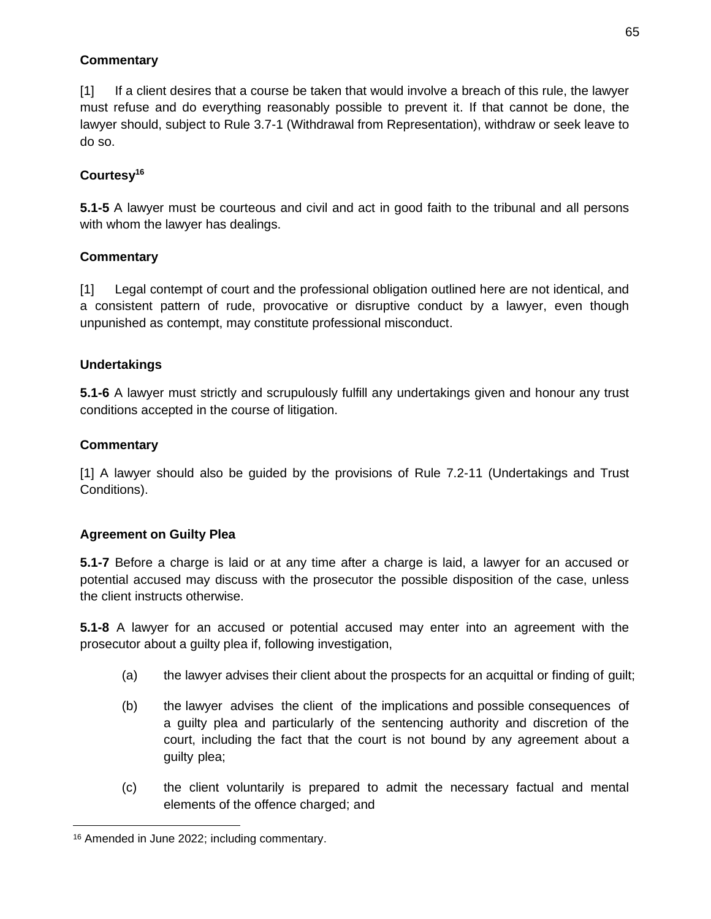**Commentary**

[1] If a client desires that a course be taken that would involve a breach of this rule, the lawyer must refuse and do everything reasonably possible to prevent it. If that cannot be done, the lawyer should, subject to Rule 3.7-1 (Withdrawal from Representation), withdraw or seek leave to do so.

**Courtesy**[16]

**5.1-5** A lawyer must be courteous and civil and act in good faith to the tribunal and all persons with whom the lawyer has dealings.

**Commentary**

[1] Legal contempt of court and the professional obligation outlined here are not identical, and a consistent pattern of rude, provocative or disruptive conduct by a lawyer, even though unpunished as contempt, may constitute professional misconduct.

**Undertakings**

**5.1-6** A lawyer must strictly and scrupulously fulfill any undertakings given and honour any trust conditions accepted in the course of litigation.

**Commentary**

[1] A lawyer should also be guided by the provisions of Rule 7.2-11 (Undertakings and Trust Conditions).

**Agreement on Guilty Plea**

**5.1-7** Before a charge is laid or at any time after a charge is laid, a lawyer for an accused or potential accused may discuss with the prosecutor the possible disposition of the case, unless the client instructs otherwise.

**5.1-8** A lawyer for an accused or potential accused may enter into an agreement with the prosecutor about a guilty plea if, following investigation,

(a) the lawyer advises their client about the prospects for an acquittal or finding of guilt;

(b) the lawyer advises the client of the implications and possible consequences of a guilty plea and particularly of the sentencing authority and discretion of the court, including the fact that the court is not bound by any agreement about a guilty plea;

(c) the client voluntarily is prepared to admit the necessary factual and mental elements of the offence charged; and

[16] Amended in June 2022; including commentary.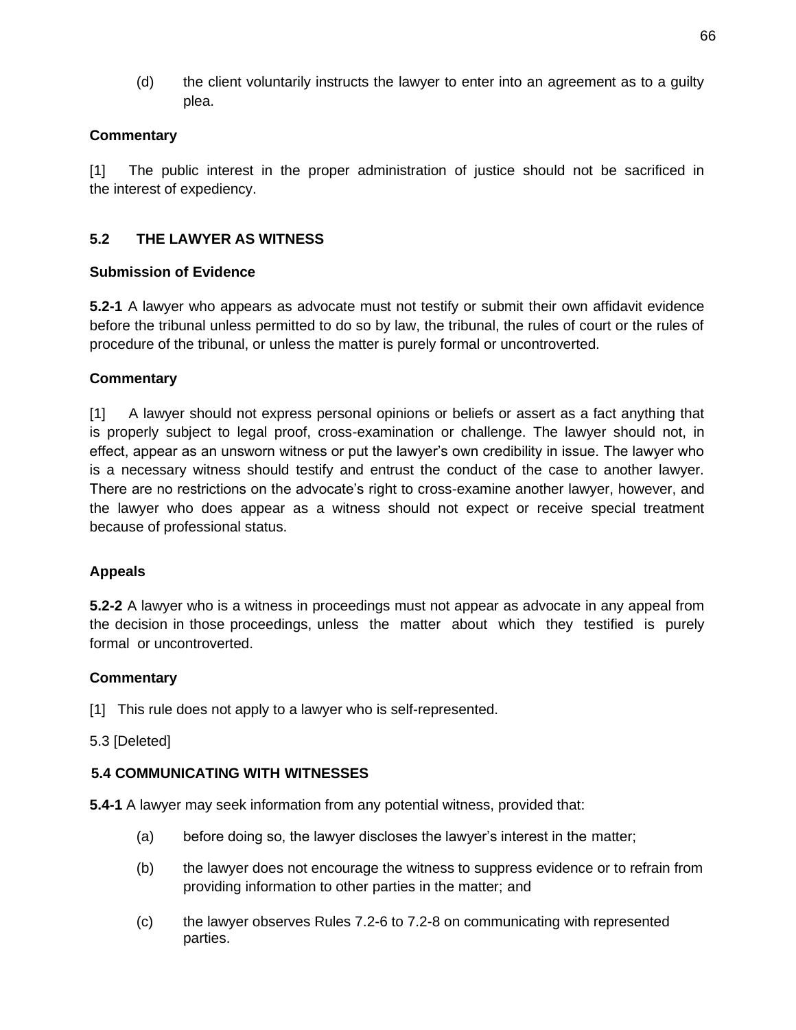(d) the client voluntarily instructs the lawyer to enter into an agreement as to a guilty plea.

**Commentary**

[1] The public interest in the proper administration of justice should not be sacrificed in the interest of expediency.

## 5.2 THE LAWYER AS WITNESS

### Submission of Evidence

**5.2-1** A lawyer who appears as advocate must not testify or submit their own affidavit evidence before the tribunal unless permitted to do so by law, the tribunal, the rules of court or the rules of procedure of the tribunal, or unless the matter is purely formal or uncontroverted.

**Commentary**

[1] A lawyer should not express personal opinions or beliefs or assert as a fact anything that is properly subject to legal proof, cross-examination or challenge. The lawyer should not, in effect, appear as an unsworn witness or put the lawyer's own credibility in issue. The lawyer who is a necessary witness should testify and entrust the conduct of the case to another lawyer. There are no restrictions on the advocate's right to cross-examine another lawyer, however, and the lawyer who does appear as a witness should not expect or receive special treatment because of professional status.

### Appeals

**5.2-2** A lawyer who is a witness in proceedings must not appear as advocate in any appeal from the decision in those proceedings, unless the matter about which they testified is purely formal or uncontroverted.

**Commentary**

[1] This rule does not apply to a lawyer who is self-represented.

5.3 [Deleted]

## 5.4 COMMUNICATING WITH WITNESSES

**5.4-1** A lawyer may seek information from any potential witness, provided that:

(a) before doing so, the lawyer discloses the lawyer's interest in the matter;

(b) the lawyer does not encourage the witness to suppress evidence or to refrain from providing information to other parties in the matter; and

(c) the lawyer observes Rules 7.2-6 to 7.2-8 on communicating with represented parties.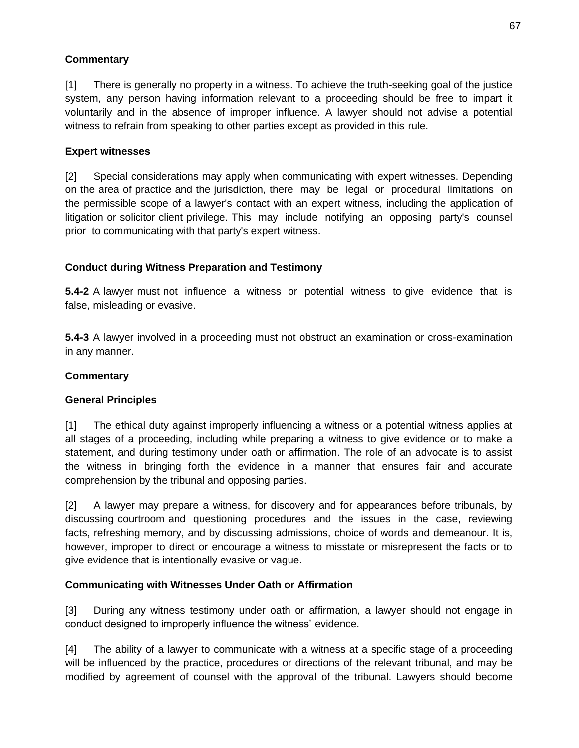**Commentary**

[1] There is generally no property in a witness. To achieve the truth-seeking goal of the justice system, any person having information relevant to a proceeding should be free to impart it voluntarily and in the absence of improper influence. A lawyer should not advise a potential witness to refrain from speaking to other parties except as provided in this rule.

**Expert witnesses**

[2] Special considerations may apply when communicating with expert witnesses. Depending on the area of practice and the jurisdiction, there may be legal or procedural limitations on the permissible scope of a lawyer's contact with an expert witness, including the application of litigation or solicitor client privilege. This may include notifying an opposing party's counsel prior to communicating with that party's expert witness.

**Conduct during Witness Preparation and Testimony**

**5.4-2** A lawyer must not influence a witness or potential witness to give evidence that is false, misleading or evasive.

**5.4-3** A lawyer involved in a proceeding must not obstruct an examination or cross-examination in any manner.

**Commentary**

**General Principles**

[1] The ethical duty against improperly influencing a witness or a potential witness applies at all stages of a proceeding, including while preparing a witness to give evidence or to make a statement, and during testimony under oath or affirmation. The role of an advocate is to assist the witness in bringing forth the evidence in a manner that ensures fair and accurate comprehension by the tribunal and opposing parties.

[2] A lawyer may prepare a witness, for discovery and for appearances before tribunals, by discussing courtroom and questioning procedures and the issues in the case, reviewing facts, refreshing memory, and by discussing admissions, choice of words and demeanour. It is, however, improper to direct or encourage a witness to misstate or misrepresent the facts or to give evidence that is intentionally evasive or vague.

**Communicating with Witnesses Under Oath or Affirmation**

[3] During any witness testimony under oath or affirmation, a lawyer should not engage in conduct designed to improperly influence the witness' evidence.

[4] The ability of a lawyer to communicate with a witness at a specific stage of a proceeding will be influenced by the practice, procedures or directions of the relevant tribunal, and may be modified by agreement of counsel with the approval of the tribunal. Lawyers should become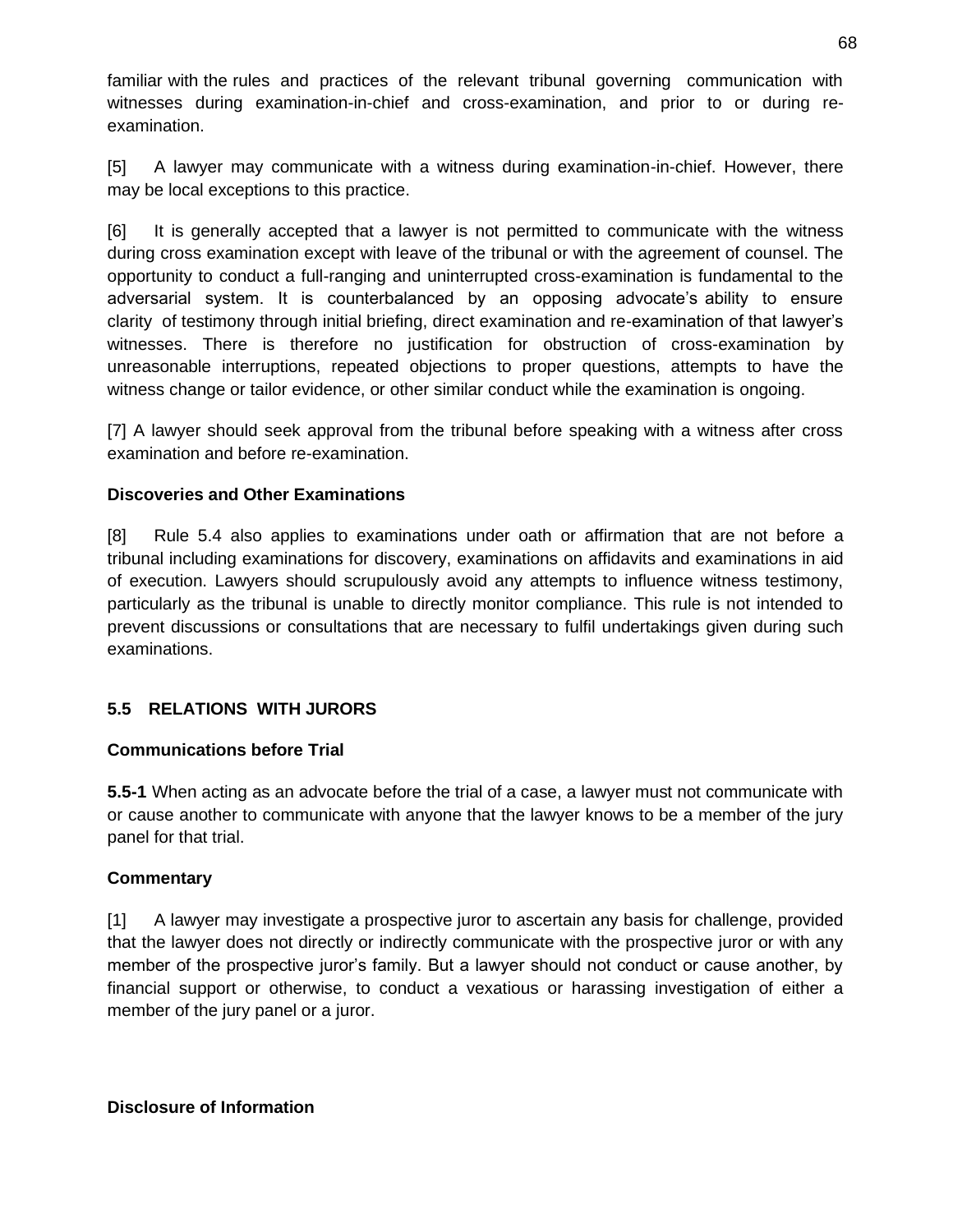familiar with the rules and practices of the relevant tribunal governing communication with witnesses during examination-in-chief and cross-examination, and prior to or during re-examination.

[5] A lawyer may communicate with a witness during examination-in-chief. However, there may be local exceptions to this practice.

[6] It is generally accepted that a lawyer is not permitted to communicate with the witness during cross examination except with leave of the tribunal or with the agreement of counsel. The opportunity to conduct a full-ranging and uninterrupted cross-examination is fundamental to the adversarial system. It is counterbalanced by an opposing advocate's ability to ensure clarity of testimony through initial briefing, direct examination and re-examination of that lawyer's witnesses. There is therefore no justification for obstruction of cross-examination by unreasonable interruptions, repeated objections to proper questions, attempts to have the witness change or tailor evidence, or other similar conduct while the examination is ongoing.

[7] A lawyer should seek approval from the tribunal before speaking with a witness after cross examination and before re-examination.

**Discoveries and Other Examinations**

[8] Rule 5.4 also applies to examinations under oath or affirmation that are not before a tribunal including examinations for discovery, examinations on affidavits and examinations in aid of execution. Lawyers should scrupulously avoid any attempts to influence witness testimony, particularly as the tribunal is unable to directly monitor compliance. This rule is not intended to prevent discussions or consultations that are necessary to fulfil undertakings given during such examinations.

## 5.5 RELATIONS WITH JURORS

**Communications before Trial**

**5.5-1** When acting as an advocate before the trial of a case, a lawyer must not communicate with or cause another to communicate with anyone that the lawyer knows to be a member of the jury panel for that trial.

**Commentary**

[1] A lawyer may investigate a prospective juror to ascertain any basis for challenge, provided that the lawyer does not directly or indirectly communicate with the prospective juror or with any member of the prospective juror's family. But a lawyer should not conduct or cause another, by financial support or otherwise, to conduct a vexatious or harassing investigation of either a member of the jury panel or a juror.

**Disclosure of Information**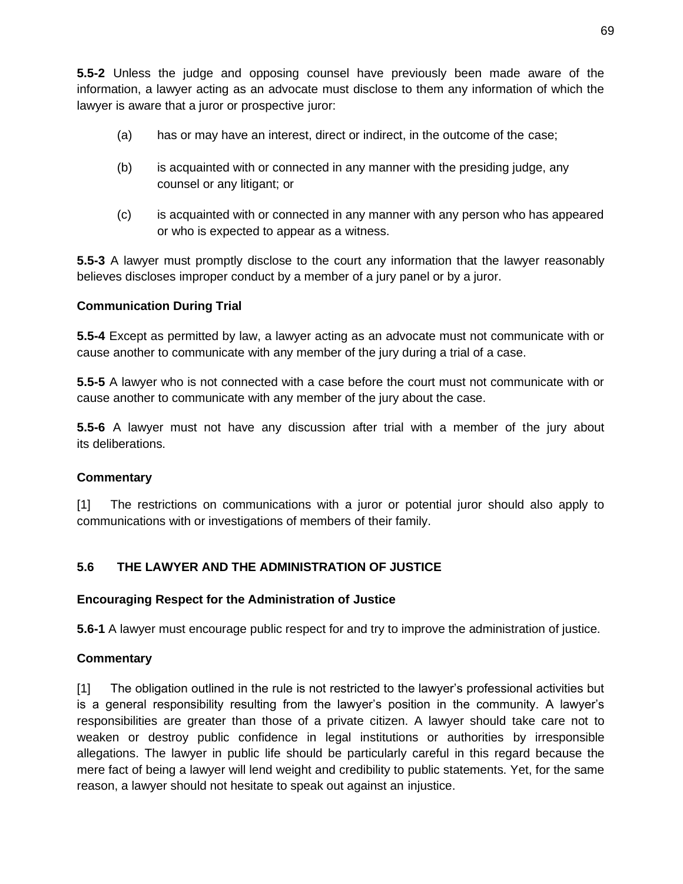**5.5-2** Unless the judge and opposing counsel have previously been made aware of the information, a lawyer acting as an advocate must disclose to them any information of which the lawyer is aware that a juror or prospective juror:

(a) has or may have an interest, direct or indirect, in the outcome of the case;

(b) is acquainted with or connected in any manner with the presiding judge, any counsel or any litigant; or

(c) is acquainted with or connected in any manner with any person who has appeared or who is expected to appear as a witness.

**5.5-3** A lawyer must promptly disclose to the court any information that the lawyer reasonably believes discloses improper conduct by a member of a jury panel or by a juror.

**Communication During Trial**

**5.5-4** Except as permitted by law, a lawyer acting as an advocate must not communicate with or cause another to communicate with any member of the jury during a trial of a case.

**5.5-5** A lawyer who is not connected with a case before the court must not communicate with or cause another to communicate with any member of the jury about the case.

**5.5-6** A lawyer must not have any discussion after trial with a member of the jury about its deliberations.

**Commentary**

[1] The restrictions on communications with a juror or potential juror should also apply to communications with or investigations of members of their family.

## 5.6 THE LAWYER AND THE ADMINISTRATION OF JUSTICE

**Encouraging Respect for the Administration of Justice**

**5.6-1** A lawyer must encourage public respect for and try to improve the administration of justice.

**Commentary**

[1] The obligation outlined in the rule is not restricted to the lawyer's professional activities but is a general responsibility resulting from the lawyer's position in the community. A lawyer's responsibilities are greater than those of a private citizen. A lawyer should take care not to weaken or destroy public confidence in legal institutions or authorities by irresponsible allegations. The lawyer in public life should be particularly careful in this regard because the mere fact of being a lawyer will lend weight and credibility to public statements. Yet, for the same reason, a lawyer should not hesitate to speak out against an injustice.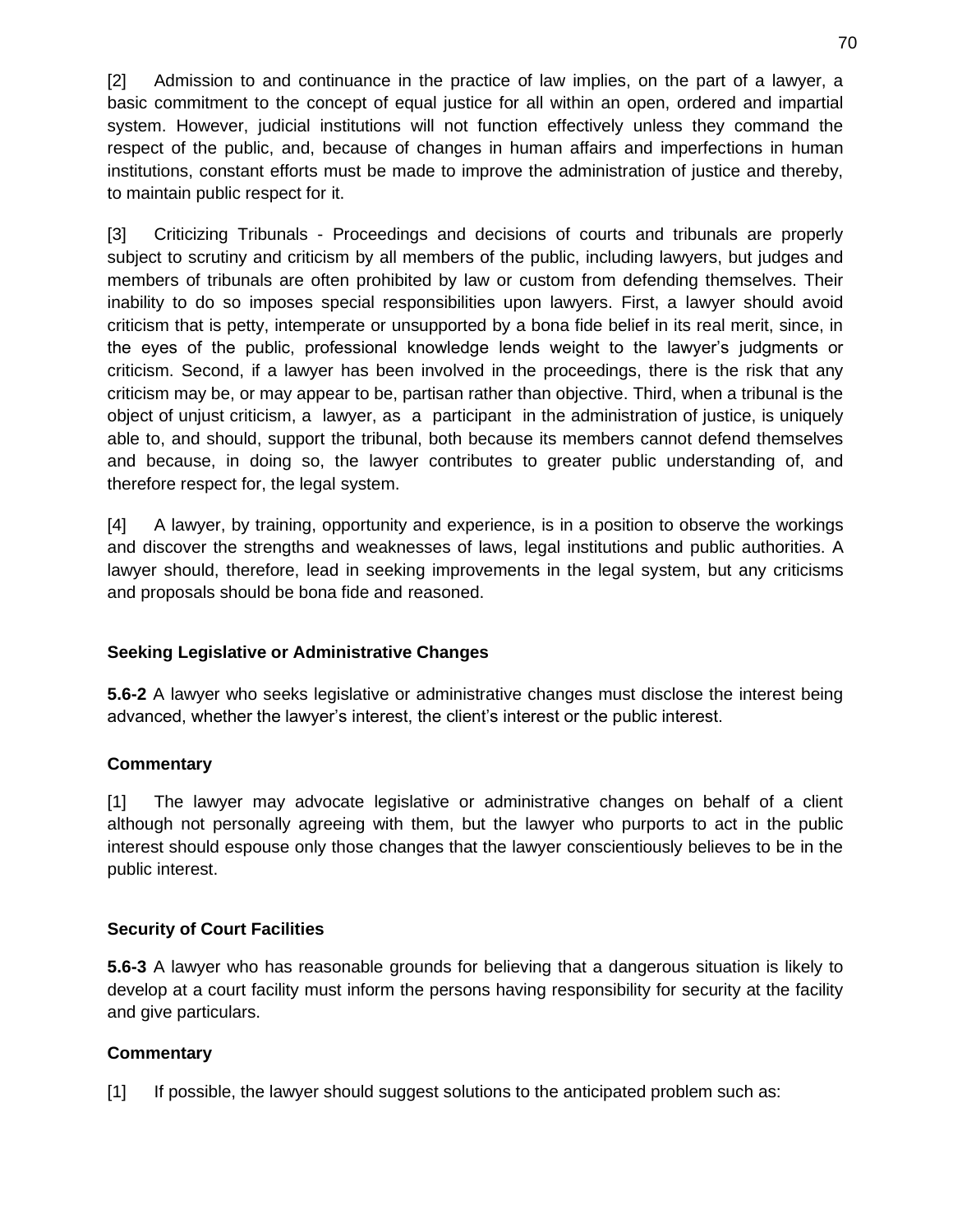[2] Admission to and continuance in the practice of law implies, on the part of a lawyer, a basic commitment to the concept of equal justice for all within an open, ordered and impartial system. However, judicial institutions will not function effectively unless they command the respect of the public, and, because of changes in human affairs and imperfections in human institutions, constant efforts must be made to improve the administration of justice and thereby, to maintain public respect for it.

[3] Criticizing Tribunals - Proceedings and decisions of courts and tribunals are properly subject to scrutiny and criticism by all members of the public, including lawyers, but judges and members of tribunals are often prohibited by law or custom from defending themselves. Their inability to do so imposes special responsibilities upon lawyers. First, a lawyer should avoid criticism that is petty, intemperate or unsupported by a bona fide belief in its real merit, since, in the eyes of the public, professional knowledge lends weight to the lawyer's judgments or criticism. Second, if a lawyer has been involved in the proceedings, there is the risk that any criticism may be, or may appear to be, partisan rather than objective. Third, when a tribunal is the object of unjust criticism, a lawyer, as a participant in the administration of justice, is uniquely able to, and should, support the tribunal, both because its members cannot defend themselves and because, in doing so, the lawyer contributes to greater public understanding of, and therefore respect for, the legal system.

[4] A lawyer, by training, opportunity and experience, is in a position to observe the workings and discover the strengths and weaknesses of laws, legal institutions and public authorities. A lawyer should, therefore, lead in seeking improvements in the legal system, but any criticisms and proposals should be bona fide and reasoned.

### Seeking Legislative or Administrative Changes

**5.6-2** A lawyer who seeks legislative or administrative changes must disclose the interest being advanced, whether the lawyer's interest, the client's interest or the public interest.

#### Commentary

[1] The lawyer may advocate legislative or administrative changes on behalf of a client although not personally agreeing with them, but the lawyer who purports to act in the public interest should espouse only those changes that the lawyer conscientiously believes to be in the public interest.

### Security of Court Facilities

**5.6-3** A lawyer who has reasonable grounds for believing that a dangerous situation is likely to develop at a court facility must inform the persons having responsibility for security at the facility and give particulars.

#### Commentary

[1] If possible, the lawyer should suggest solutions to the anticipated problem such as: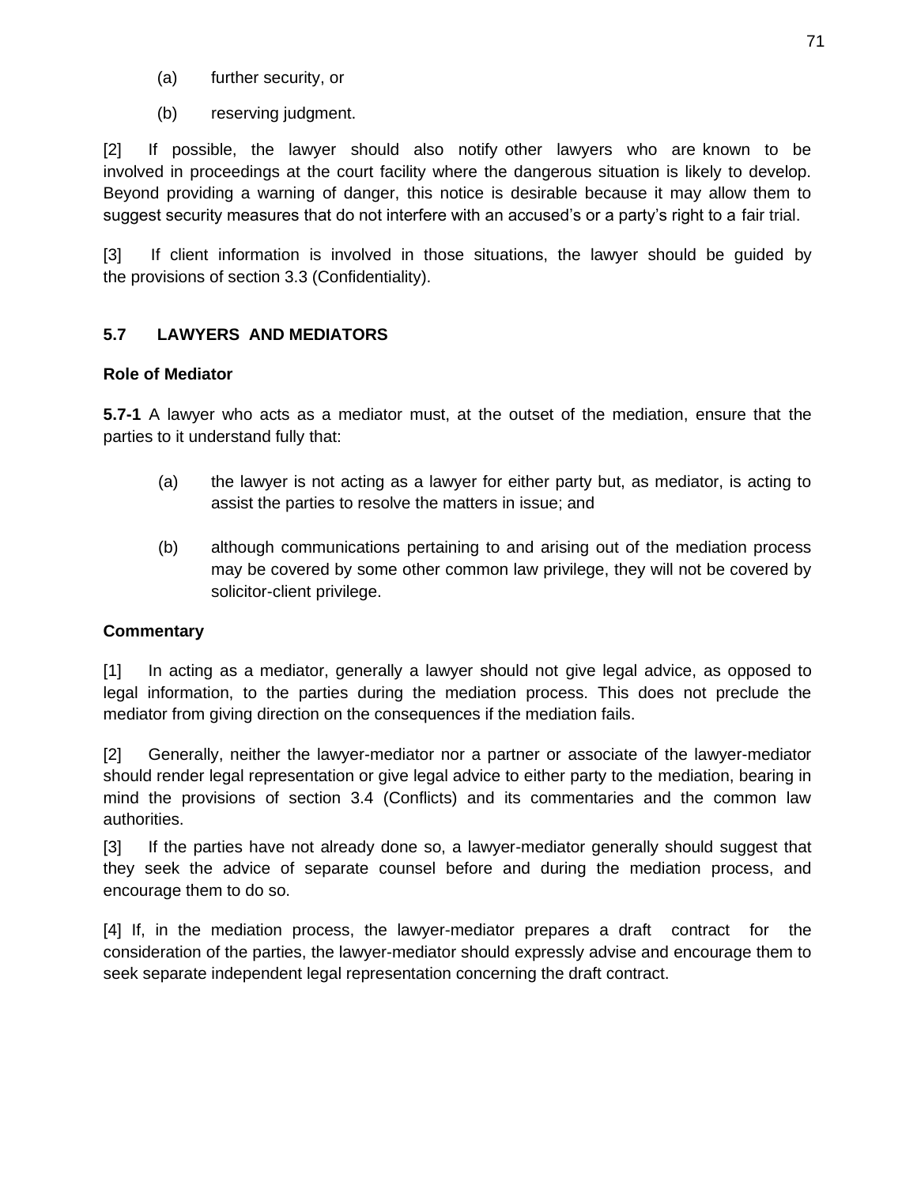(a) further security, or

(b) reserving judgment.

[2] If possible, the lawyer should also notify other lawyers who are known to be involved in proceedings at the court facility where the dangerous situation is likely to develop. Beyond providing a warning of danger, this notice is desirable because it may allow them to suggest security measures that do not interfere with an accused's or a party's right to a fair trial.

[3] If client information is involved in those situations, the lawyer should be guided by the provisions of section 3.3 (Confidentiality).

## 5.7 LAWYERS AND MEDIATORS

### Role of Mediator

**5.7-1** A lawyer who acts as a mediator must, at the outset of the mediation, ensure that the parties to it understand fully that:

(a) the lawyer is not acting as a lawyer for either party but, as mediator, is acting to assist the parties to resolve the matters in issue; and

(b) although communications pertaining to and arising out of the mediation process may be covered by some other common law privilege, they will not be covered by solicitor-client privilege.

### Commentary

[1] In acting as a mediator, generally a lawyer should not give legal advice, as opposed to legal information, to the parties during the mediation process. This does not preclude the mediator from giving direction on the consequences if the mediation fails.

[2] Generally, neither the lawyer-mediator nor a partner or associate of the lawyer-mediator should render legal representation or give legal advice to either party to the mediation, bearing in mind the provisions of section 3.4 (Conflicts) and its commentaries and the common law authorities.

[3] If the parties have not already done so, a lawyer-mediator generally should suggest that they seek the advice of separate counsel before and during the mediation process, and encourage them to do so.

[4] If, in the mediation process, the lawyer-mediator prepares a draft contract for the consideration of the parties, the lawyer-mediator should expressly advise and encourage them to seek separate independent legal representation concerning the draft contract.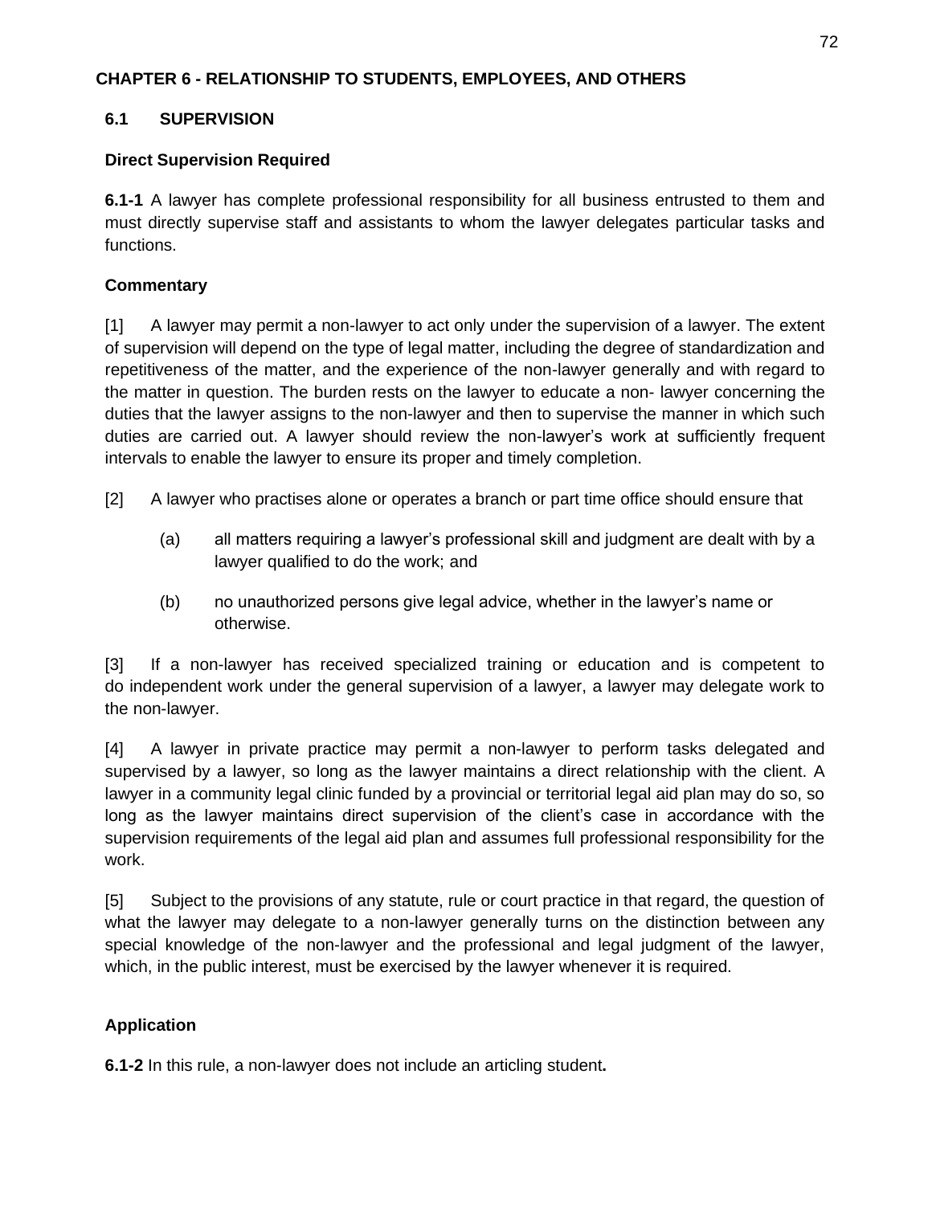# CHAPTER 6 - RELATIONSHIP TO STUDENTS, EMPLOYEES, AND OTHERS

## 6.1 SUPERVISION

### Direct Supervision Required

**6.1-1** A lawyer has complete professional responsibility for all business entrusted to them and must directly supervise staff and assistants to whom the lawyer delegates particular tasks and functions.

### Commentary

[1] A lawyer may permit a non-lawyer to act only under the supervision of a lawyer. The extent of supervision will depend on the type of legal matter, including the degree of standardization and repetitiveness of the matter, and the experience of the non-lawyer generally and with regard to the matter in question. The burden rests on the lawyer to educate a non- lawyer concerning the duties that the lawyer assigns to the non-lawyer and then to supervise the manner in which such duties are carried out. A lawyer should review the non-lawyer's work at sufficiently frequent intervals to enable the lawyer to ensure its proper and timely completion.

[2] A lawyer who practises alone or operates a branch or part time office should ensure that

(a) all matters requiring a lawyer's professional skill and judgment are dealt with by a lawyer qualified to do the work; and

(b) no unauthorized persons give legal advice, whether in the lawyer's name or otherwise.

[3] If a non-lawyer has received specialized training or education and is competent to do independent work under the general supervision of a lawyer, a lawyer may delegate work to the non-lawyer.

[4] A lawyer in private practice may permit a non-lawyer to perform tasks delegated and supervised by a lawyer, so long as the lawyer maintains a direct relationship with the client. A lawyer in a community legal clinic funded by a provincial or territorial legal aid plan may do so, so long as the lawyer maintains direct supervision of the client's case in accordance with the supervision requirements of the legal aid plan and assumes full professional responsibility for the work.

[5] Subject to the provisions of any statute, rule or court practice in that regard, the question of what the lawyer may delegate to a non-lawyer generally turns on the distinction between any special knowledge of the non-lawyer and the professional and legal judgment of the lawyer, which, in the public interest, must be exercised by the lawyer whenever it is required.

### Application

**6.1-2** In this rule, a non-lawyer does not include an articling student**.**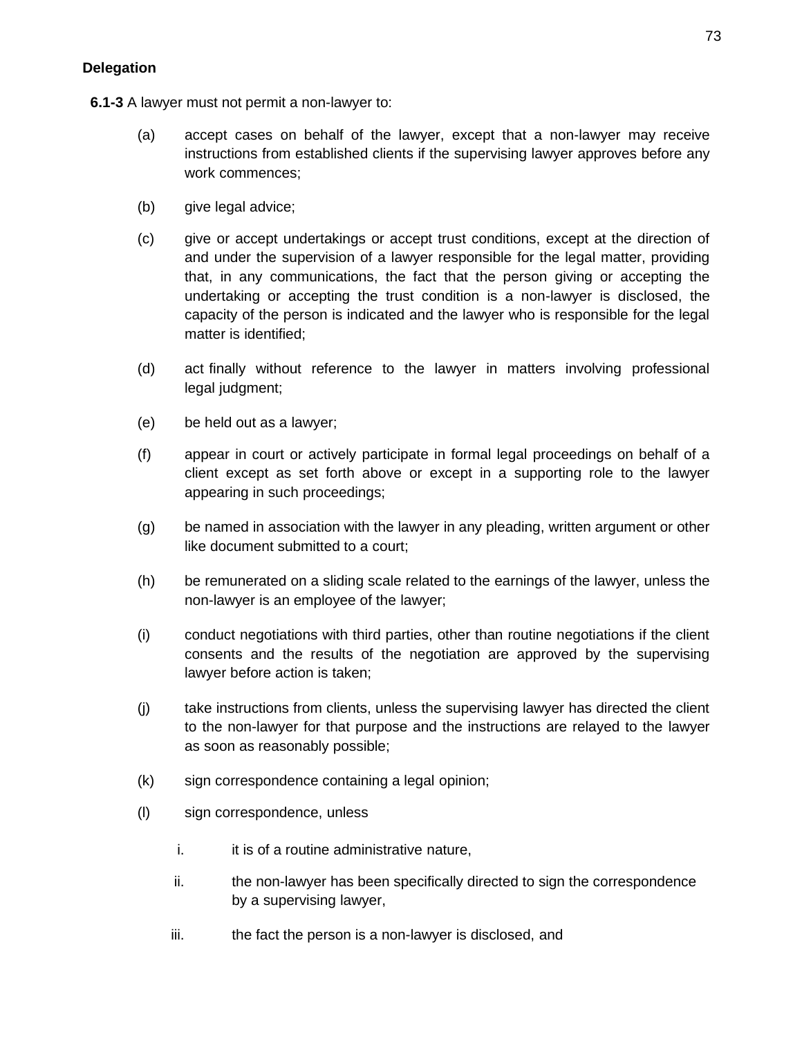**Delegation**

**6.1-3** A lawyer must not permit a non-lawyer to:

(a) accept cases on behalf of the lawyer, except that a non-lawyer may receive instructions from established clients if the supervising lawyer approves before any work commences;

(b) give legal advice;

(c) give or accept undertakings or accept trust conditions, except at the direction of and under the supervision of a lawyer responsible for the legal matter, providing that, in any communications, the fact that the person giving or accepting the undertaking or accepting the trust condition is a non-lawyer is disclosed, the capacity of the person is indicated and the lawyer who is responsible for the legal matter is identified;

(d) act finally without reference to the lawyer in matters involving professional legal judgment;

(e) be held out as a lawyer;

(f) appear in court or actively participate in formal legal proceedings on behalf of a client except as set forth above or except in a supporting role to the lawyer appearing in such proceedings;

(g) be named in association with the lawyer in any pleading, written argument or other like document submitted to a court;

(h) be remunerated on a sliding scale related to the earnings of the lawyer, unless the non-lawyer is an employee of the lawyer;

(i) conduct negotiations with third parties, other than routine negotiations if the client consents and the results of the negotiation are approved by the supervising lawyer before action is taken;

(j) take instructions from clients, unless the supervising lawyer has directed the client to the non-lawyer for that purpose and the instructions are relayed to the lawyer as soon as reasonably possible;

(k) sign correspondence containing a legal opinion;

(l) sign correspondence, unless

i. it is of a routine administrative nature,

ii. the non-lawyer has been specifically directed to sign the correspondence by a supervising lawyer,

iii. the fact the person is a non-lawyer is disclosed, and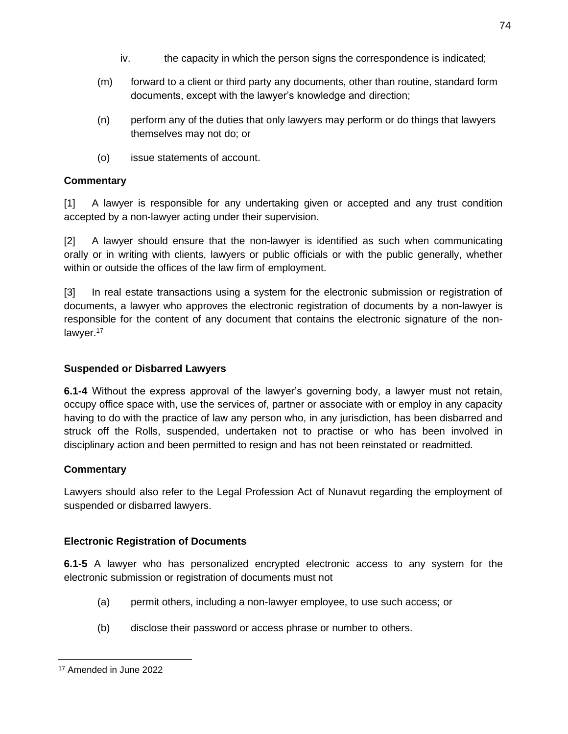iv. the capacity in which the person signs the correspondence is indicated;

(m) forward to a client or third party any documents, other than routine, standard form documents, except with the lawyer's knowledge and direction;

(n) perform any of the duties that only lawyers may perform or do things that lawyers themselves may not do; or

(o) issue statements of account.

**Commentary**

[1] A lawyer is responsible for any undertaking given or accepted and any trust condition accepted by a non-lawyer acting under their supervision.

[2] A lawyer should ensure that the non-lawyer is identified as such when communicating orally or in writing with clients, lawyers or public officials or with the public generally, whether within or outside the offices of the law firm of employment.

[3] In real estate transactions using a system for the electronic submission or registration of documents, a lawyer who approves the electronic registration of documents by a non-lawyer is responsible for the content of any document that contains the electronic signature of the non-lawyer.[17]

**Suspended or Disbarred Lawyers**

**6.1-4** Without the express approval of the lawyer's governing body, a lawyer must not retain, occupy office space with, use the services of, partner or associate with or employ in any capacity having to do with the practice of law any person who, in any jurisdiction, has been disbarred and struck off the Rolls, suspended, undertaken not to practise or who has been involved in disciplinary action and been permitted to resign and has not been reinstated or readmitted.

**Commentary**

Lawyers should also refer to the Legal Profession Act of Nunavut regarding the employment of suspended or disbarred lawyers.

**Electronic Registration of Documents**

**6.1-5** A lawyer who has personalized encrypted electronic access to any system for the electronic submission or registration of documents must not

(a) permit others, including a non-lawyer employee, to use such access; or

(b) disclose their password or access phrase or number to others.

---

[17] Amended in June 2022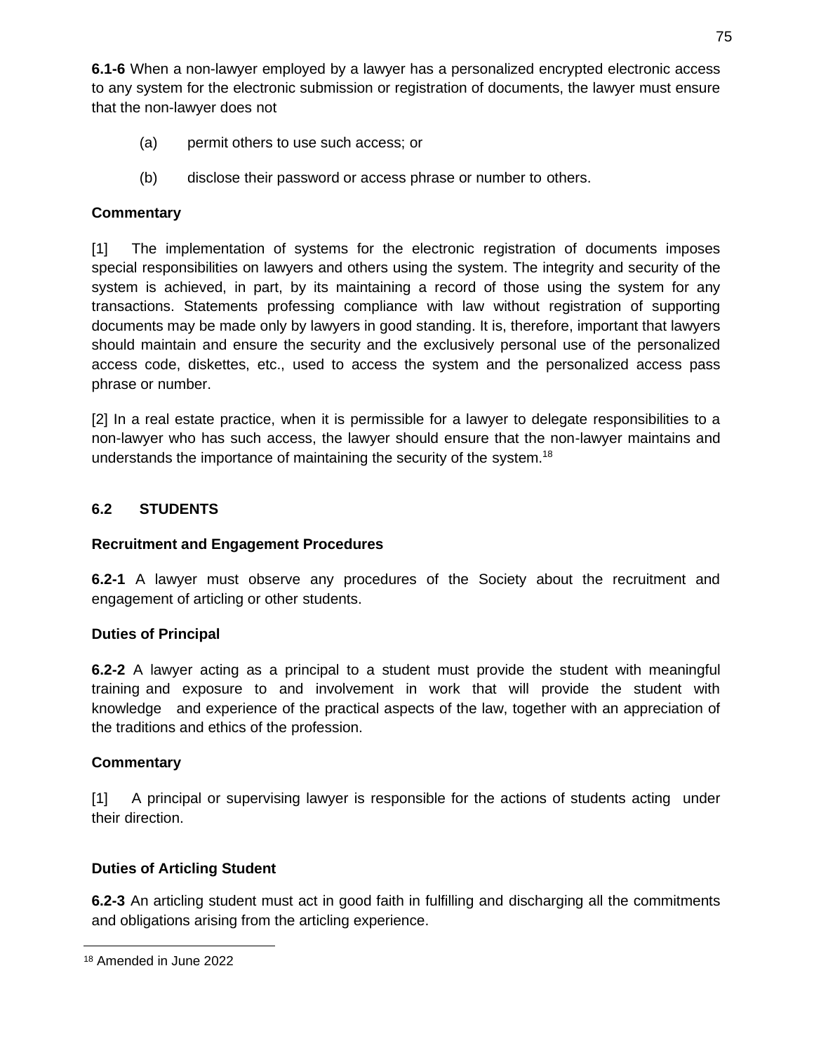**6.1-6** When a non-lawyer employed by a lawyer has a personalized encrypted electronic access to any system for the electronic submission or registration of documents, the lawyer must ensure that the non-lawyer does not

(a) permit others to use such access; or

(b) disclose their password or access phrase or number to others.

**Commentary**

[1] The implementation of systems for the electronic registration of documents imposes special responsibilities on lawyers and others using the system. The integrity and security of the system is achieved, in part, by its maintaining a record of those using the system for any transactions. Statements professing compliance with law without registration of supporting documents may be made only by lawyers in good standing. It is, therefore, important that lawyers should maintain and ensure the security and the exclusively personal use of the personalized access code, diskettes, etc., used to access the system and the personalized access pass phrase or number.

[2] In a real estate practice, when it is permissible for a lawyer to delegate responsibilities to a non-lawyer who has such access, the lawyer should ensure that the non-lawyer maintains and understands the importance of maintaining the security of the system.[18]

## 6.2 STUDENTS

**Recruitment and Engagement Procedures**

**6.2-1** A lawyer must observe any procedures of the Society about the recruitment and engagement of articling or other students.

**Duties of Principal**

**6.2-2** A lawyer acting as a principal to a student must provide the student with meaningful training and exposure to and involvement in work that will provide the student with knowledge and experience of the practical aspects of the law, together with an appreciation of the traditions and ethics of the profession.

**Commentary**

[1] A principal or supervising lawyer is responsible for the actions of students acting under their direction.

**Duties of Articling Student**

**6.2-3** An articling student must act in good faith in fulfilling and discharging all the commitments and obligations arising from the articling experience.

---

[18] Amended in June 2022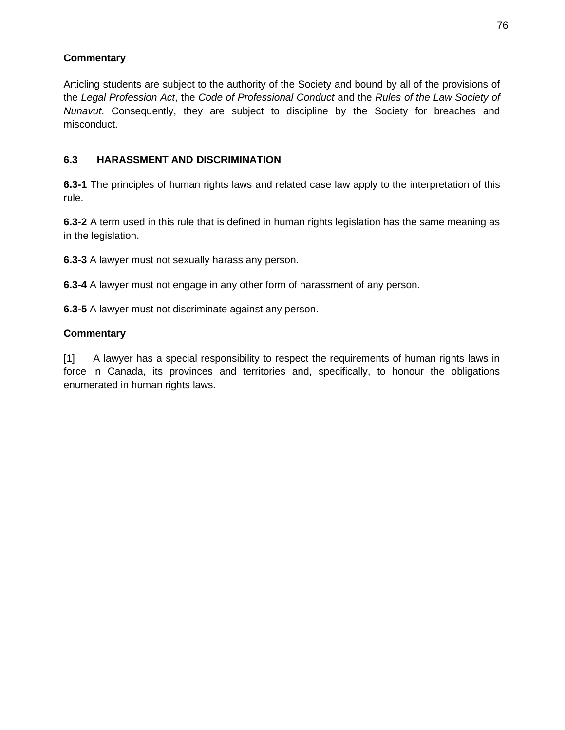**Commentary**

Articling students are subject to the authority of the Society and bound by all of the provisions of the *Legal Profession Act*, the *Code of Professional Conduct* and the *Rules of the Law Society of Nunavut*. Consequently, they are subject to discipline by the Society for breaches and misconduct.

## 6.3 HARASSMENT AND DISCRIMINATION

**6.3-1** The principles of human rights laws and related case law apply to the interpretation of this rule.

**6.3-2** A term used in this rule that is defined in human rights legislation has the same meaning as in the legislation.

**6.3-3** A lawyer must not sexually harass any person.

**6.3-4** A lawyer must not engage in any other form of harassment of any person.

**6.3-5** A lawyer must not discriminate against any person.

**Commentary**

[1] A lawyer has a special responsibility to respect the requirements of human rights laws in force in Canada, its provinces and territories and, specifically, to honour the obligations enumerated in human rights laws.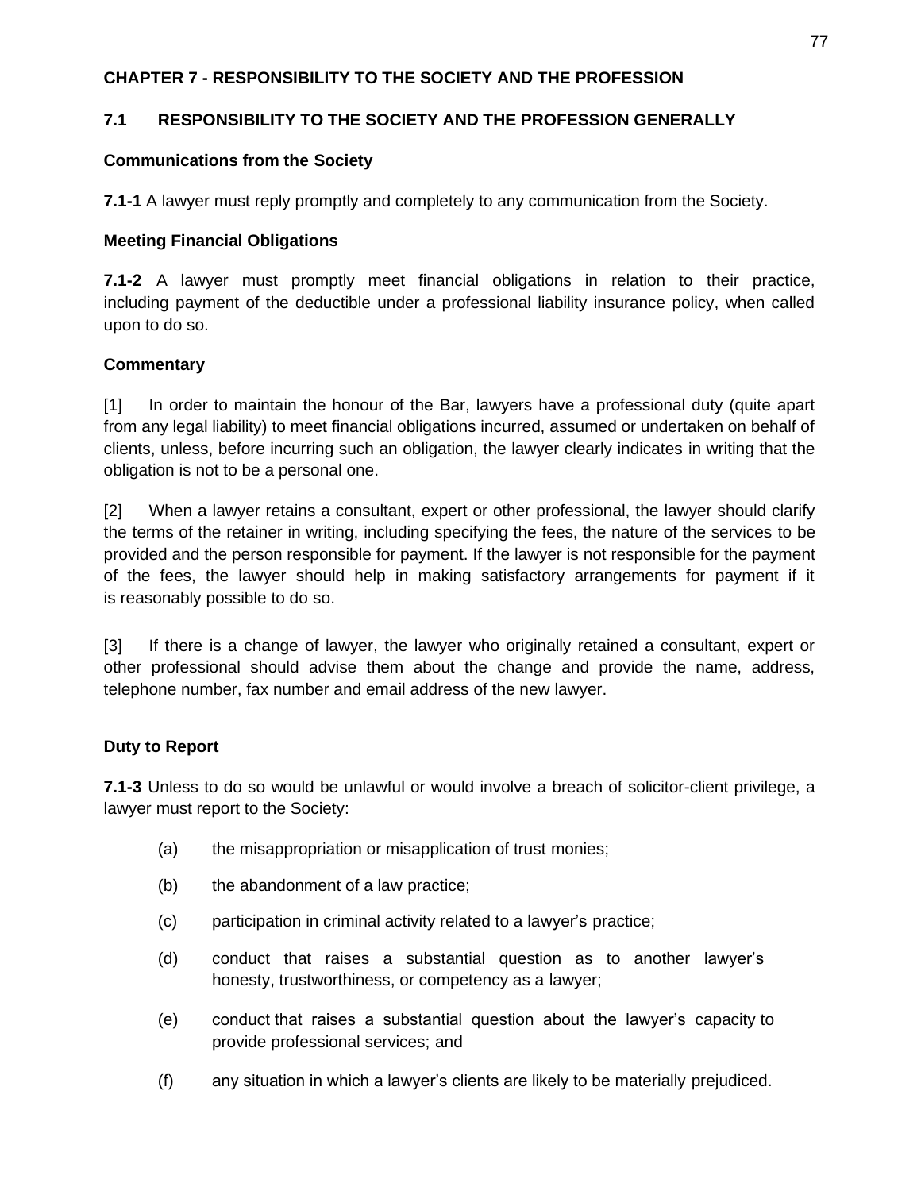## CHAPTER 7 - RESPONSIBILITY TO THE SOCIETY AND THE PROFESSION

### 7.1 RESPONSIBILITY TO THE SOCIETY AND THE PROFESSION GENERALLY

**Communications from the Society**

**7.1-1** A lawyer must reply promptly and completely to any communication from the Society.

**Meeting Financial Obligations**

**7.1-2** A lawyer must promptly meet financial obligations in relation to their practice, including payment of the deductible under a professional liability insurance policy, when called upon to do so.

**Commentary**

[1] In order to maintain the honour of the Bar, lawyers have a professional duty (quite apart from any legal liability) to meet financial obligations incurred, assumed or undertaken on behalf of clients, unless, before incurring such an obligation, the lawyer clearly indicates in writing that the obligation is not to be a personal one.

[2] When a lawyer retains a consultant, expert or other professional, the lawyer should clarify the terms of the retainer in writing, including specifying the fees, the nature of the services to be provided and the person responsible for payment. If the lawyer is not responsible for the payment of the fees, the lawyer should help in making satisfactory arrangements for payment if it is reasonably possible to do so.

[3] If there is a change of lawyer, the lawyer who originally retained a consultant, expert or other professional should advise them about the change and provide the name, address, telephone number, fax number and email address of the new lawyer.

**Duty to Report**

**7.1-3** Unless to do so would be unlawful or would involve a breach of solicitor-client privilege, a lawyer must report to the Society:

(a) the misappropriation or misapplication of trust monies;

(b) the abandonment of a law practice;

(c) participation in criminal activity related to a lawyer's practice;

(d) conduct that raises a substantial question as to another lawyer's honesty, trustworthiness, or competency as a lawyer;

(e) conduct that raises a substantial question about the lawyer's capacity to provide professional services; and

(f) any situation in which a lawyer's clients are likely to be materially prejudiced.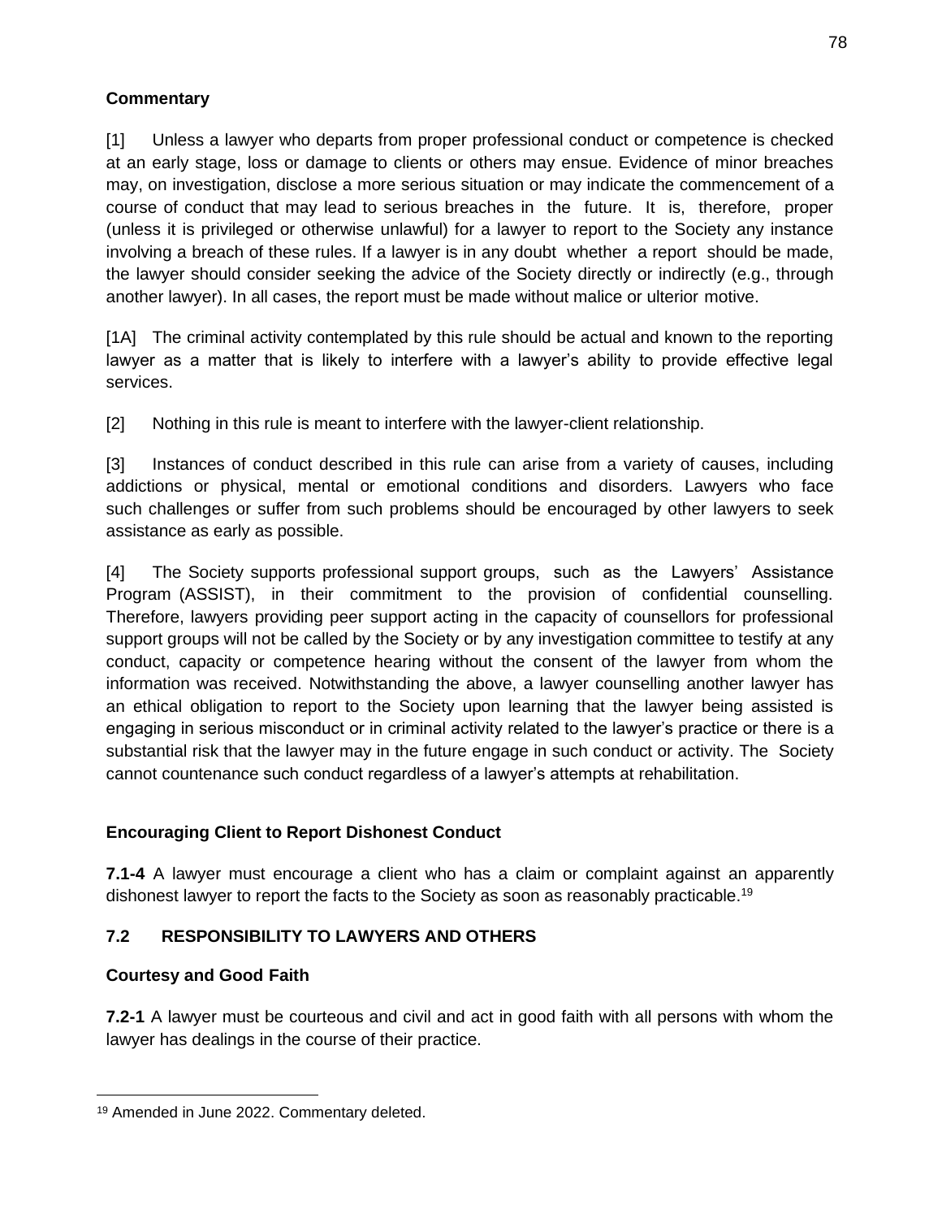**Commentary**

[1] Unless a lawyer who departs from proper professional conduct or competence is checked at an early stage, loss or damage to clients or others may ensue. Evidence of minor breaches may, on investigation, disclose a more serious situation or may indicate the commencement of a course of conduct that may lead to serious breaches in the future. It is, therefore, proper (unless it is privileged or otherwise unlawful) for a lawyer to report to the Society any instance involving a breach of these rules. If a lawyer is in any doubt whether a report should be made, the lawyer should consider seeking the advice of the Society directly or indirectly (e.g., through another lawyer). In all cases, the report must be made without malice or ulterior motive.

[1A] The criminal activity contemplated by this rule should be actual and known to the reporting lawyer as a matter that is likely to interfere with a lawyer's ability to provide effective legal services.

[2] Nothing in this rule is meant to interfere with the lawyer-client relationship.

[3] Instances of conduct described in this rule can arise from a variety of causes, including addictions or physical, mental or emotional conditions and disorders. Lawyers who face such challenges or suffer from such problems should be encouraged by other lawyers to seek assistance as early as possible.

[4] The Society supports professional support groups, such as the Lawyers' Assistance Program (ASSIST), in their commitment to the provision of confidential counselling. Therefore, lawyers providing peer support acting in the capacity of counsellors for professional support groups will not be called by the Society or by any investigation committee to testify at any conduct, capacity or competence hearing without the consent of the lawyer from whom the information was received. Notwithstanding the above, a lawyer counselling another lawyer has an ethical obligation to report to the Society upon learning that the lawyer being assisted is engaging in serious misconduct or in criminal activity related to the lawyer's practice or there is a substantial risk that the lawyer may in the future engage in such conduct or activity. The Society cannot countenance such conduct regardless of a lawyer's attempts at rehabilitation.

**Encouraging Client to Report Dishonest Conduct**

**7.1-4** A lawyer must encourage a client who has a claim or complaint against an apparently dishonest lawyer to report the facts to the Society as soon as reasonably practicable.[19]

## 7.2 RESPONSIBILITY TO LAWYERS AND OTHERS

**Courtesy and Good Faith**

**7.2-1** A lawyer must be courteous and civil and act in good faith with all persons with whom the lawyer has dealings in the course of their practice.

---

[19] Amended in June 2022. Commentary deleted.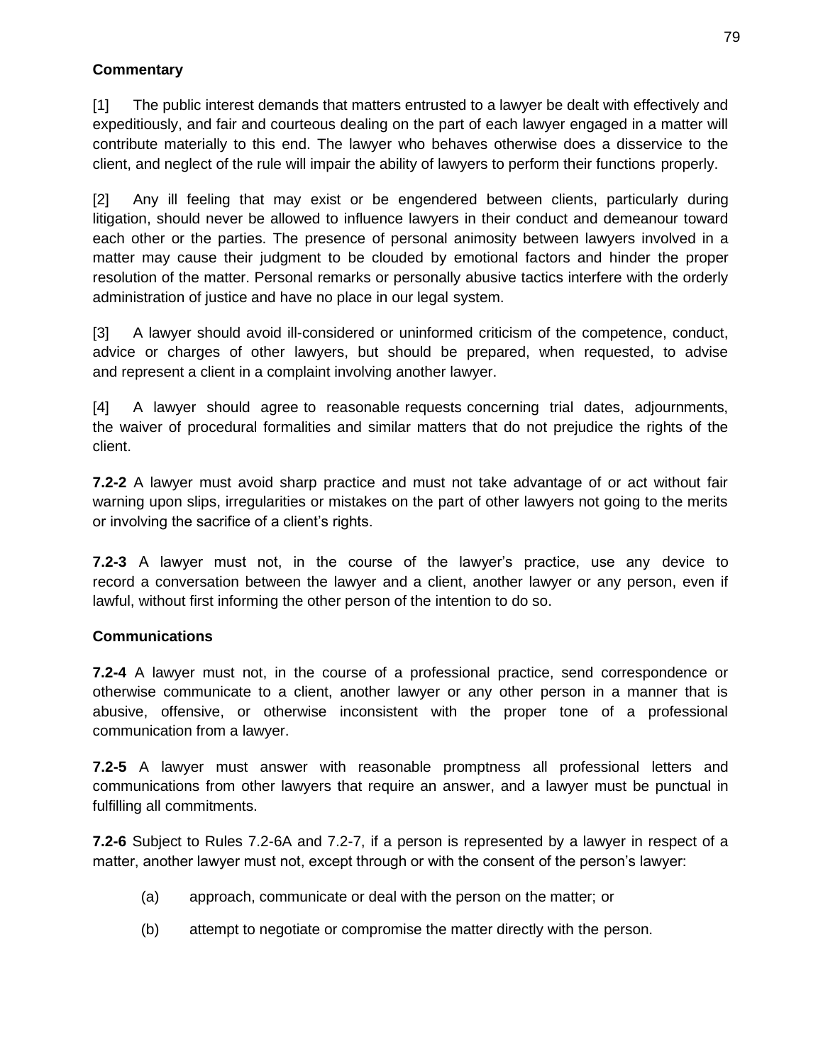**Commentary**

[1] The public interest demands that matters entrusted to a lawyer be dealt with effectively and expeditiously, and fair and courteous dealing on the part of each lawyer engaged in a matter will contribute materially to this end. The lawyer who behaves otherwise does a disservice to the client, and neglect of the rule will impair the ability of lawyers to perform their functions properly.

[2] Any ill feeling that may exist or be engendered between clients, particularly during litigation, should never be allowed to influence lawyers in their conduct and demeanour toward each other or the parties. The presence of personal animosity between lawyers involved in a matter may cause their judgment to be clouded by emotional factors and hinder the proper resolution of the matter. Personal remarks or personally abusive tactics interfere with the orderly administration of justice and have no place in our legal system.

[3] A lawyer should avoid ill-considered or uninformed criticism of the competence, conduct, advice or charges of other lawyers, but should be prepared, when requested, to advise and represent a client in a complaint involving another lawyer.

[4] A lawyer should agree to reasonable requests concerning trial dates, adjournments, the waiver of procedural formalities and similar matters that do not prejudice the rights of the client.

**7.2-2** A lawyer must avoid sharp practice and must not take advantage of or act without fair warning upon slips, irregularities or mistakes on the part of other lawyers not going to the merits or involving the sacrifice of a client's rights.

**7.2-3** A lawyer must not, in the course of the lawyer's practice, use any device to record a conversation between the lawyer and a client, another lawyer or any person, even if lawful, without first informing the other person of the intention to do so.

**Communications**

**7.2-4** A lawyer must not, in the course of a professional practice, send correspondence or otherwise communicate to a client, another lawyer or any other person in a manner that is abusive, offensive, or otherwise inconsistent with the proper tone of a professional communication from a lawyer.

**7.2-5** A lawyer must answer with reasonable promptness all professional letters and communications from other lawyers that require an answer, and a lawyer must be punctual in fulfilling all commitments.

**7.2-6** Subject to Rules 7.2-6A and 7.2-7, if a person is represented by a lawyer in respect of a matter, another lawyer must not, except through or with the consent of the person's lawyer:

(a) approach, communicate or deal with the person on the matter; or

(b) attempt to negotiate or compromise the matter directly with the person.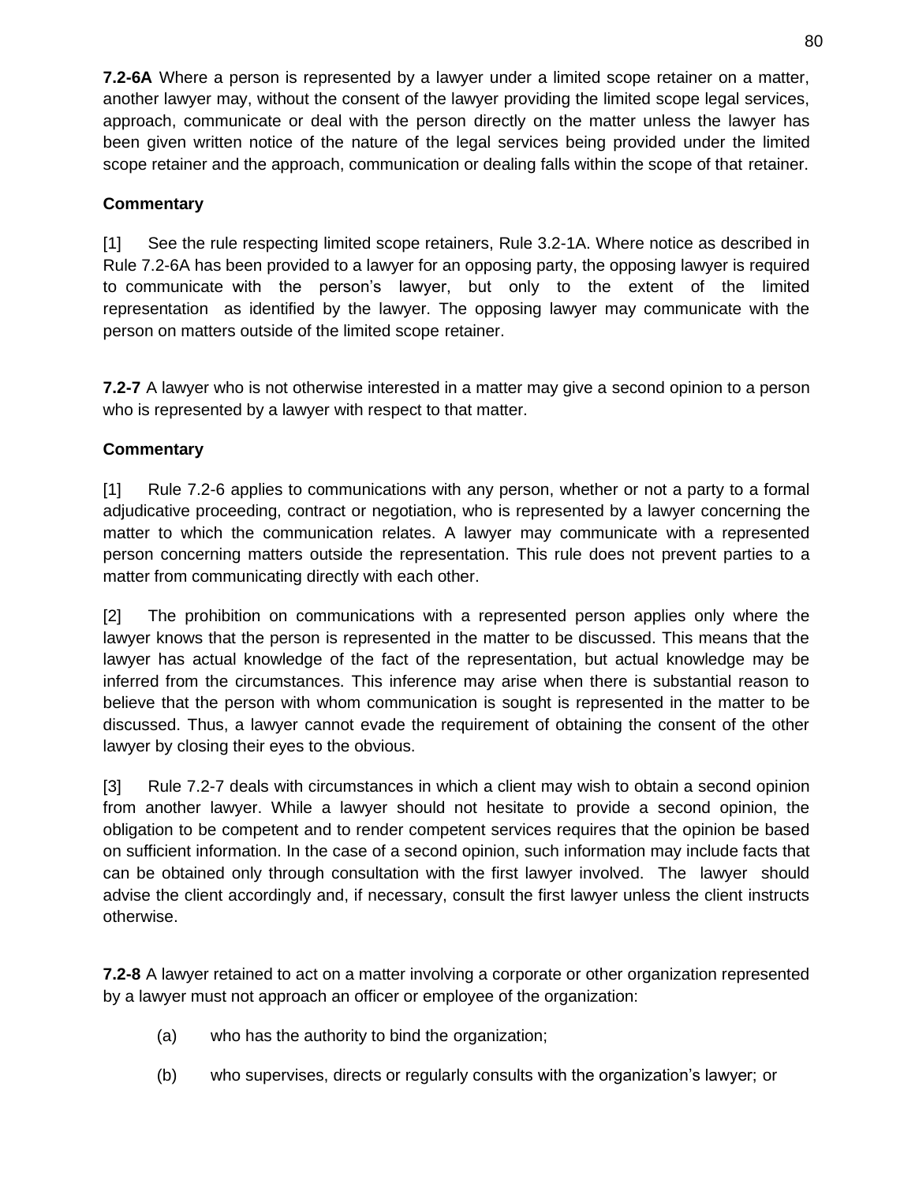**7.2-6A** Where a person is represented by a lawyer under a limited scope retainer on a matter, another lawyer may, without the consent of the lawyer providing the limited scope legal services, approach, communicate or deal with the person directly on the matter unless the lawyer has been given written notice of the nature of the legal services being provided under the limited scope retainer and the approach, communication or dealing falls within the scope of that retainer.

**Commentary**

[1] See the rule respecting limited scope retainers, Rule 3.2-1A. Where notice as described in Rule 7.2-6A has been provided to a lawyer for an opposing party, the opposing lawyer is required to communicate with the person's lawyer, but only to the extent of the limited representation as identified by the lawyer. The opposing lawyer may communicate with the person on matters outside of the limited scope retainer.

**7.2-7** A lawyer who is not otherwise interested in a matter may give a second opinion to a person who is represented by a lawyer with respect to that matter.

**Commentary**

[1] Rule 7.2-6 applies to communications with any person, whether or not a party to a formal adjudicative proceeding, contract or negotiation, who is represented by a lawyer concerning the matter to which the communication relates. A lawyer may communicate with a represented person concerning matters outside the representation. This rule does not prevent parties to a matter from communicating directly with each other.

[2] The prohibition on communications with a represented person applies only where the lawyer knows that the person is represented in the matter to be discussed. This means that the lawyer has actual knowledge of the fact of the representation, but actual knowledge may be inferred from the circumstances. This inference may arise when there is substantial reason to believe that the person with whom communication is sought is represented in the matter to be discussed. Thus, a lawyer cannot evade the requirement of obtaining the consent of the other lawyer by closing their eyes to the obvious.

[3] Rule 7.2-7 deals with circumstances in which a client may wish to obtain a second opinion from another lawyer. While a lawyer should not hesitate to provide a second opinion, the obligation to be competent and to render competent services requires that the opinion be based on sufficient information. In the case of a second opinion, such information may include facts that can be obtained only through consultation with the first lawyer involved. The lawyer should advise the client accordingly and, if necessary, consult the first lawyer unless the client instructs otherwise.

**7.2-8** A lawyer retained to act on a matter involving a corporate or other organization represented by a lawyer must not approach an officer or employee of the organization:

(a) who has the authority to bind the organization;

(b) who supervises, directs or regularly consults with the organization's lawyer; or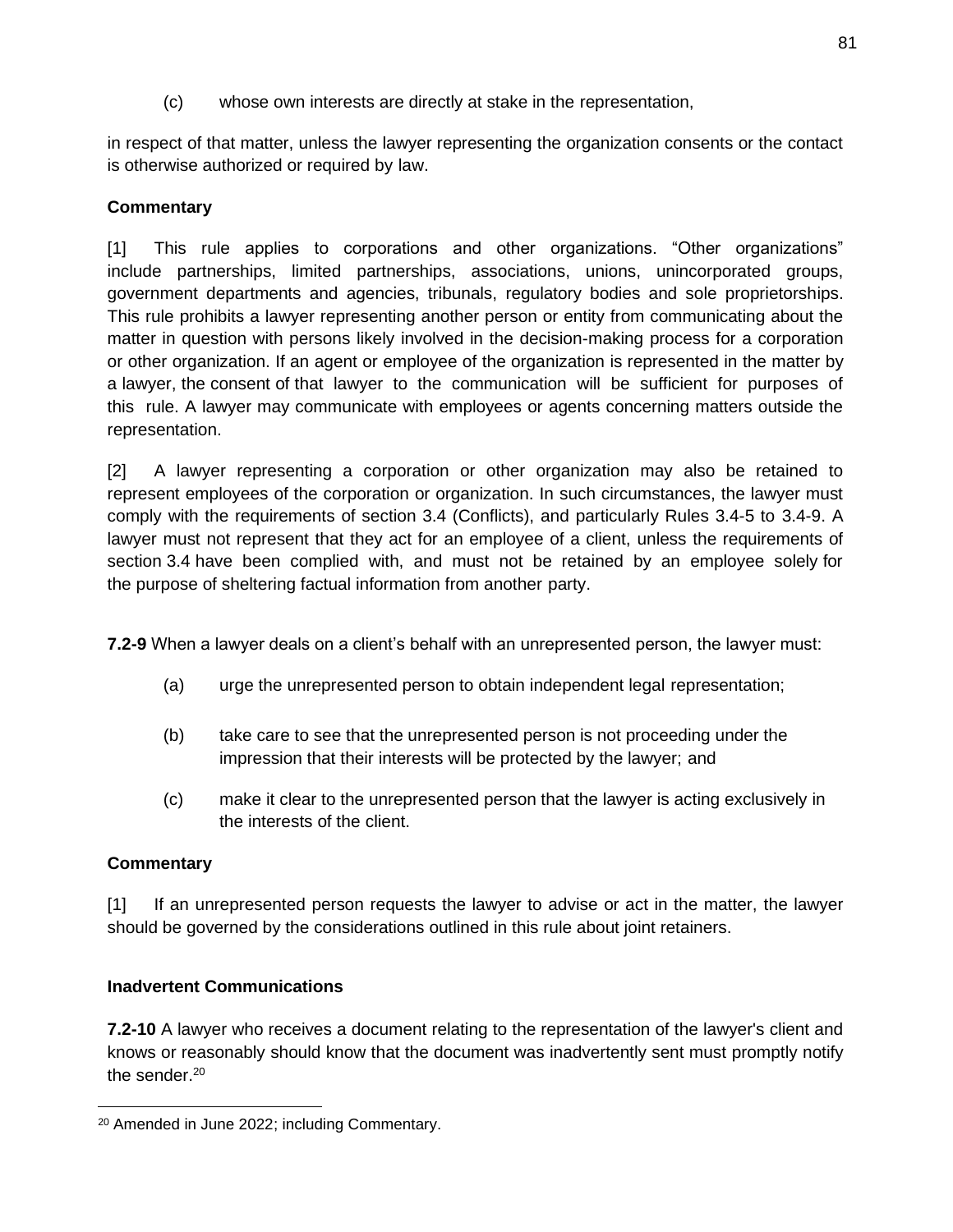(c) whose own interests are directly at stake in the representation,

in respect of that matter, unless the lawyer representing the organization consents or the contact is otherwise authorized or required by law.

**Commentary**

[1] This rule applies to corporations and other organizations. “Other organizations” include partnerships, limited partnerships, associations, unions, unincorporated groups, government departments and agencies, tribunals, regulatory bodies and sole proprietorships. This rule prohibits a lawyer representing another person or entity from communicating about the matter in question with persons likely involved in the decision-making process for a corporation or other organization. If an agent or employee of the organization is represented in the matter by a lawyer, the consent of that lawyer to the communication will be sufficient for purposes of this rule. A lawyer may communicate with employees or agents concerning matters outside the representation.

[2] A lawyer representing a corporation or other organization may also be retained to represent employees of the corporation or organization. In such circumstances, the lawyer must comply with the requirements of section 3.4 (Conflicts), and particularly Rules 3.4-5 to 3.4-9. A lawyer must not represent that they act for an employee of a client, unless the requirements of section 3.4 have been complied with, and must not be retained by an employee solely for the purpose of sheltering factual information from another party.

**7.2-9** When a lawyer deals on a client’s behalf with an unrepresented person, the lawyer must:

(a) urge the unrepresented person to obtain independent legal representation;

(b) take care to see that the unrepresented person is not proceeding under the impression that their interests will be protected by the lawyer; and

(c) make it clear to the unrepresented person that the lawyer is acting exclusively in the interests of the client.

**Commentary**

[1] If an unrepresented person requests the lawyer to advise or act in the matter, the lawyer should be governed by the considerations outlined in this rule about joint retainers.

**Inadvertent Communications**

**7.2-10** A lawyer who receives a document relating to the representation of the lawyer's client and knows or reasonably should know that the document was inadvertently sent must promptly notify the sender.[20]

---

[20] Amended in June 2022; including Commentary.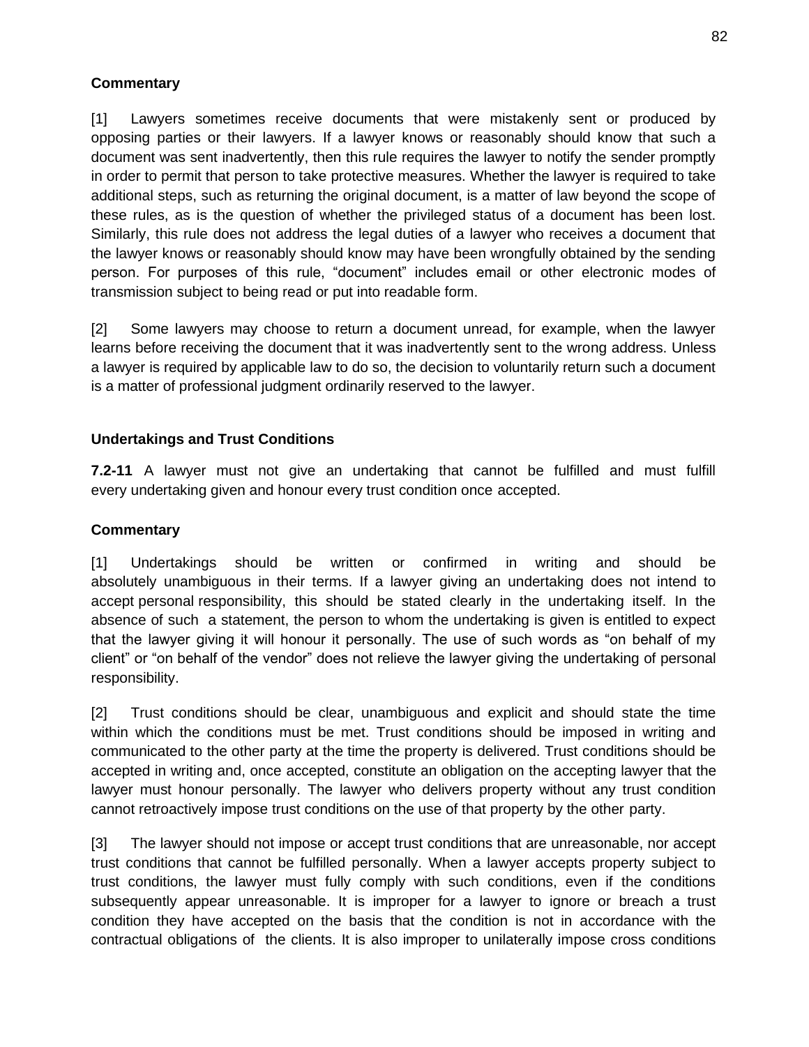**Commentary**

[1] Lawyers sometimes receive documents that were mistakenly sent or produced by opposing parties or their lawyers. If a lawyer knows or reasonably should know that such a document was sent inadvertently, then this rule requires the lawyer to notify the sender promptly in order to permit that person to take protective measures. Whether the lawyer is required to take additional steps, such as returning the original document, is a matter of law beyond the scope of these rules, as is the question of whether the privileged status of a document has been lost. Similarly, this rule does not address the legal duties of a lawyer who receives a document that the lawyer knows or reasonably should know may have been wrongfully obtained by the sending person. For purposes of this rule, "document" includes email or other electronic modes of transmission subject to being read or put into readable form.

[2] Some lawyers may choose to return a document unread, for example, when the lawyer learns before receiving the document that it was inadvertently sent to the wrong address. Unless a lawyer is required by applicable law to do so, the decision to voluntarily return such a document is a matter of professional judgment ordinarily reserved to the lawyer.

**Undertakings and Trust Conditions**

**7.2-11** A lawyer must not give an undertaking that cannot be fulfilled and must fulfill every undertaking given and honour every trust condition once accepted.

**Commentary**

[1] Undertakings should be written or confirmed in writing and should be absolutely unambiguous in their terms. If a lawyer giving an undertaking does not intend to accept personal responsibility, this should be stated clearly in the undertaking itself. In the absence of such a statement, the person to whom the undertaking is given is entitled to expect that the lawyer giving it will honour it personally. The use of such words as "on behalf of my client" or "on behalf of the vendor" does not relieve the lawyer giving the undertaking of personal responsibility.

[2] Trust conditions should be clear, unambiguous and explicit and should state the time within which the conditions must be met. Trust conditions should be imposed in writing and communicated to the other party at the time the property is delivered. Trust conditions should be accepted in writing and, once accepted, constitute an obligation on the accepting lawyer that the lawyer must honour personally. The lawyer who delivers property without any trust condition cannot retroactively impose trust conditions on the use of that property by the other party.

[3] The lawyer should not impose or accept trust conditions that are unreasonable, nor accept trust conditions that cannot be fulfilled personally. When a lawyer accepts property subject to trust conditions, the lawyer must fully comply with such conditions, even if the conditions subsequently appear unreasonable. It is improper for a lawyer to ignore or breach a trust condition they have accepted on the basis that the condition is not in accordance with the contractual obligations of the clients. It is also improper to unilaterally impose cross conditions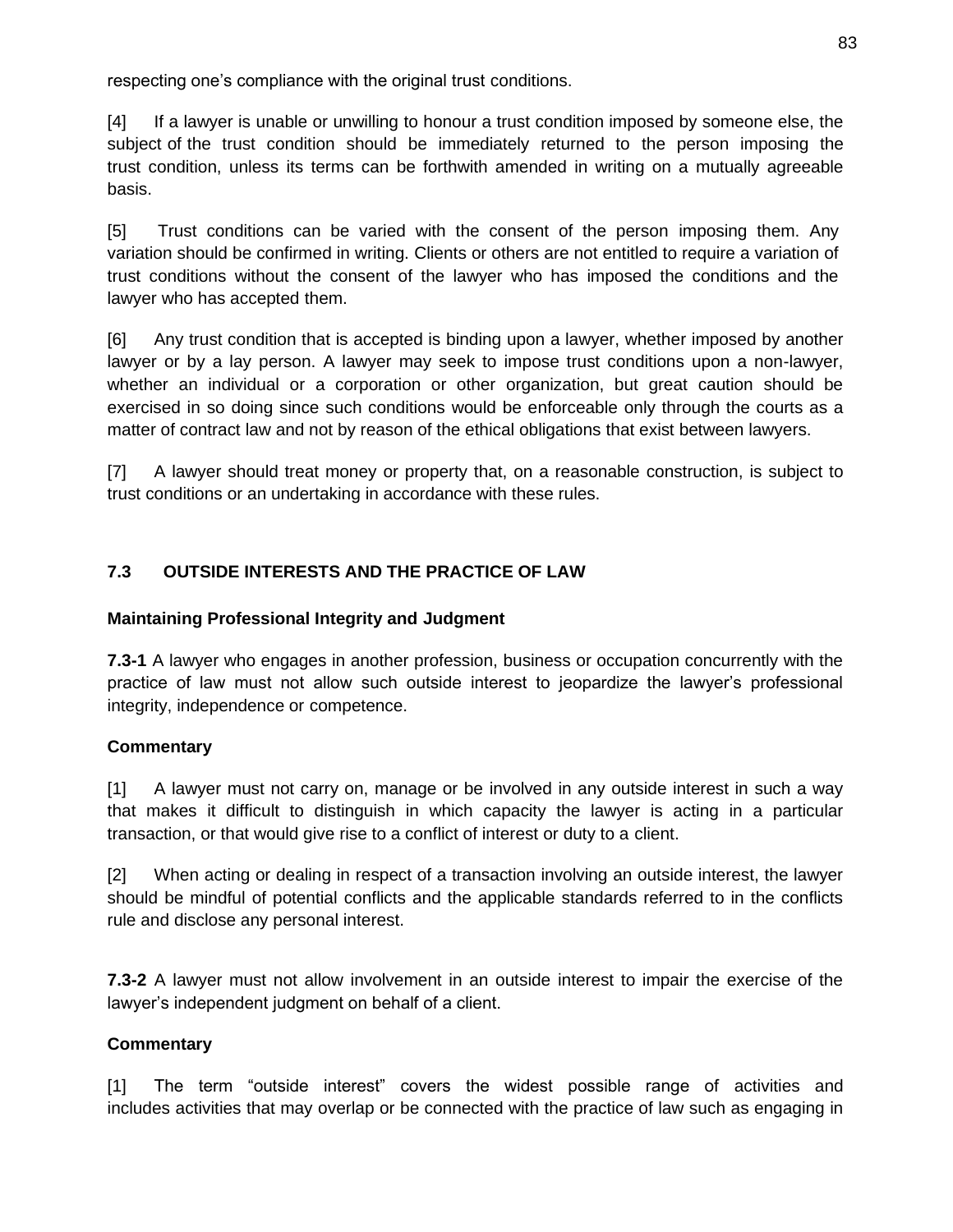respecting one's compliance with the original trust conditions.

[4] If a lawyer is unable or unwilling to honour a trust condition imposed by someone else, the subject of the trust condition should be immediately returned to the person imposing the trust condition, unless its terms can be forthwith amended in writing on a mutually agreeable basis.

[5] Trust conditions can be varied with the consent of the person imposing them. Any variation should be confirmed in writing. Clients or others are not entitled to require a variation of trust conditions without the consent of the lawyer who has imposed the conditions and the lawyer who has accepted them.

[6] Any trust condition that is accepted is binding upon a lawyer, whether imposed by another lawyer or by a lay person. A lawyer may seek to impose trust conditions upon a non-lawyer, whether an individual or a corporation or other organization, but great caution should be exercised in so doing since such conditions would be enforceable only through the courts as a matter of contract law and not by reason of the ethical obligations that exist between lawyers.

[7] A lawyer should treat money or property that, on a reasonable construction, is subject to trust conditions or an undertaking in accordance with these rules.

## 7.3 OUTSIDE INTERESTS AND THE PRACTICE OF LAW

### Maintaining Professional Integrity and Judgment

**7.3-1** A lawyer who engages in another profession, business or occupation concurrently with the practice of law must not allow such outside interest to jeopardize the lawyer's professional integrity, independence or competence.

**Commentary**

[1] A lawyer must not carry on, manage or be involved in any outside interest in such a way that makes it difficult to distinguish in which capacity the lawyer is acting in a particular transaction, or that would give rise to a conflict of interest or duty to a client.

[2] When acting or dealing in respect of a transaction involving an outside interest, the lawyer should be mindful of potential conflicts and the applicable standards referred to in the conflicts rule and disclose any personal interest.

**7.3-2** A lawyer must not allow involvement in an outside interest to impair the exercise of the lawyer's independent judgment on behalf of a client.

**Commentary**

[1] The term "outside interest" covers the widest possible range of activities and includes activities that may overlap or be connected with the practice of law such as engaging in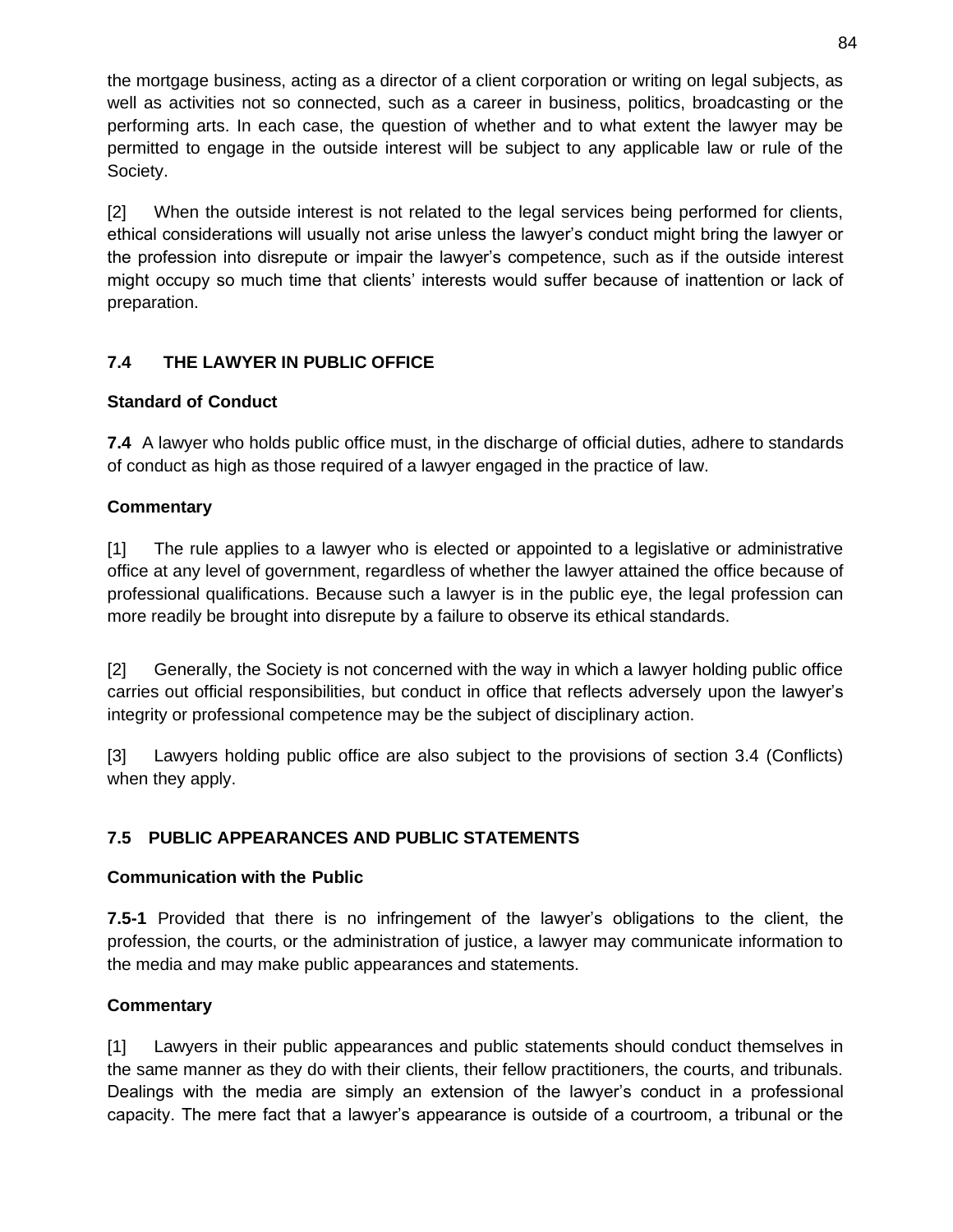the mortgage business, acting as a director of a client corporation or writing on legal subjects, as well as activities not so connected, such as a career in business, politics, broadcasting or the performing arts. In each case, the question of whether and to what extent the lawyer may be permitted to engage in the outside interest will be subject to any applicable law or rule of the Society.

[2] When the outside interest is not related to the legal services being performed for clients, ethical considerations will usually not arise unless the lawyer's conduct might bring the lawyer or the profession into disrepute or impair the lawyer's competence, such as if the outside interest might occupy so much time that clients' interests would suffer because of inattention or lack of preparation.

## 7.4 THE LAWYER IN PUBLIC OFFICE

### Standard of Conduct

**7.4** A lawyer who holds public office must, in the discharge of official duties, adhere to standards of conduct as high as those required of a lawyer engaged in the practice of law.

### Commentary

[1] The rule applies to a lawyer who is elected or appointed to a legislative or administrative office at any level of government, regardless of whether the lawyer attained the office because of professional qualifications. Because such a lawyer is in the public eye, the legal profession can more readily be brought into disrepute by a failure to observe its ethical standards.

[2] Generally, the Society is not concerned with the way in which a lawyer holding public office carries out official responsibilities, but conduct in office that reflects adversely upon the lawyer's integrity or professional competence may be the subject of disciplinary action.

[3] Lawyers holding public office are also subject to the provisions of section 3.4 (Conflicts) when they apply.

## 7.5 PUBLIC APPEARANCES AND PUBLIC STATEMENTS

### Communication with the Public

**7.5-1** Provided that there is no infringement of the lawyer's obligations to the client, the profession, the courts, or the administration of justice, a lawyer may communicate information to the media and may make public appearances and statements.

### Commentary

[1] Lawyers in their public appearances and public statements should conduct themselves in the same manner as they do with their clients, their fellow practitioners, the courts, and tribunals. Dealings with the media are simply an extension of the lawyer's conduct in a professional capacity. The mere fact that a lawyer's appearance is outside of a courtroom, a tribunal or the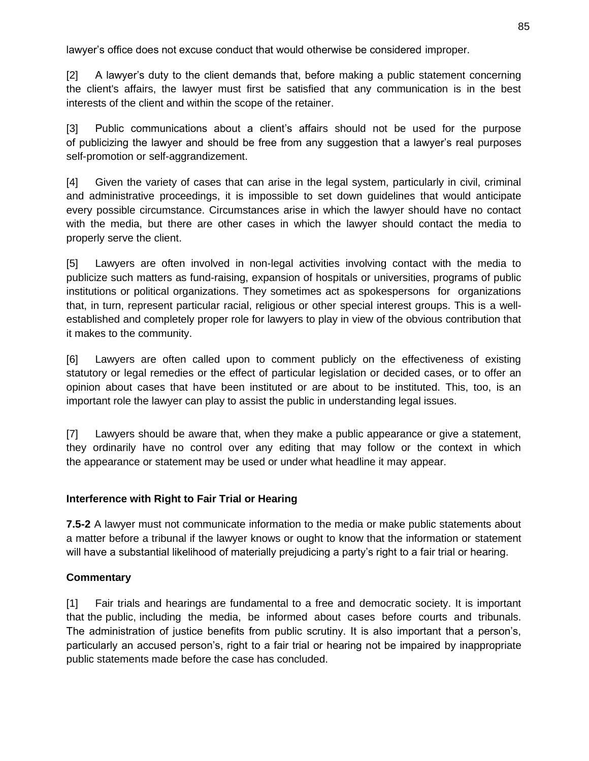lawyer's office does not excuse conduct that would otherwise be considered improper.

[2] A lawyer's duty to the client demands that, before making a public statement concerning the client's affairs, the lawyer must first be satisfied that any communication is in the best interests of the client and within the scope of the retainer.

[3] Public communications about a client's affairs should not be used for the purpose of publicizing the lawyer and should be free from any suggestion that a lawyer's real purposes self-promotion or self-aggrandizement.

[4] Given the variety of cases that can arise in the legal system, particularly in civil, criminal and administrative proceedings, it is impossible to set down guidelines that would anticipate every possible circumstance. Circumstances arise in which the lawyer should have no contact with the media, but there are other cases in which the lawyer should contact the media to properly serve the client.

[5] Lawyers are often involved in non-legal activities involving contact with the media to publicize such matters as fund-raising, expansion of hospitals or universities, programs of public institutions or political organizations. They sometimes act as spokespersons for organizations that, in turn, represent particular racial, religious or other special interest groups. This is a well-established and completely proper role for lawyers to play in view of the obvious contribution that it makes to the community.

[6] Lawyers are often called upon to comment publicly on the effectiveness of existing statutory or legal remedies or the effect of particular legislation or decided cases, or to offer an opinion about cases that have been instituted or are about to be instituted. This, too, is an important role the lawyer can play to assist the public in understanding legal issues.

[7] Lawyers should be aware that, when they make a public appearance or give a statement, they ordinarily have no control over any editing that may follow or the context in which the appearance or statement may be used or under what headline it may appear.

**Interference with Right to Fair Trial or Hearing**

**7.5-2** A lawyer must not communicate information to the media or make public statements about a matter before a tribunal if the lawyer knows or ought to know that the information or statement will have a substantial likelihood of materially prejudicing a party's right to a fair trial or hearing.

**Commentary**

[1] Fair trials and hearings are fundamental to a free and democratic society. It is important that the public, including the media, be informed about cases before courts and tribunals. The administration of justice benefits from public scrutiny. It is also important that a person's, particularly an accused person's, right to a fair trial or hearing not be impaired by inappropriate public statements made before the case has concluded.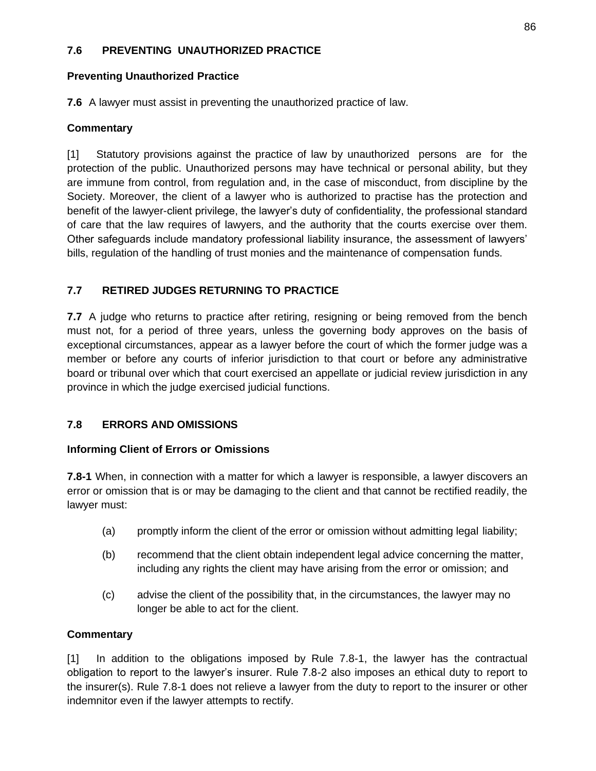## 7.6 PREVENTING UNAUTHORIZED PRACTICE

### Preventing Unauthorized Practice

**7.6** A lawyer must assist in preventing the unauthorized practice of law.

#### Commentary

[1] Statutory provisions against the practice of law by unauthorized persons are for the protection of the public. Unauthorized persons may have technical or personal ability, but they are immune from control, from regulation and, in the case of misconduct, from discipline by the Society. Moreover, the client of a lawyer who is authorized to practise has the protection and benefit of the lawyer-client privilege, the lawyer's duty of confidentiality, the professional standard of care that the law requires of lawyers, and the authority that the courts exercise over them. Other safeguards include mandatory professional liability insurance, the assessment of lawyers' bills, regulation of the handling of trust monies and the maintenance of compensation funds.

## 7.7 RETIRED JUDGES RETURNING TO PRACTICE

**7.7** A judge who returns to practice after retiring, resigning or being removed from the bench must not, for a period of three years, unless the governing body approves on the basis of exceptional circumstances, appear as a lawyer before the court of which the former judge was a member or before any courts of inferior jurisdiction to that court or before any administrative board or tribunal over which that court exercised an appellate or judicial review jurisdiction in any province in which the judge exercised judicial functions.

## 7.8 ERRORS AND OMISSIONS

### Informing Client of Errors or Omissions

**7.8-1** When, in connection with a matter for which a lawyer is responsible, a lawyer discovers an error or omission that is or may be damaging to the client and that cannot be rectified readily, the lawyer must:

(a) promptly inform the client of the error or omission without admitting legal liability;

(b) recommend that the client obtain independent legal advice concerning the matter, including any rights the client may have arising from the error or omission; and

(c) advise the client of the possibility that, in the circumstances, the lawyer may no longer be able to act for the client.

#### Commentary

[1] In addition to the obligations imposed by Rule 7.8-1, the lawyer has the contractual obligation to report to the lawyer's insurer. Rule 7.8-2 also imposes an ethical duty to report to the insurer(s). Rule 7.8-1 does not relieve a lawyer from the duty to report to the insurer or other indemnitor even if the lawyer attempts to rectify.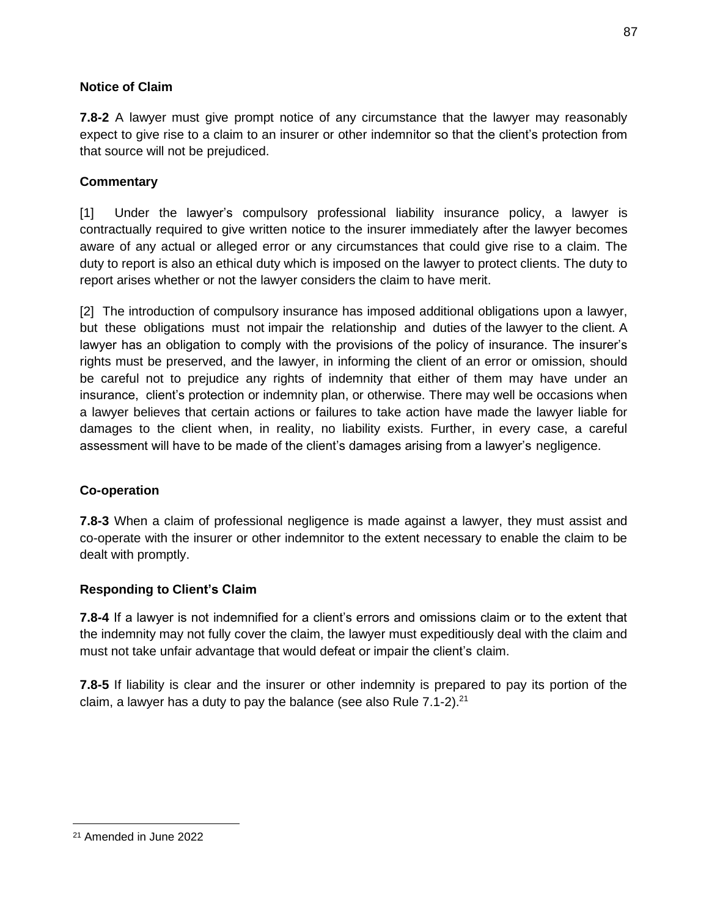### Notice of Claim

**7.8-2** A lawyer must give prompt notice of any circumstance that the lawyer may reasonably expect to give rise to a claim to an insurer or other indemnitor so that the client's protection from that source will not be prejudiced.

### Commentary

[1] Under the lawyer's compulsory professional liability insurance policy, a lawyer is contractually required to give written notice to the insurer immediately after the lawyer becomes aware of any actual or alleged error or any circumstances that could give rise to a claim. The duty to report is also an ethical duty which is imposed on the lawyer to protect clients. The duty to report arises whether or not the lawyer considers the claim to have merit.

[2] The introduction of compulsory insurance has imposed additional obligations upon a lawyer, but these obligations must not impair the relationship and duties of the lawyer to the client. A lawyer has an obligation to comply with the provisions of the policy of insurance. The insurer's rights must be preserved, and the lawyer, in informing the client of an error or omission, should be careful not to prejudice any rights of indemnity that either of them may have under an insurance, client's protection or indemnity plan, or otherwise. There may well be occasions when a lawyer believes that certain actions or failures to take action have made the lawyer liable for damages to the client when, in reality, no liability exists. Further, in every case, a careful assessment will have to be made of the client's damages arising from a lawyer's negligence.

### Co-operation

**7.8-3** When a claim of professional negligence is made against a lawyer, they must assist and co-operate with the insurer or other indemnitor to the extent necessary to enable the claim to be dealt with promptly.

### Responding to Client's Claim

**7.8-4** If a lawyer is not indemnified for a client's errors and omissions claim or to the extent that the indemnity may not fully cover the claim, the lawyer must expeditiously deal with the claim and must not take unfair advantage that would defeat or impair the client's claim.

**7.8-5** If liability is clear and the insurer or other indemnity is prepared to pay its portion of the claim, a lawyer has a duty to pay the balance (see also Rule 7.1-2).[21]

[21] Amended in June 2022